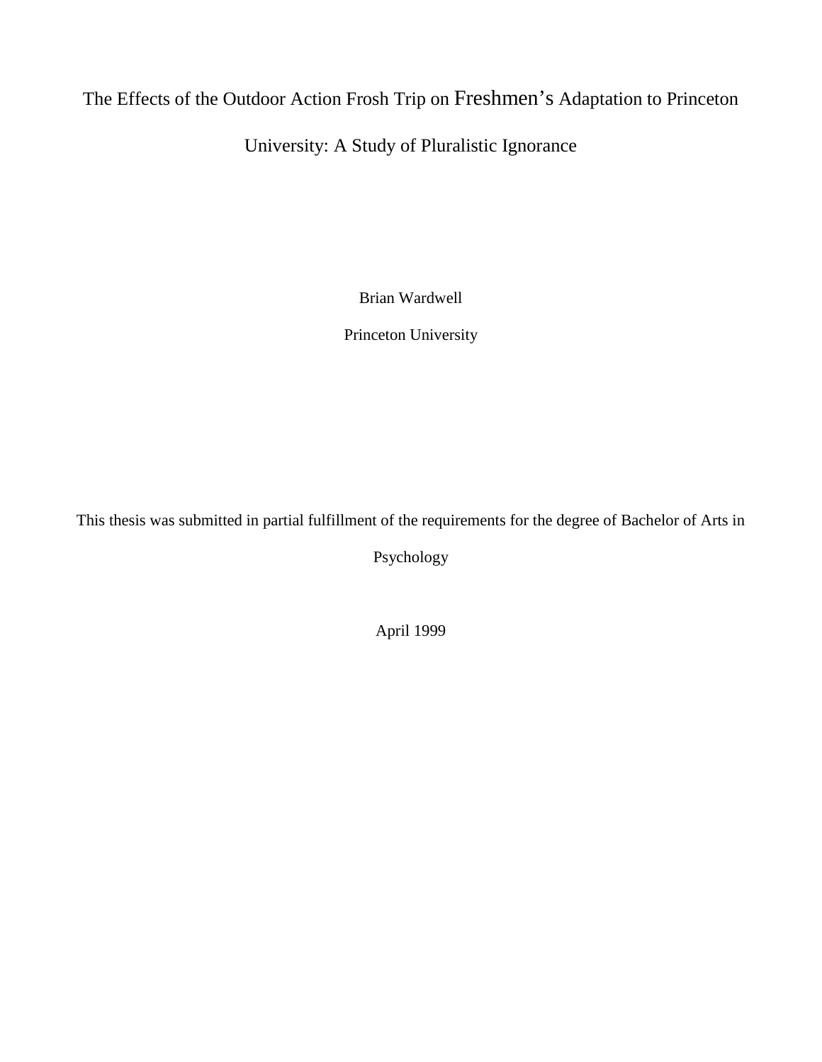# The Effects of the Outdoor Action Frosh Trip on Freshmen's Adaptation to Princeton University: A Study of Pluralistic Ignorance

Brian Wardwell

Princeton University

This thesis was submitted in partial fulfillment of the requirements for the degree of Bachelor of Arts in Psychology

April 1999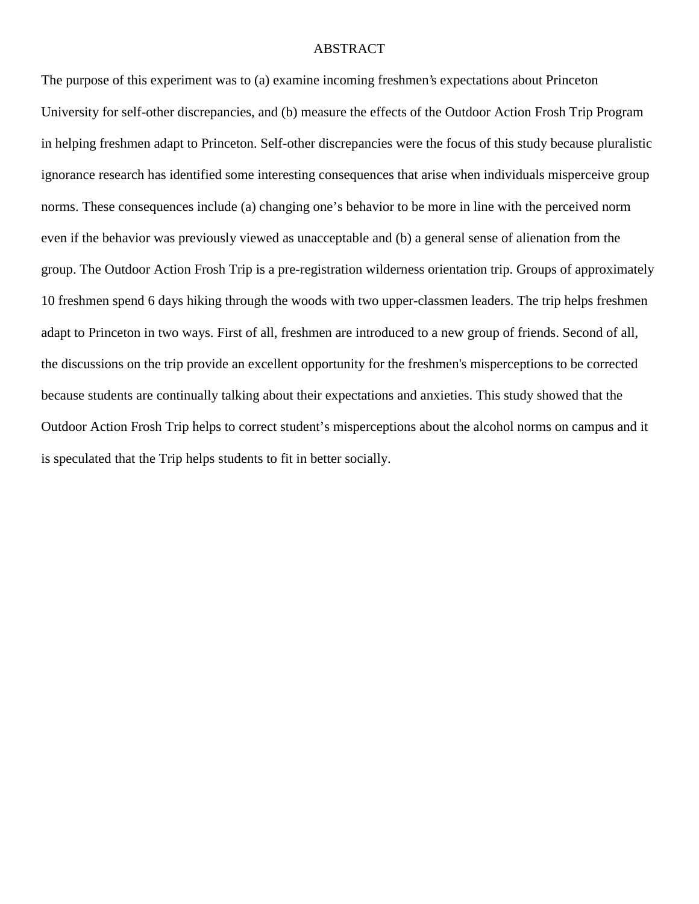# ABSTRACT

The purpose of this experiment was to (a) examine incoming freshmen's expectations about Princeton University for self-other discrepancies, and (b) measure the effects of the Outdoor Action Frosh Trip Program in helping freshmen adapt to Princeton. Self-other discrepancies were the focus of this study because pluralistic ignorance research has identified some interesting consequences that arise when individuals misperceive group norms. These consequences include (a) changing one's behavior to be more in line with the perceived norm even if the behavior was previously viewed as unacceptable and (b) a general sense of alienation from the group. The Outdoor Action Frosh Trip is a pre-registration wilderness orientation trip. Groups of approximately 10 freshmen spend 6 days hiking through the woods with two upper-classmen leaders. The trip helps freshmen adapt to Princeton in two ways. First of all, freshmen are introduced to a new group of friends. Second of all, the discussions on the trip provide an excellent opportunity for the freshmen's misperceptions to be corrected because students are continually talking about their expectations and anxieties. This study showed that the Outdoor Action Frosh Trip helps to correct student's misperceptions about the alcohol norms on campus and it is speculated that the Trip helps students to fit in better socially.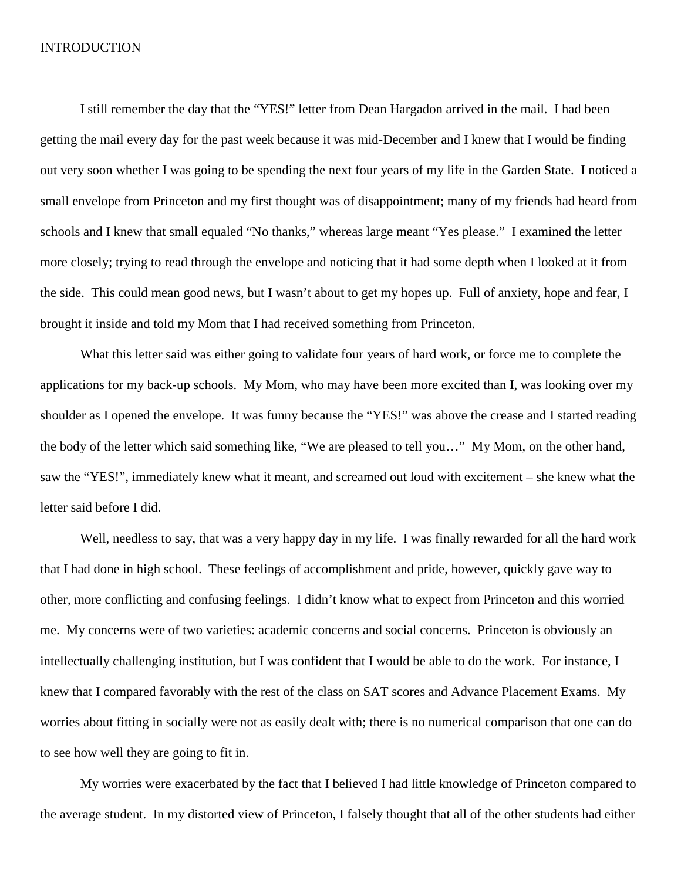# INTRODUCTION

I still remember the day that the "YES!" letter from Dean Hargadon arrived in the mail. I had been getting the mail every day for the past week because it was mid-December and I knew that I would be finding out very soon whether I was going to be spending the next four years of my life in the Garden State. I noticed a small envelope from Princeton and my first thought was of disappointment; many of my friends had heard from schools and I knew that small equaled "No thanks," whereas large meant "Yes please." I examined the letter more closely; trying to read through the envelope and noticing that it had some depth when I looked at it from the side. This could mean good news, but I wasn't about to get my hopes up. Full of anxiety, hope and fear, I brought it inside and told my Mom that I had received something from Princeton.

What this letter said was either going to validate four years of hard work, or force me to complete the applications for my back-up schools. My Mom, who may have been more excited than I, was looking over my shoulder as I opened the envelope. It was funny because the "YES!" was above the crease and I started reading the body of the letter which said something like, "We are pleased to tell you…" My Mom, on the other hand, saw the "YES!", immediately knew what it meant, and screamed out loud with excitement – she knew what the letter said before I did.

Well, needless to say, that was a very happy day in my life. I was finally rewarded for all the hard work that I had done in high school. These feelings of accomplishment and pride, however, quickly gave way to other, more conflicting and confusing feelings. I didn't know what to expect from Princeton and this worried me. My concerns were of two varieties: academic concerns and social concerns. Princeton is obviously an intellectually challenging institution, but I was confident that I would be able to do the work. For instance, I knew that I compared favorably with the rest of the class on SAT scores and Advance Placement Exams. My worries about fitting in socially were not as easily dealt with; there is no numerical comparison that one can do to see how well they are going to fit in.

My worries were exacerbated by the fact that I believed I had little knowledge of Princeton compared to the average student. In my distorted view of Princeton, I falsely thought that all of the other students had either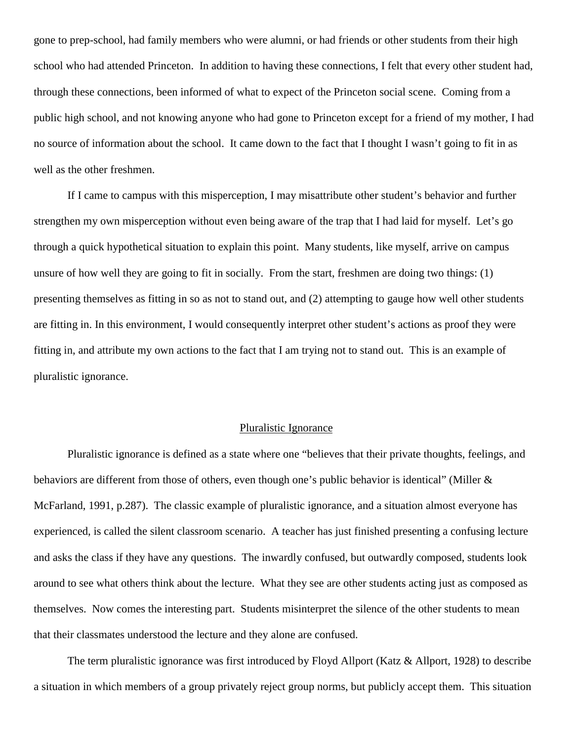gone to prep-school, had family members who were alumni, or had friends or other students from their high school who had attended Princeton. In addition to having these connections, I felt that every other student had, through these connections, been informed of what to expect of the Princeton social scene. Coming from a public high school, and not knowing anyone who had gone to Princeton except for a friend of my mother, I had no source of information about the school. It came down to the fact that I thought I wasn't going to fit in as well as the other freshmen.

If I came to campus with this misperception, I may misattribute other student's behavior and further strengthen my own misperception without even being aware of the trap that I had laid for myself. Let's go through a quick hypothetical situation to explain this point. Many students, like myself, arrive on campus unsure of how well they are going to fit in socially. From the start, freshmen are doing two things: (1) presenting themselves as fitting in so as not to stand out, and (2) attempting to gauge how well other students are fitting in. In this environment, I would consequently interpret other student's actions as proof they were fitting in, and attribute my own actions to the fact that I am trying not to stand out. This is an example of pluralistic ignorance.

## Pluralistic Ignorance

Pluralistic ignorance is defined as a state where one "believes that their private thoughts, feelings, and behaviors are different from those of others, even though one's public behavior is identical" (Miller & McFarland, 1991, p.287). The classic example of pluralistic ignorance, and a situation almost everyone has experienced, is called the silent classroom scenario. A teacher has just finished presenting a confusing lecture and asks the class if they have any questions. The inwardly confused, but outwardly composed, students look around to see what others think about the lecture. What they see are other students acting just as composed as themselves. Now comes the interesting part. Students misinterpret the silence of the other students to mean that their classmates understood the lecture and they alone are confused.

The term pluralistic ignorance was first introduced by Floyd Allport (Katz & Allport, 1928) to describe a situation in which members of a group privately reject group norms, but publicly accept them. This situation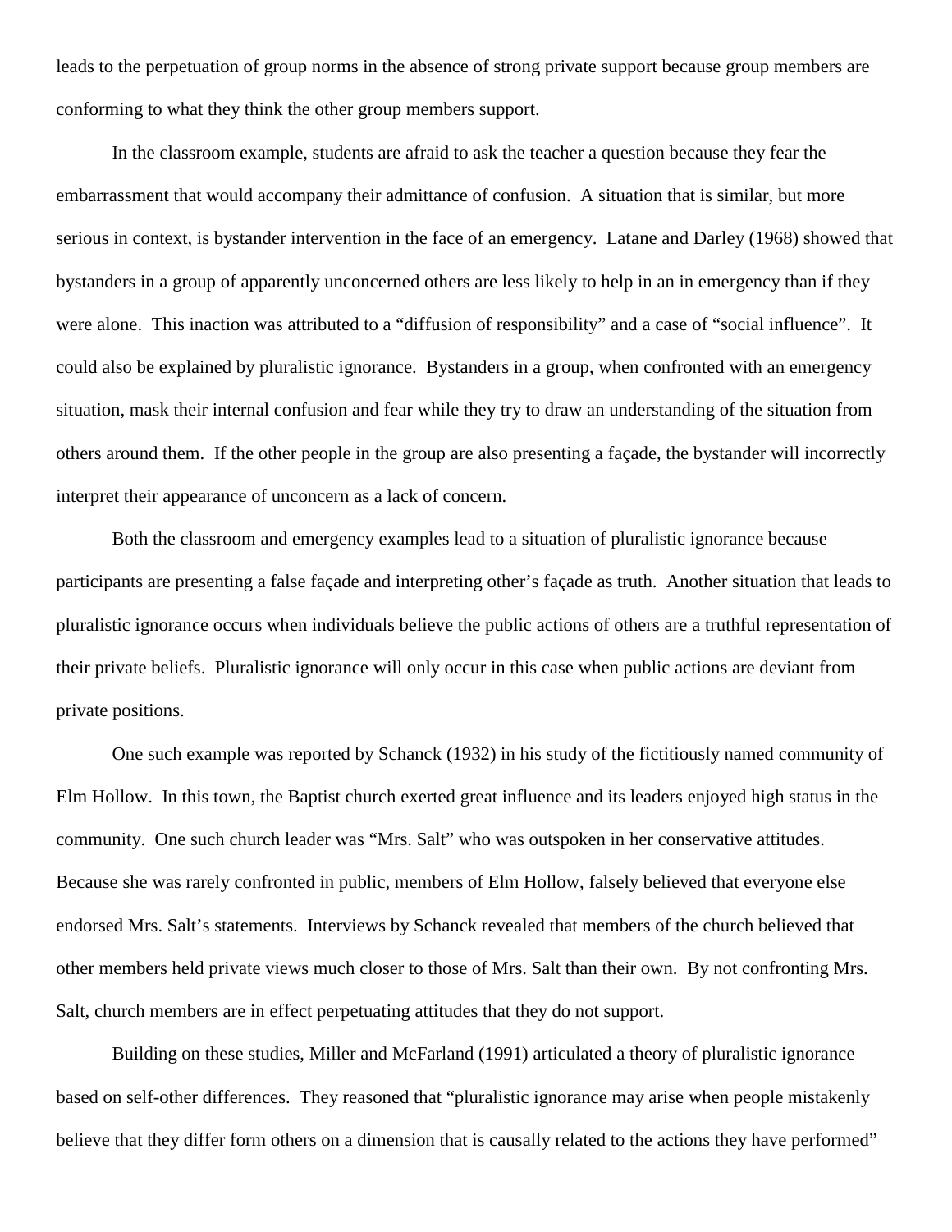leads to the perpetuation of group norms in the absence of strong private support because group members are conforming to what they think the other group members support.

In the classroom example, students are afraid to ask the teacher a question because they fear the embarrassment that would accompany their admittance of confusion. A situation that is similar, but more serious in context, is bystander intervention in the face of an emergency. Latane and Darley (1968) showed that bystanders in a group of apparently unconcerned others are less likely to help in an in emergency than if they were alone. This inaction was attributed to a "diffusion of responsibility" and a case of "social influence". It could also be explained by pluralistic ignorance. Bystanders in a group, when confronted with an emergency situation, mask their internal confusion and fear while they try to draw an understanding of the situation from others around them. If the other people in the group are also presenting a façade, the bystander will incorrectly interpret their appearance of unconcern as a lack of concern.

Both the classroom and emergency examples lead to a situation of pluralistic ignorance because participants are presenting a false façade and interpreting other's façade as truth. Another situation that leads to pluralistic ignorance occurs when individuals believe the public actions of others are a truthful representation of their private beliefs. Pluralistic ignorance will only occur in this case when public actions are deviant from private positions.

One such example was reported by Schanck (1932) in his study of the fictitiously named community of Elm Hollow. In this town, the Baptist church exerted great influence and its leaders enjoyed high status in the community. One such church leader was "Mrs. Salt" who was outspoken in her conservative attitudes. Because she was rarely confronted in public, members of Elm Hollow, falsely believed that everyone else endorsed Mrs. Salt's statements. Interviews by Schanck revealed that members of the church believed that other members held private views much closer to those of Mrs. Salt than their own. By not confronting Mrs. Salt, church members are in effect perpetuating attitudes that they do not support.

Building on these studies, Miller and McFarland (1991) articulated a theory of pluralistic ignorance based on self-other differences. They reasoned that "pluralistic ignorance may arise when people mistakenly believe that they differ form others on a dimension that is causally related to the actions they have performed"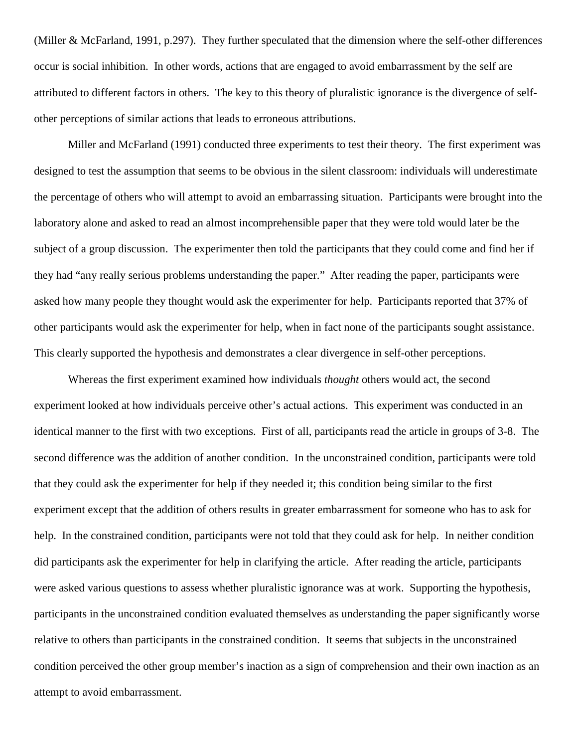(Miller & McFarland, 1991, p.297). They further speculated that the dimension where the self-other differences occur is social inhibition. In other words, actions that are engaged to avoid embarrassment by the self are attributed to different factors in others. The key to this theory of pluralistic ignorance is the divergence of self-other perceptions of similar actions that leads to erroneous attributions.

Miller and McFarland (1991) conducted three experiments to test their theory. The first experiment was designed to test the assumption that seems to be obvious in the silent classroom: individuals will underestimate the percentage of others who will attempt to avoid an embarrassing situation. Participants were brought into the laboratory alone and asked to read an almost incomprehensible paper that they were told would later be the subject of a group discussion. The experimenter then told the participants that they could come and find her if they had "any really serious problems understanding the paper." After reading the paper, participants were asked how many people they thought would ask the experimenter for help. Participants reported that 37% of other participants would ask the experimenter for help, when in fact none of the participants sought assistance. This clearly supported the hypothesis and demonstrates a clear divergence in self-other perceptions.

Whereas the first experiment examined how individuals *thought* others would act, the second experiment looked at how individuals perceive other's actual actions. This experiment was conducted in an identical manner to the first with two exceptions. First of all, participants read the article in groups of 3-8. The second difference was the addition of another condition. In the unconstrained condition, participants were told that they could ask the experimenter for help if they needed it; this condition being similar to the first experiment except that the addition of others results in greater embarrassment for someone who has to ask for help. In the constrained condition, participants were not told that they could ask for help. In neither condition did participants ask the experimenter for help in clarifying the article. After reading the article, participants were asked various questions to assess whether pluralistic ignorance was at work. Supporting the hypothesis, participants in the unconstrained condition evaluated themselves as understanding the paper significantly worse relative to others than participants in the constrained condition. It seems that subjects in the unconstrained condition perceived the other group member's inaction as a sign of comprehension and their own inaction as an attempt to avoid embarrassment.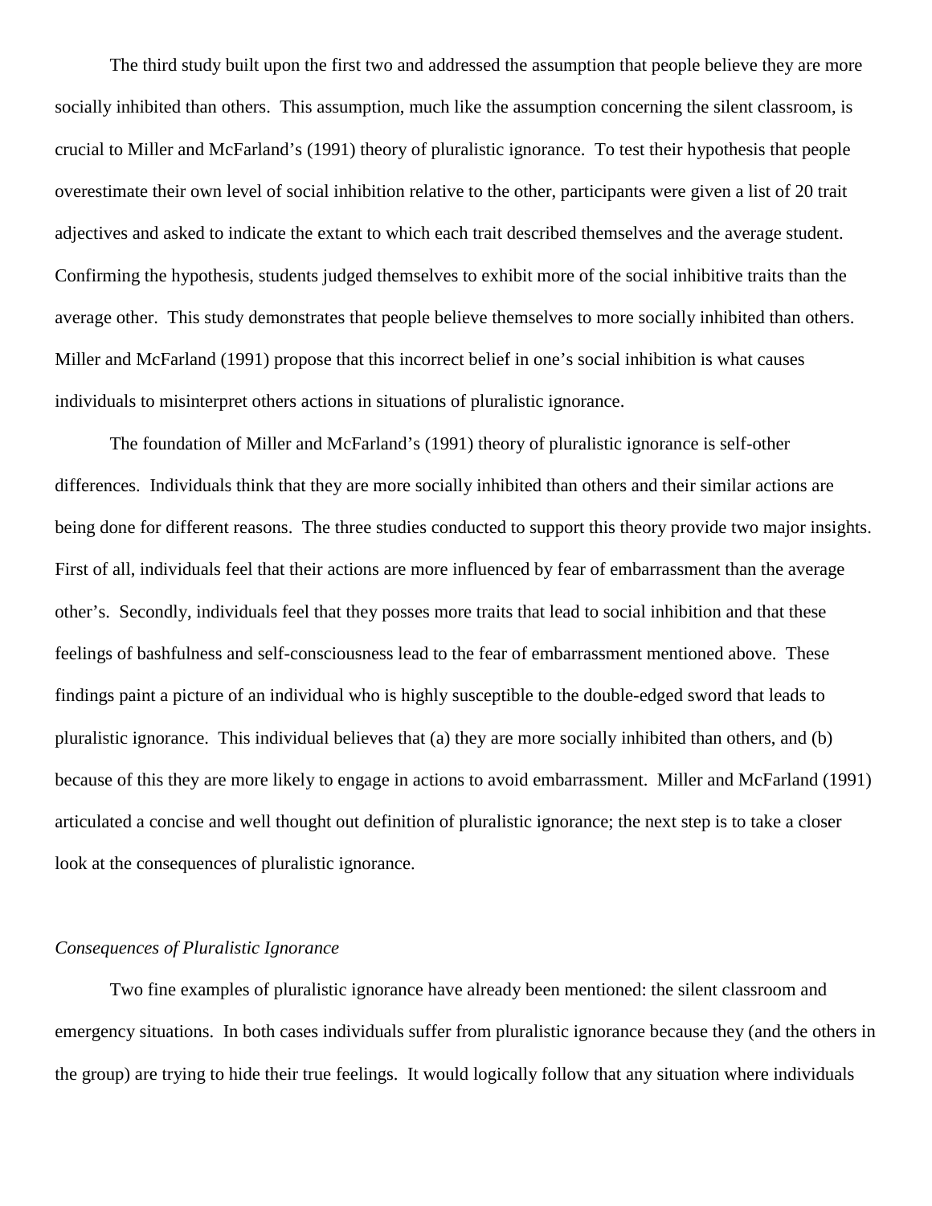The third study built upon the first two and addressed the assumption that people believe they are more socially inhibited than others. This assumption, much like the assumption concerning the silent classroom, is crucial to Miller and McFarland's (1991) theory of pluralistic ignorance. To test their hypothesis that people overestimate their own level of social inhibition relative to the other, participants were given a list of 20 trait adjectives and asked to indicate the extant to which each trait described themselves and the average student. Confirming the hypothesis, students judged themselves to exhibit more of the social inhibitive traits than the average other. This study demonstrates that people believe themselves to more socially inhibited than others. Miller and McFarland (1991) propose that this incorrect belief in one's social inhibition is what causes individuals to misinterpret others actions in situations of pluralistic ignorance.

The foundation of Miller and McFarland's (1991) theory of pluralistic ignorance is self-other differences. Individuals think that they are more socially inhibited than others and their similar actions are being done for different reasons. The three studies conducted to support this theory provide two major insights. First of all, individuals feel that their actions are more influenced by fear of embarrassment than the average other's. Secondly, individuals feel that they posses more traits that lead to social inhibition and that these feelings of bashfulness and self-consciousness lead to the fear of embarrassment mentioned above. These findings paint a picture of an individual who is highly susceptible to the double-edged sword that leads to pluralistic ignorance. This individual believes that (a) they are more socially inhibited than others, and (b) because of this they are more likely to engage in actions to avoid embarrassment. Miller and McFarland (1991) articulated a concise and well thought out definition of pluralistic ignorance; the next step is to take a closer look at the consequences of pluralistic ignorance.

*Consequences of Pluralistic Ignorance*

Two fine examples of pluralistic ignorance have already been mentioned: the silent classroom and emergency situations. In both cases individuals suffer from pluralistic ignorance because they (and the others in the group) are trying to hide their true feelings. It would logically follow that any situation where individuals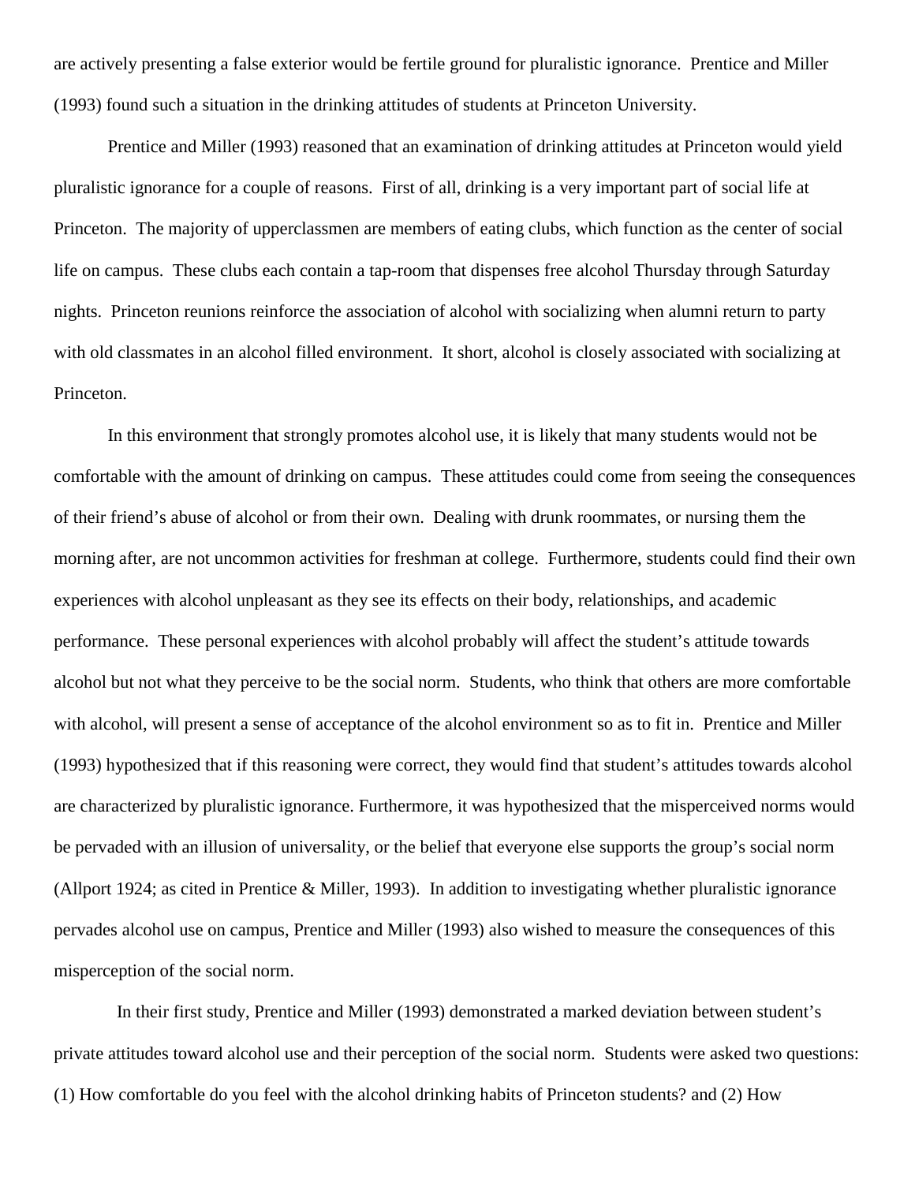are actively presenting a false exterior would be fertile ground for pluralistic ignorance. Prentice and Miller (1993) found such a situation in the drinking attitudes of students at Princeton University.

Prentice and Miller (1993) reasoned that an examination of drinking attitudes at Princeton would yield pluralistic ignorance for a couple of reasons. First of all, drinking is a very important part of social life at Princeton. The majority of upperclassmen are members of eating clubs, which function as the center of social life on campus. These clubs each contain a tap-room that dispenses free alcohol Thursday through Saturday nights. Princeton reunions reinforce the association of alcohol with socializing when alumni return to party with old classmates in an alcohol filled environment. It short, alcohol is closely associated with socializing at Princeton.

In this environment that strongly promotes alcohol use, it is likely that many students would not be comfortable with the amount of drinking on campus. These attitudes could come from seeing the consequences of their friend's abuse of alcohol or from their own. Dealing with drunk roommates, or nursing them the morning after, are not uncommon activities for freshman at college. Furthermore, students could find their own experiences with alcohol unpleasant as they see its effects on their body, relationships, and academic performance. These personal experiences with alcohol probably will affect the student's attitude towards alcohol but not what they perceive to be the social norm. Students, who think that others are more comfortable with alcohol, will present a sense of acceptance of the alcohol environment so as to fit in. Prentice and Miller (1993) hypothesized that if this reasoning were correct, they would find that student's attitudes towards alcohol are characterized by pluralistic ignorance. Furthermore, it was hypothesized that the misperceived norms would be pervaded with an illusion of universality, or the belief that everyone else supports the group's social norm (Allport 1924; as cited in Prentice & Miller, 1993). In addition to investigating whether pluralistic ignorance pervades alcohol use on campus, Prentice and Miller (1993) also wished to measure the consequences of this misperception of the social norm.

In their first study, Prentice and Miller (1993) demonstrated a marked deviation between student's private attitudes toward alcohol use and their perception of the social norm. Students were asked two questions: (1) How comfortable do you feel with the alcohol drinking habits of Princeton students? and (2) How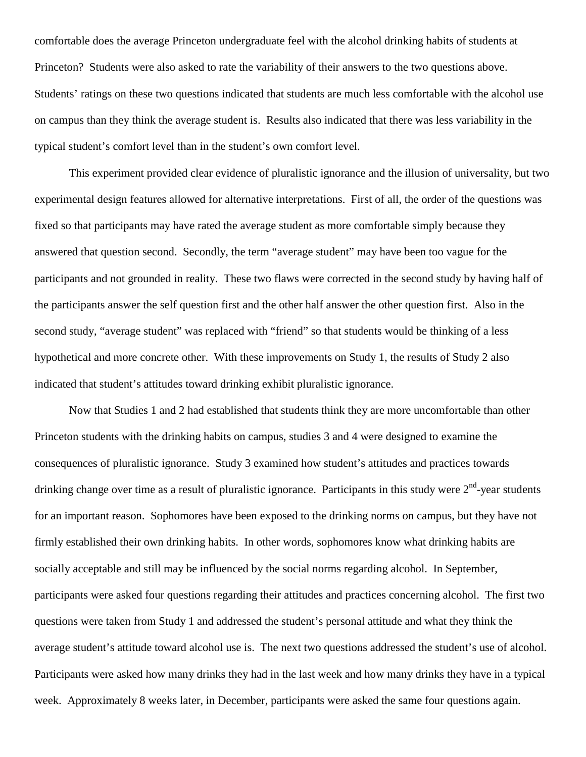comfortable does the average Princeton undergraduate feel with the alcohol drinking habits of students at Princeton? Students were also asked to rate the variability of their answers to the two questions above. Students' ratings on these two questions indicated that students are much less comfortable with the alcohol use on campus than they think the average student is. Results also indicated that there was less variability in the typical student's comfort level than in the student's own comfort level.

This experiment provided clear evidence of pluralistic ignorance and the illusion of universality, but two experimental design features allowed for alternative interpretations. First of all, the order of the questions was fixed so that participants may have rated the average student as more comfortable simply because they answered that question second. Secondly, the term "average student" may have been too vague for the participants and not grounded in reality. These two flaws were corrected in the second study by having half of the participants answer the self question first and the other half answer the other question first. Also in the second study, "average student" was replaced with "friend" so that students would be thinking of a less hypothetical and more concrete other. With these improvements on Study 1, the results of Study 2 also indicated that student's attitudes toward drinking exhibit pluralistic ignorance.

Now that Studies 1 and 2 had established that students think they are more uncomfortable than other Princeton students with the drinking habits on campus, studies 3 and 4 were designed to examine the consequences of pluralistic ignorance. Study 3 examined how student's attitudes and practices towards drinking change over time as a result of pluralistic ignorance. Participants in this study were 2nd-year students for an important reason. Sophomores have been exposed to the drinking norms on campus, but they have not firmly established their own drinking habits. In other words, sophomores know what drinking habits are socially acceptable and still may be influenced by the social norms regarding alcohol. In September, participants were asked four questions regarding their attitudes and practices concerning alcohol. The first two questions were taken from Study 1 and addressed the student's personal attitude and what they think the average student's attitude toward alcohol use is. The next two questions addressed the student's use of alcohol. Participants were asked how many drinks they had in the last week and how many drinks they have in a typical week. Approximately 8 weeks later, in December, participants were asked the same four questions again.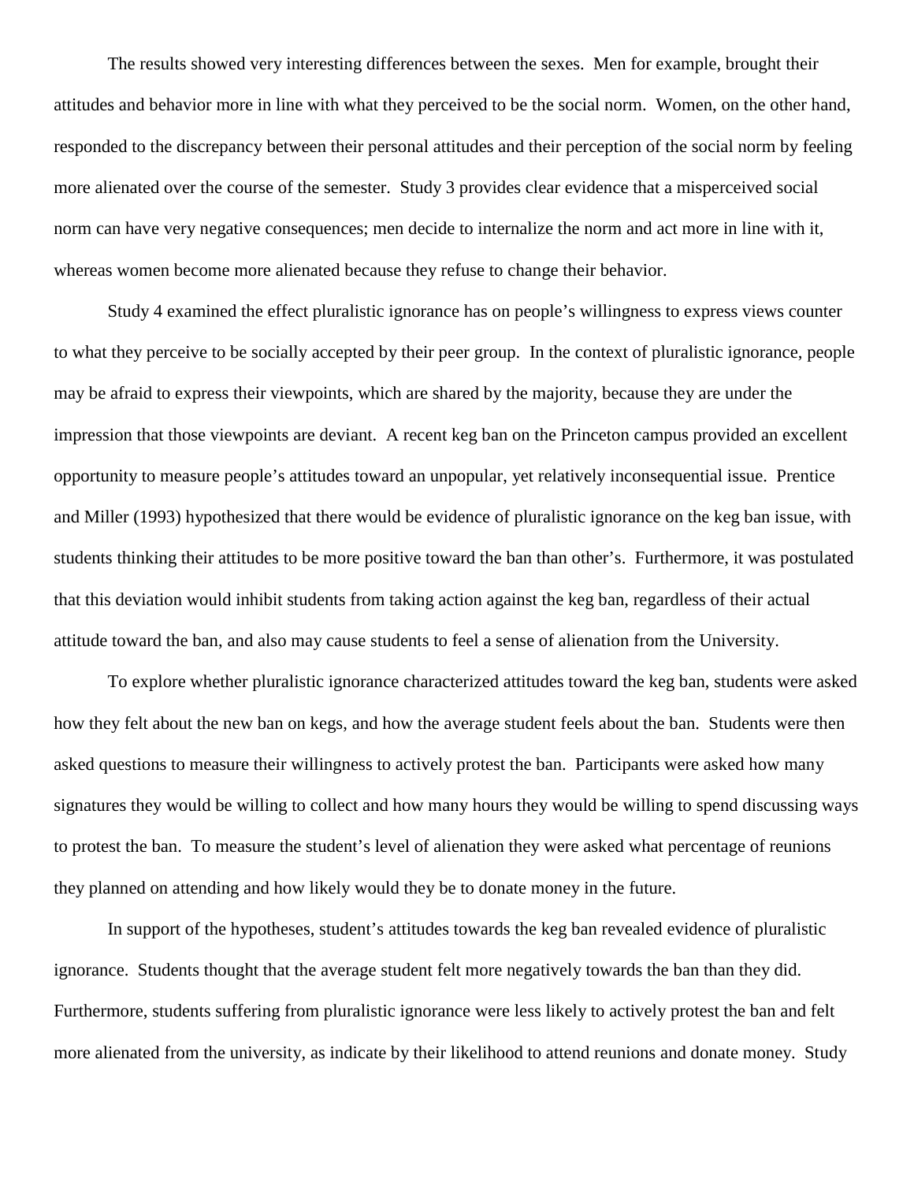The results showed very interesting differences between the sexes. Men for example, brought their attitudes and behavior more in line with what they perceived to be the social norm. Women, on the other hand, responded to the discrepancy between their personal attitudes and their perception of the social norm by feeling more alienated over the course of the semester. Study 3 provides clear evidence that a misperceived social norm can have very negative consequences; men decide to internalize the norm and act more in line with it, whereas women become more alienated because they refuse to change their behavior.

Study 4 examined the effect pluralistic ignorance has on people's willingness to express views counter to what they perceive to be socially accepted by their peer group. In the context of pluralistic ignorance, people may be afraid to express their viewpoints, which are shared by the majority, because they are under the impression that those viewpoints are deviant. A recent keg ban on the Princeton campus provided an excellent opportunity to measure people's attitudes toward an unpopular, yet relatively inconsequential issue. Prentice and Miller (1993) hypothesized that there would be evidence of pluralistic ignorance on the keg ban issue, with students thinking their attitudes to be more positive toward the ban than other's. Furthermore, it was postulated that this deviation would inhibit students from taking action against the keg ban, regardless of their actual attitude toward the ban, and also may cause students to feel a sense of alienation from the University.

To explore whether pluralistic ignorance characterized attitudes toward the keg ban, students were asked how they felt about the new ban on kegs, and how the average student feels about the ban. Students were then asked questions to measure their willingness to actively protest the ban. Participants were asked how many signatures they would be willing to collect and how many hours they would be willing to spend discussing ways to protest the ban. To measure the student's level of alienation they were asked what percentage of reunions they planned on attending and how likely would they be to donate money in the future.

In support of the hypotheses, student's attitudes towards the keg ban revealed evidence of pluralistic ignorance. Students thought that the average student felt more negatively towards the ban than they did. Furthermore, students suffering from pluralistic ignorance were less likely to actively protest the ban and felt more alienated from the university, as indicate by their likelihood to attend reunions and donate money. Study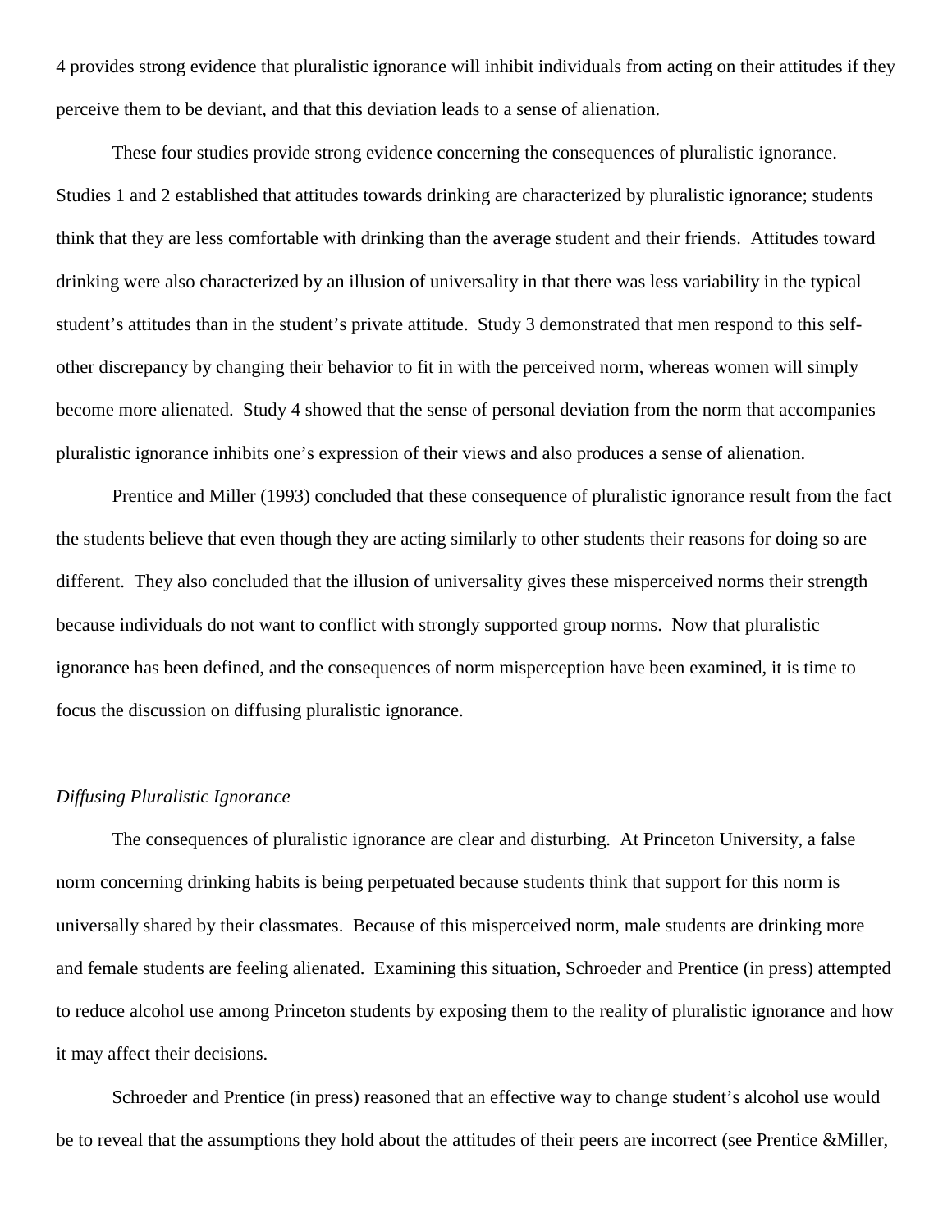4 provides strong evidence that pluralistic ignorance will inhibit individuals from acting on their attitudes if they perceive them to be deviant, and that this deviation leads to a sense of alienation.

These four studies provide strong evidence concerning the consequences of pluralistic ignorance. Studies 1 and 2 established that attitudes towards drinking are characterized by pluralistic ignorance; students think that they are less comfortable with drinking than the average student and their friends. Attitudes toward drinking were also characterized by an illusion of universality in that there was less variability in the typical student's attitudes than in the student's private attitude. Study 3 demonstrated that men respond to this self-other discrepancy by changing their behavior to fit in with the perceived norm, whereas women will simply become more alienated. Study 4 showed that the sense of personal deviation from the norm that accompanies pluralistic ignorance inhibits one's expression of their views and also produces a sense of alienation.

Prentice and Miller (1993) concluded that these consequence of pluralistic ignorance result from the fact the students believe that even though they are acting similarly to other students their reasons for doing so are different. They also concluded that the illusion of universality gives these misperceived norms their strength because individuals do not want to conflict with strongly supported group norms. Now that pluralistic ignorance has been defined, and the consequences of norm misperception have been examined, it is time to focus the discussion on diffusing pluralistic ignorance.

*Diffusing Pluralistic Ignorance*

The consequences of pluralistic ignorance are clear and disturbing. At Princeton University, a false norm concerning drinking habits is being perpetuated because students think that support for this norm is universally shared by their classmates. Because of this misperceived norm, male students are drinking more and female students are feeling alienated. Examining this situation, Schroeder and Prentice (in press) attempted to reduce alcohol use among Princeton students by exposing them to the reality of pluralistic ignorance and how it may affect their decisions.

Schroeder and Prentice (in press) reasoned that an effective way to change student's alcohol use would be to reveal that the assumptions they hold about the attitudes of their peers are incorrect (see Prentice &Miller,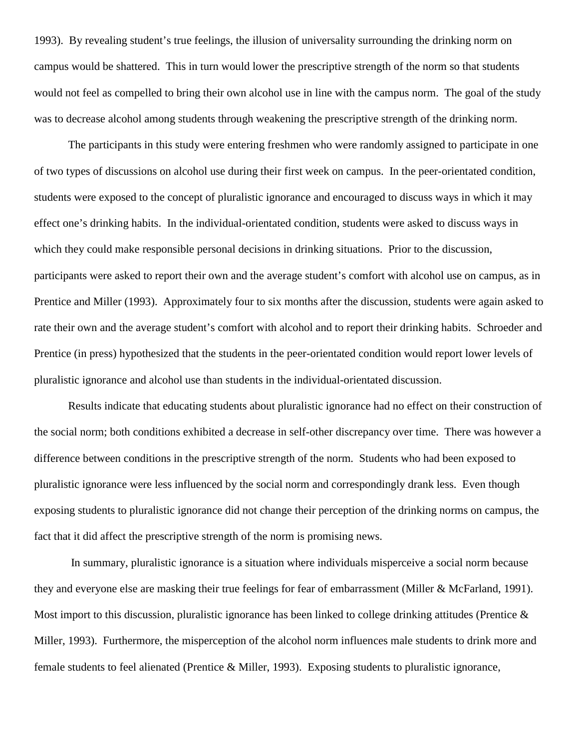1993). By revealing student's true feelings, the illusion of universality surrounding the drinking norm on campus would be shattered. This in turn would lower the prescriptive strength of the norm so that students would not feel as compelled to bring their own alcohol use in line with the campus norm. The goal of the study was to decrease alcohol among students through weakening the prescriptive strength of the drinking norm.

The participants in this study were entering freshmen who were randomly assigned to participate in one of two types of discussions on alcohol use during their first week on campus. In the peer-orientated condition, students were exposed to the concept of pluralistic ignorance and encouraged to discuss ways in which it may effect one's drinking habits. In the individual-orientated condition, students were asked to discuss ways in which they could make responsible personal decisions in drinking situations. Prior to the discussion, participants were asked to report their own and the average student's comfort with alcohol use on campus, as in Prentice and Miller (1993). Approximately four to six months after the discussion, students were again asked to rate their own and the average student's comfort with alcohol and to report their drinking habits. Schroeder and Prentice (in press) hypothesized that the students in the peer-orientated condition would report lower levels of pluralistic ignorance and alcohol use than students in the individual-orientated discussion.

Results indicate that educating students about pluralistic ignorance had no effect on their construction of the social norm; both conditions exhibited a decrease in self-other discrepancy over time. There was however a difference between conditions in the prescriptive strength of the norm. Students who had been exposed to pluralistic ignorance were less influenced by the social norm and correspondingly drank less. Even though exposing students to pluralistic ignorance did not change their perception of the drinking norms on campus, the fact that it did affect the prescriptive strength of the norm is promising news.

In summary, pluralistic ignorance is a situation where individuals misperceive a social norm because they and everyone else are masking their true feelings for fear of embarrassment (Miller & McFarland, 1991). Most import to this discussion, pluralistic ignorance has been linked to college drinking attitudes (Prentice & Miller, 1993). Furthermore, the misperception of the alcohol norm influences male students to drink more and female students to feel alienated (Prentice & Miller, 1993). Exposing students to pluralistic ignorance,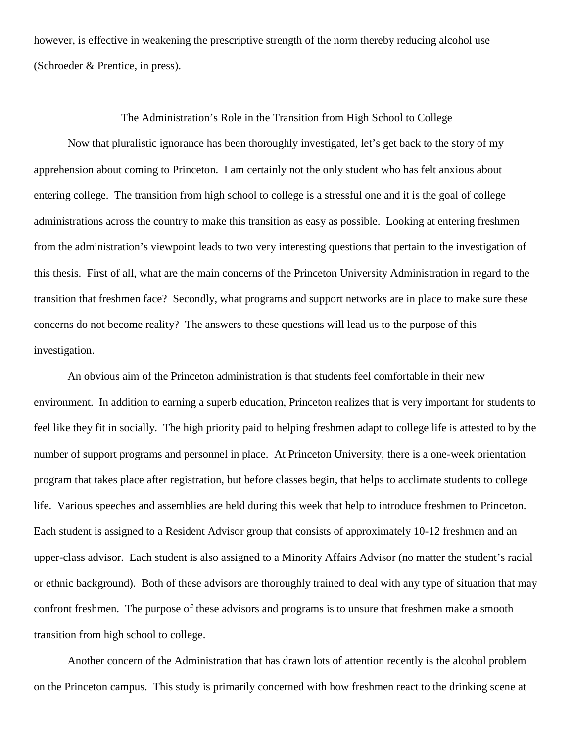however, is effective in weakening the prescriptive strength of the norm thereby reducing alcohol use (Schroeder & Prentice, in press).

## The Administration's Role in the Transition from High School to College

Now that pluralistic ignorance has been thoroughly investigated, let's get back to the story of my apprehension about coming to Princeton. I am certainly not the only student who has felt anxious about entering college. The transition from high school to college is a stressful one and it is the goal of college administrations across the country to make this transition as easy as possible. Looking at entering freshmen from the administration's viewpoint leads to two very interesting questions that pertain to the investigation of this thesis. First of all, what are the main concerns of the Princeton University Administration in regard to the transition that freshmen face? Secondly, what programs and support networks are in place to make sure these concerns do not become reality? The answers to these questions will lead us to the purpose of this investigation.

An obvious aim of the Princeton administration is that students feel comfortable in their new environment. In addition to earning a superb education, Princeton realizes that is very important for students to feel like they fit in socially. The high priority paid to helping freshmen adapt to college life is attested to by the number of support programs and personnel in place. At Princeton University, there is a one-week orientation program that takes place after registration, but before classes begin, that helps to acclimate students to college life. Various speeches and assemblies are held during this week that help to introduce freshmen to Princeton. Each student is assigned to a Resident Advisor group that consists of approximately 10-12 freshmen and an upper-class advisor. Each student is also assigned to a Minority Affairs Advisor (no matter the student's racial or ethnic background). Both of these advisors are thoroughly trained to deal with any type of situation that may confront freshmen. The purpose of these advisors and programs is to unsure that freshmen make a smooth transition from high school to college.

Another concern of the Administration that has drawn lots of attention recently is the alcohol problem on the Princeton campus. This study is primarily concerned with how freshmen react to the drinking scene at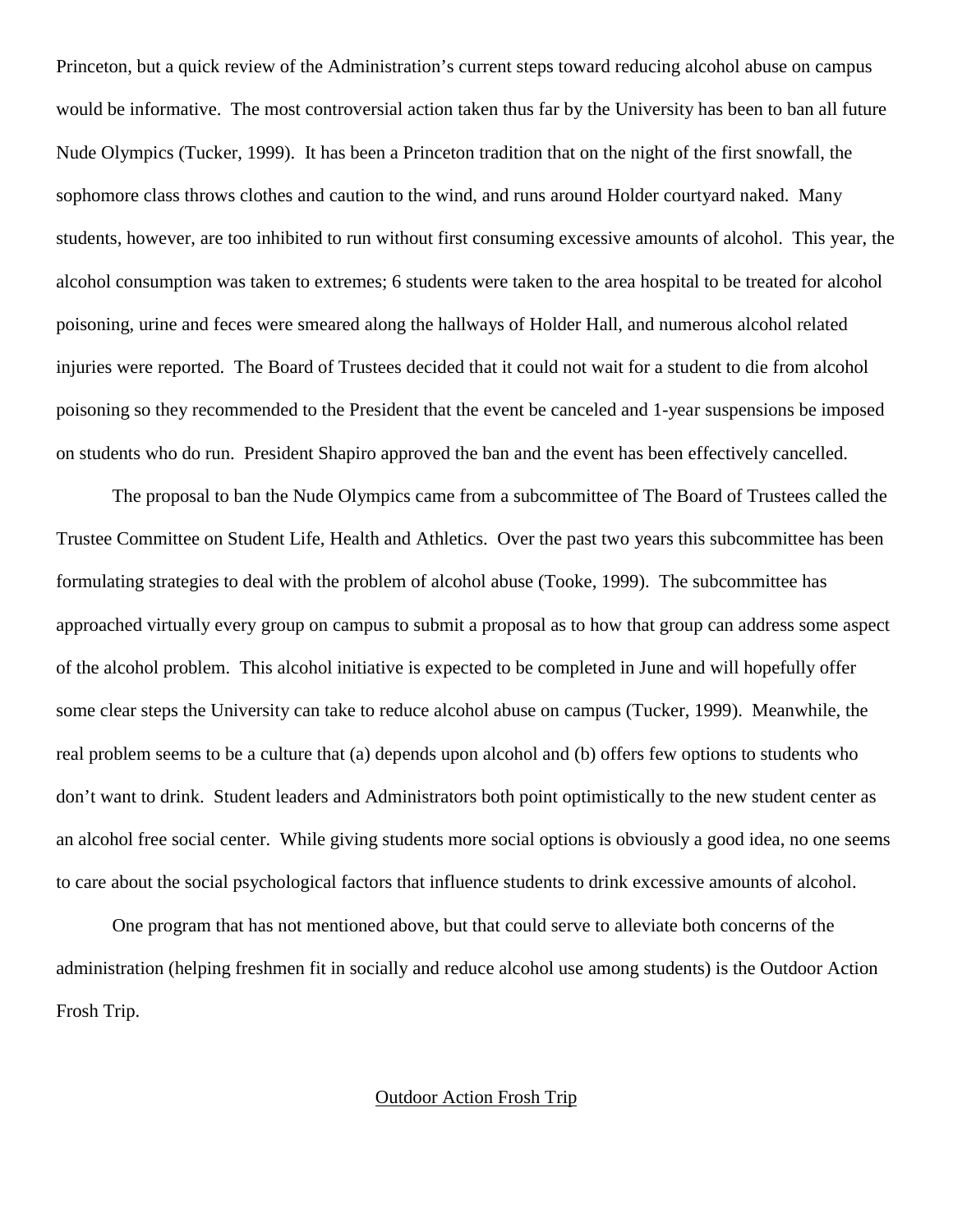Princeton, but a quick review of the Administration's current steps toward reducing alcohol abuse on campus would be informative. The most controversial action taken thus far by the University has been to ban all future Nude Olympics (Tucker, 1999). It has been a Princeton tradition that on the night of the first snowfall, the sophomore class throws clothes and caution to the wind, and runs around Holder courtyard naked. Many students, however, are too inhibited to run without first consuming excessive amounts of alcohol. This year, the alcohol consumption was taken to extremes; 6 students were taken to the area hospital to be treated for alcohol poisoning, urine and feces were smeared along the hallways of Holder Hall, and numerous alcohol related injuries were reported. The Board of Trustees decided that it could not wait for a student to die from alcohol poisoning so they recommended to the President that the event be canceled and 1-year suspensions be imposed on students who do run. President Shapiro approved the ban and the event has been effectively cancelled.

The proposal to ban the Nude Olympics came from a subcommittee of The Board of Trustees called the Trustee Committee on Student Life, Health and Athletics. Over the past two years this subcommittee has been formulating strategies to deal with the problem of alcohol abuse (Tooke, 1999). The subcommittee has approached virtually every group on campus to submit a proposal as to how that group can address some aspect of the alcohol problem. This alcohol initiative is expected to be completed in June and will hopefully offer some clear steps the University can take to reduce alcohol abuse on campus (Tucker, 1999). Meanwhile, the real problem seems to be a culture that (a) depends upon alcohol and (b) offers few options to students who don't want to drink. Student leaders and Administrators both point optimistically to the new student center as an alcohol free social center. While giving students more social options is obviously a good idea, no one seems to care about the social psychological factors that influence students to drink excessive amounts of alcohol.

One program that has not mentioned above, but that could serve to alleviate both concerns of the administration (helping freshmen fit in socially and reduce alcohol use among students) is the Outdoor Action Frosh Trip.

## Outdoor Action Frosh Trip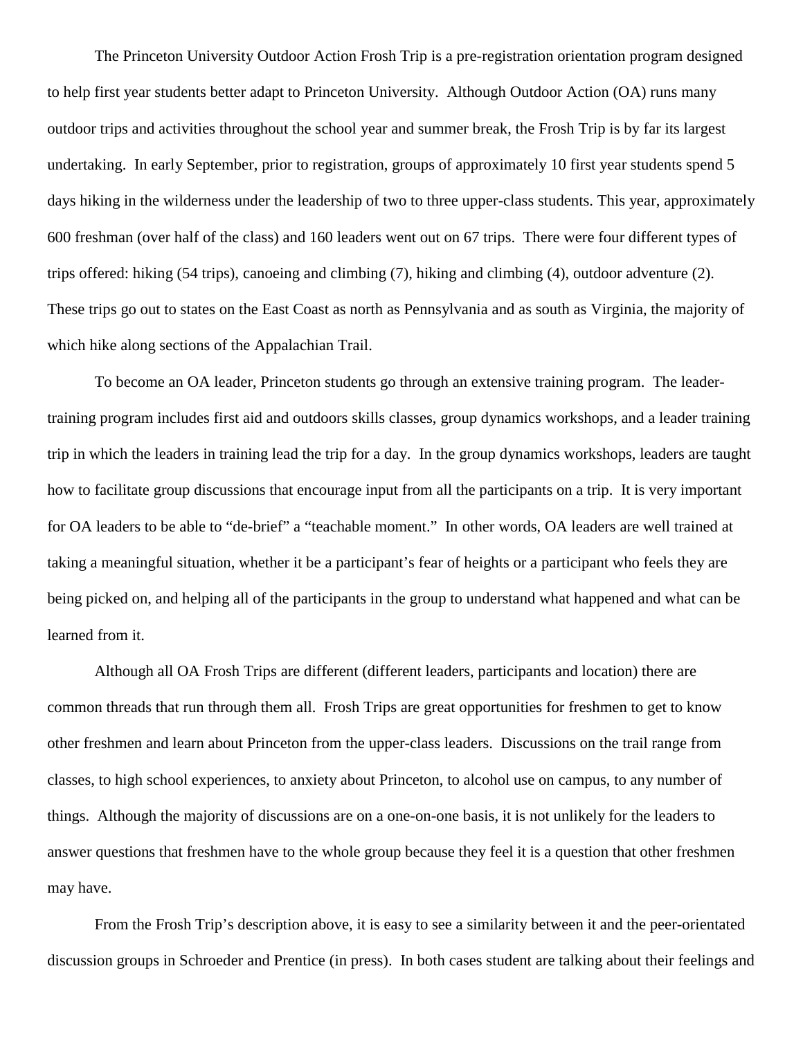The Princeton University Outdoor Action Frosh Trip is a pre-registration orientation program designed to help first year students better adapt to Princeton University. Although Outdoor Action (OA) runs many outdoor trips and activities throughout the school year and summer break, the Frosh Trip is by far its largest undertaking. In early September, prior to registration, groups of approximately 10 first year students spend 5 days hiking in the wilderness under the leadership of two to three upper-class students. This year, approximately 600 freshman (over half of the class) and 160 leaders went out on 67 trips. There were four different types of trips offered: hiking (54 trips), canoeing and climbing (7), hiking and climbing (4), outdoor adventure (2). These trips go out to states on the East Coast as north as Pennsylvania and as south as Virginia, the majority of which hike along sections of the Appalachian Trail.

To become an OA leader, Princeton students go through an extensive training program. The leader-training program includes first aid and outdoors skills classes, group dynamics workshops, and a leader training trip in which the leaders in training lead the trip for a day. In the group dynamics workshops, leaders are taught how to facilitate group discussions that encourage input from all the participants on a trip. It is very important for OA leaders to be able to "de-brief" a "teachable moment." In other words, OA leaders are well trained at taking a meaningful situation, whether it be a participant's fear of heights or a participant who feels they are being picked on, and helping all of the participants in the group to understand what happened and what can be learned from it.

Although all OA Frosh Trips are different (different leaders, participants and location) there are common threads that run through them all. Frosh Trips are great opportunities for freshmen to get to know other freshmen and learn about Princeton from the upper-class leaders. Discussions on the trail range from classes, to high school experiences, to anxiety about Princeton, to alcohol use on campus, to any number of things. Although the majority of discussions are on a one-on-one basis, it is not unlikely for the leaders to answer questions that freshmen have to the whole group because they feel it is a question that other freshmen may have.

From the Frosh Trip's description above, it is easy to see a similarity between it and the peer-orientated discussion groups in Schroeder and Prentice (in press). In both cases student are talking about their feelings and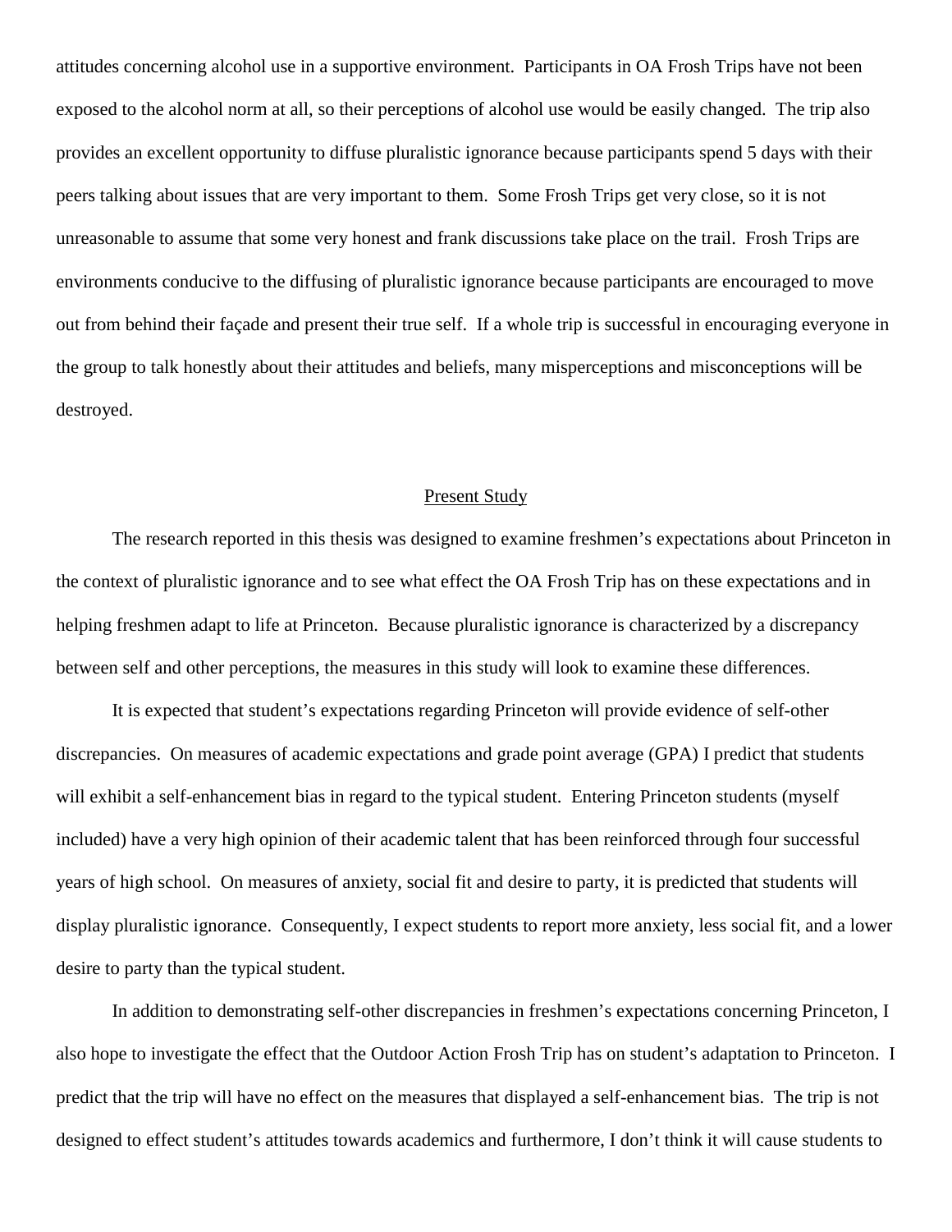attitudes concerning alcohol use in a supportive environment. Participants in OA Frosh Trips have not been exposed to the alcohol norm at all, so their perceptions of alcohol use would be easily changed. The trip also provides an excellent opportunity to diffuse pluralistic ignorance because participants spend 5 days with their peers talking about issues that are very important to them. Some Frosh Trips get very close, so it is not unreasonable to assume that some very honest and frank discussions take place on the trail. Frosh Trips are environments conducive to the diffusing of pluralistic ignorance because participants are encouraged to move out from behind their façade and present their true self. If a whole trip is successful in encouraging everyone in the group to talk honestly about their attitudes and beliefs, many misperceptions and misconceptions will be destroyed.

## Present Study

The research reported in this thesis was designed to examine freshmen's expectations about Princeton in the context of pluralistic ignorance and to see what effect the OA Frosh Trip has on these expectations and in helping freshmen adapt to life at Princeton. Because pluralistic ignorance is characterized by a discrepancy between self and other perceptions, the measures in this study will look to examine these differences.

It is expected that student's expectations regarding Princeton will provide evidence of self-other discrepancies. On measures of academic expectations and grade point average (GPA) I predict that students will exhibit a self-enhancement bias in regard to the typical student. Entering Princeton students (myself included) have a very high opinion of their academic talent that has been reinforced through four successful years of high school. On measures of anxiety, social fit and desire to party, it is predicted that students will display pluralistic ignorance. Consequently, I expect students to report more anxiety, less social fit, and a lower desire to party than the typical student.

In addition to demonstrating self-other discrepancies in freshmen's expectations concerning Princeton, I also hope to investigate the effect that the Outdoor Action Frosh Trip has on student's adaptation to Princeton. I predict that the trip will have no effect on the measures that displayed a self-enhancement bias. The trip is not designed to effect student's attitudes towards academics and furthermore, I don't think it will cause students to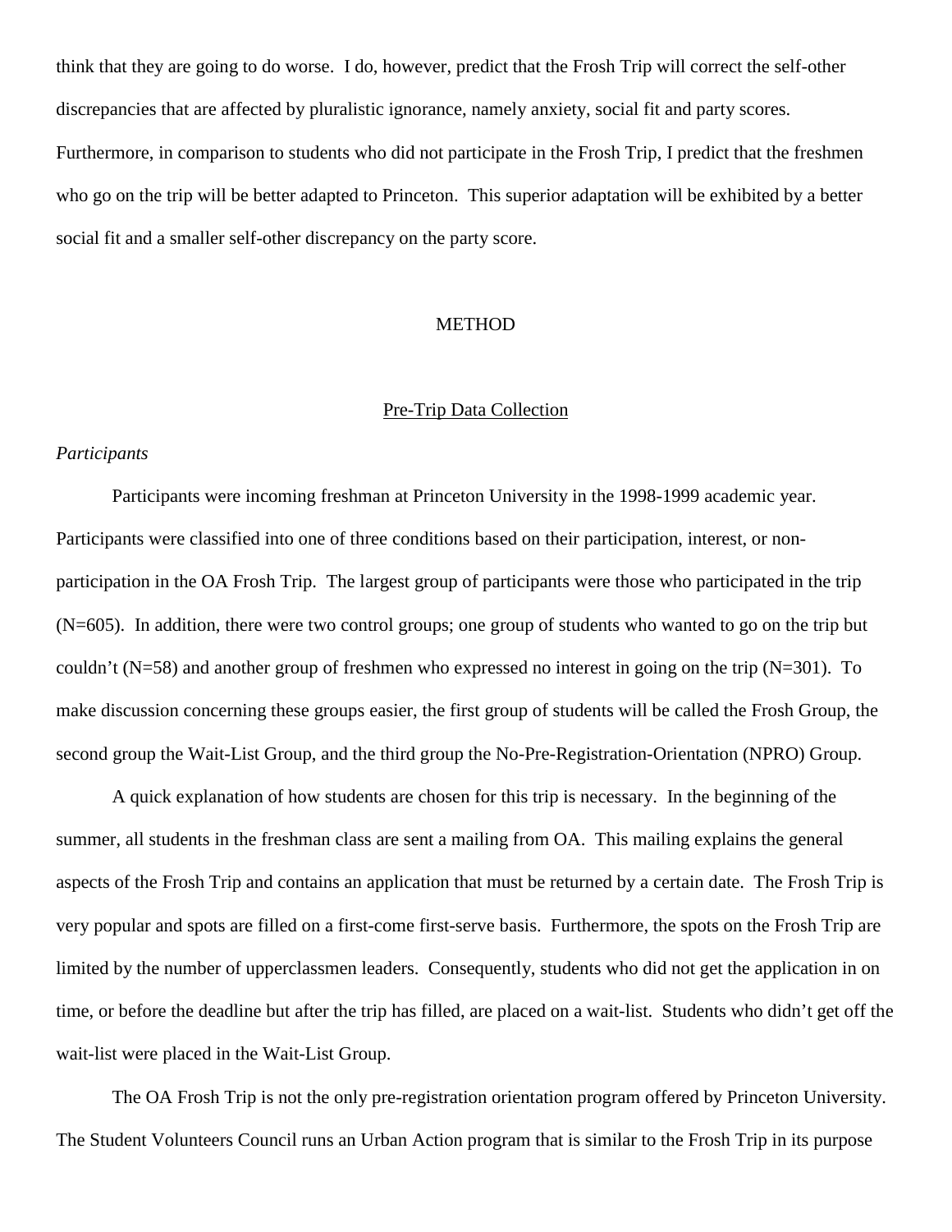think that they are going to do worse. I do, however, predict that the Frosh Trip will correct the self-other discrepancies that are affected by pluralistic ignorance, namely anxiety, social fit and party scores. Furthermore, in comparison to students who did not participate in the Frosh Trip, I predict that the freshmen who go on the trip will be better adapted to Princeton. This superior adaptation will be exhibited by a better social fit and a smaller self-other discrepancy on the party score.

# METHOD

## Pre-Trip Data Collection

*Participants*

Participants were incoming freshman at Princeton University in the 1998-1999 academic year. Participants were classified into one of three conditions based on their participation, interest, or non-participation in the OA Frosh Trip. The largest group of participants were those who participated in the trip (N=605). In addition, there were two control groups; one group of students who wanted to go on the trip but couldn't (N=58) and another group of freshmen who expressed no interest in going on the trip (N=301). To make discussion concerning these groups easier, the first group of students will be called the Frosh Group, the second group the Wait-List Group, and the third group the No-Pre-Registration-Orientation (NPRO) Group.

A quick explanation of how students are chosen for this trip is necessary. In the beginning of the summer, all students in the freshman class are sent a mailing from OA. This mailing explains the general aspects of the Frosh Trip and contains an application that must be returned by a certain date. The Frosh Trip is very popular and spots are filled on a first-come first-serve basis. Furthermore, the spots on the Frosh Trip are limited by the number of upperclassmen leaders. Consequently, students who did not get the application in on time, or before the deadline but after the trip has filled, are placed on a wait-list. Students who didn't get off the wait-list were placed in the Wait-List Group.

The OA Frosh Trip is not the only pre-registration orientation program offered by Princeton University. The Student Volunteers Council runs an Urban Action program that is similar to the Frosh Trip in its purpose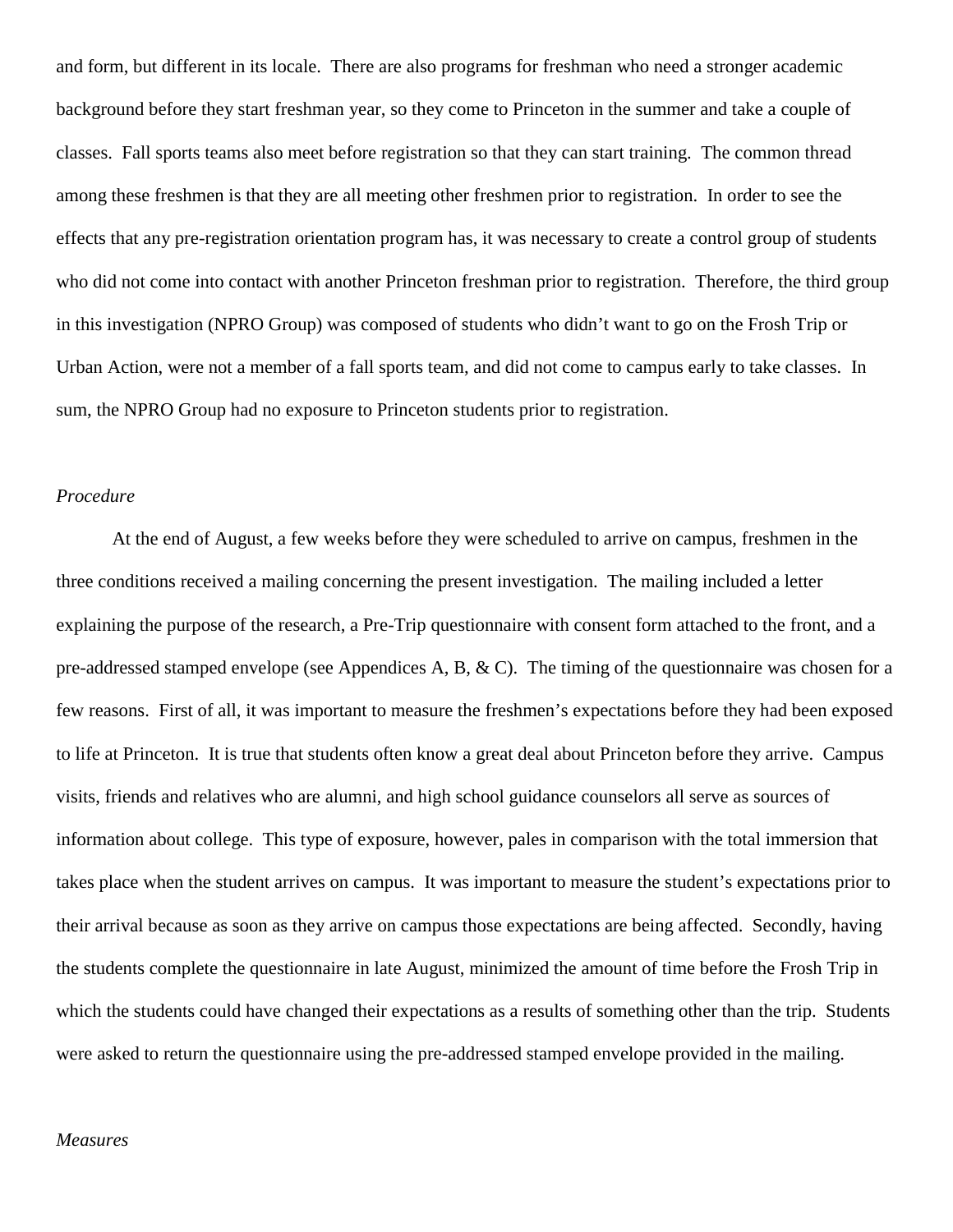and form, but different in its locale. There are also programs for freshman who need a stronger academic background before they start freshman year, so they come to Princeton in the summer and take a couple of classes. Fall sports teams also meet before registration so that they can start training. The common thread among these freshmen is that they are all meeting other freshmen prior to registration. In order to see the effects that any pre-registration orientation program has, it was necessary to create a control group of students who did not come into contact with another Princeton freshman prior to registration. Therefore, the third group in this investigation (NPRO Group) was composed of students who didn't want to go on the Frosh Trip or Urban Action, were not a member of a fall sports team, and did not come to campus early to take classes. In sum, the NPRO Group had no exposure to Princeton students prior to registration.

*Procedure*

At the end of August, a few weeks before they were scheduled to arrive on campus, freshmen in the three conditions received a mailing concerning the present investigation. The mailing included a letter explaining the purpose of the research, a Pre-Trip questionnaire with consent form attached to the front, and a pre-addressed stamped envelope (see Appendices A, B, & C). The timing of the questionnaire was chosen for a few reasons. First of all, it was important to measure the freshmen's expectations before they had been exposed to life at Princeton. It is true that students often know a great deal about Princeton before they arrive. Campus visits, friends and relatives who are alumni, and high school guidance counselors all serve as sources of information about college. This type of exposure, however, pales in comparison with the total immersion that takes place when the student arrives on campus. It was important to measure the student's expectations prior to their arrival because as soon as they arrive on campus those expectations are being affected. Secondly, having the students complete the questionnaire in late August, minimized the amount of time before the Frosh Trip in which the students could have changed their expectations as a results of something other than the trip. Students were asked to return the questionnaire using the pre-addressed stamped envelope provided in the mailing.

*Measures*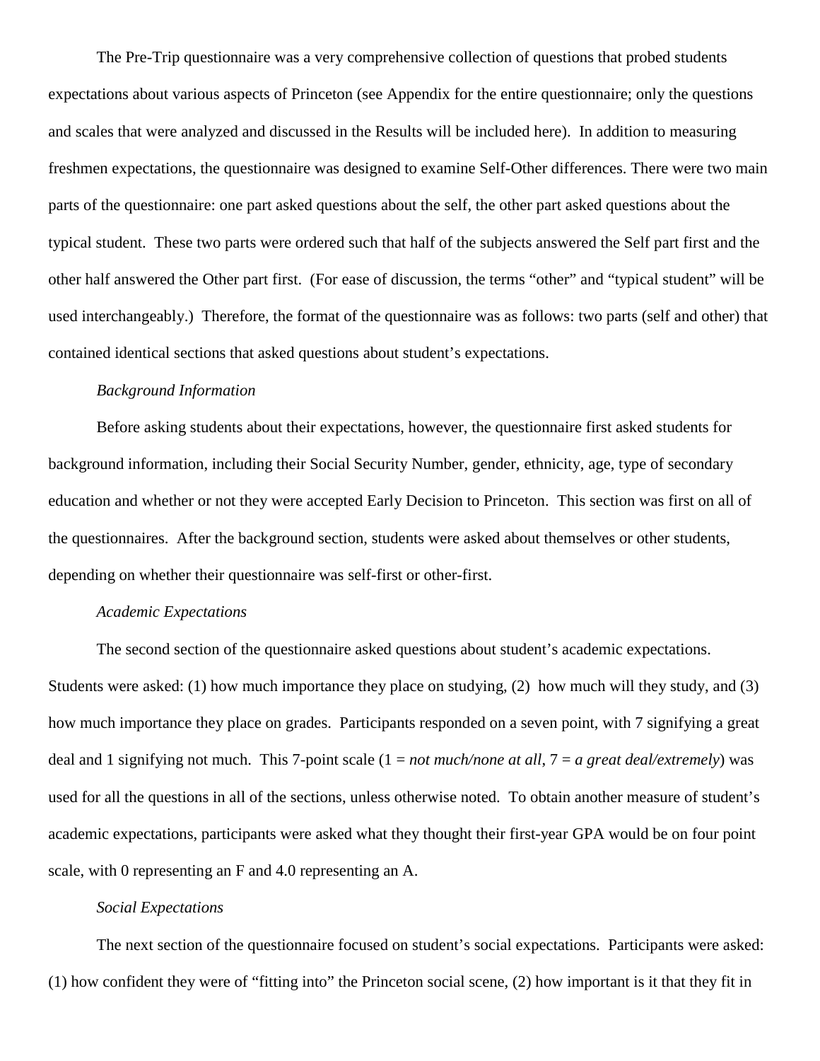The Pre-Trip questionnaire was a very comprehensive collection of questions that probed students expectations about various aspects of Princeton (see Appendix for the entire questionnaire; only the questions and scales that were analyzed and discussed in the Results will be included here). In addition to measuring freshmen expectations, the questionnaire was designed to examine Self-Other differences. There were two main parts of the questionnaire: one part asked questions about the self, the other part asked questions about the typical student. These two parts were ordered such that half of the subjects answered the Self part first and the other half answered the Other part first. (For ease of discussion, the terms "other" and "typical student" will be used interchangeably.) Therefore, the format of the questionnaire was as follows: two parts (self and other) that contained identical sections that asked questions about student's expectations.

*Background Information*

Before asking students about their expectations, however, the questionnaire first asked students for background information, including their Social Security Number, gender, ethnicity, age, type of secondary education and whether or not they were accepted Early Decision to Princeton. This section was first on all of the questionnaires. After the background section, students were asked about themselves or other students, depending on whether their questionnaire was self-first or other-first.

*Academic Expectations*

The second section of the questionnaire asked questions about student's academic expectations. Students were asked: (1) how much importance they place on studying, (2) how much will they study, and (3) how much importance they place on grades. Participants responded on a seven point, with 7 signifying a great deal and 1 signifying not much. This 7-point scale (1 = *not much/none at all*, 7 = *a great deal/extremely*) was used for all the questions in all of the sections, unless otherwise noted. To obtain another measure of student's academic expectations, participants were asked what they thought their first-year GPA would be on four point scale, with 0 representing an F and 4.0 representing an A.

*Social Expectations*

The next section of the questionnaire focused on student's social expectations. Participants were asked: (1) how confident they were of "fitting into" the Princeton social scene, (2) how important is it that they fit in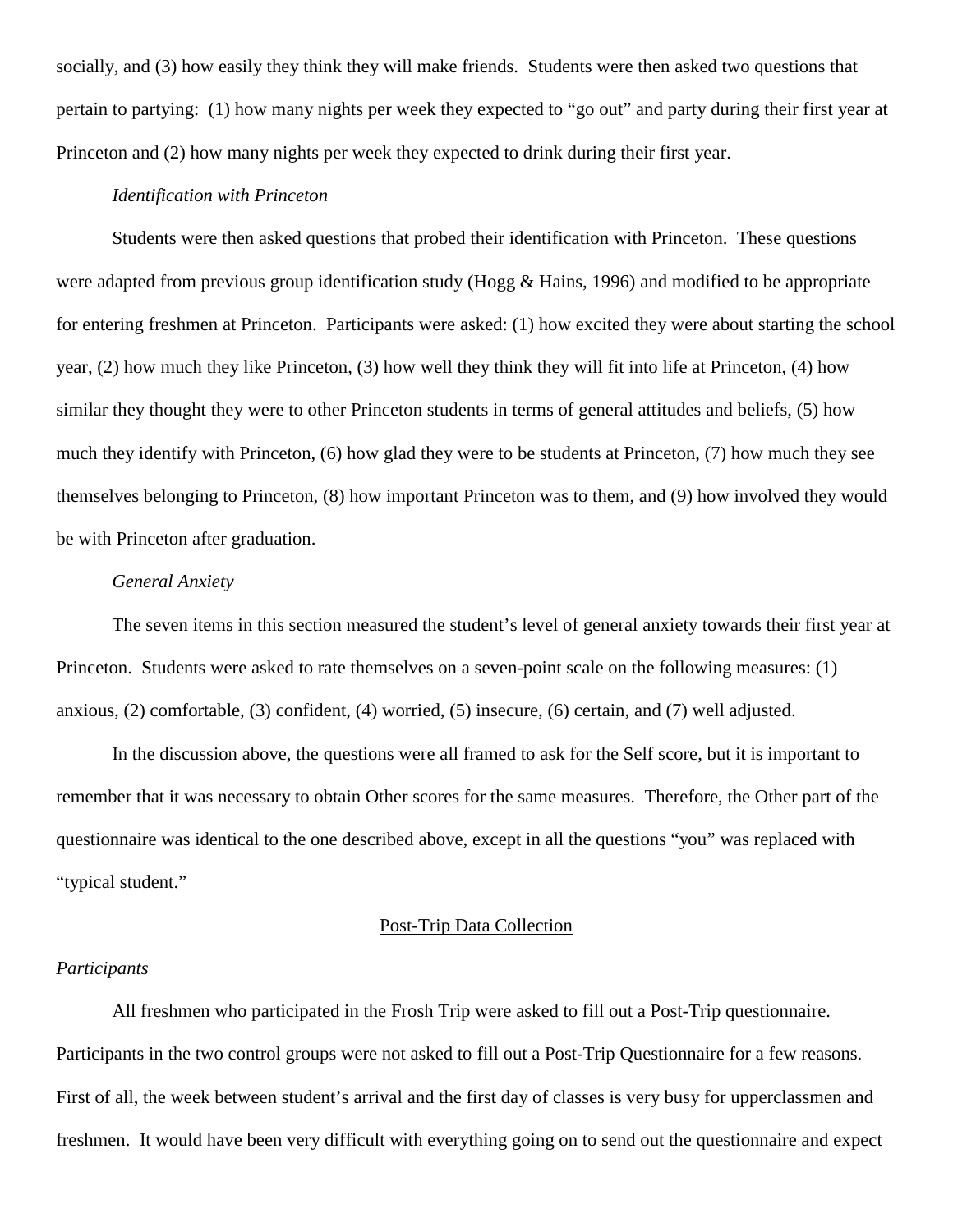socially, and (3) how easily they think they will make friends. Students were then asked two questions that pertain to partying: (1) how many nights per week they expected to "go out" and party during their first year at Princeton and (2) how many nights per week they expected to drink during their first year.

*Identification with Princeton*

Students were then asked questions that probed their identification with Princeton. These questions were adapted from previous group identification study (Hogg & Hains, 1996) and modified to be appropriate for entering freshmen at Princeton. Participants were asked: (1) how excited they were about starting the school year, (2) how much they like Princeton, (3) how well they think they will fit into life at Princeton, (4) how similar they thought they were to other Princeton students in terms of general attitudes and beliefs, (5) how much they identify with Princeton, (6) how glad they were to be students at Princeton, (7) how much they see themselves belonging to Princeton, (8) how important Princeton was to them, and (9) how involved they would be with Princeton after graduation.

*General Anxiety*

The seven items in this section measured the student's level of general anxiety towards their first year at Princeton. Students were asked to rate themselves on a seven-point scale on the following measures: (1) anxious, (2) comfortable, (3) confident, (4) worried, (5) insecure, (6) certain, and (7) well adjusted.

In the discussion above, the questions were all framed to ask for the Self score, but it is important to remember that it was necessary to obtain Other scores for the same measures. Therefore, the Other part of the questionnaire was identical to the one described above, except in all the questions "you" was replaced with "typical student."

## Post-Trip Data Collection

*Participants*

All freshmen who participated in the Frosh Trip were asked to fill out a Post-Trip questionnaire. Participants in the two control groups were not asked to fill out a Post-Trip Questionnaire for a few reasons. First of all, the week between student's arrival and the first day of classes is very busy for upperclassmen and freshmen. It would have been very difficult with everything going on to send out the questionnaire and expect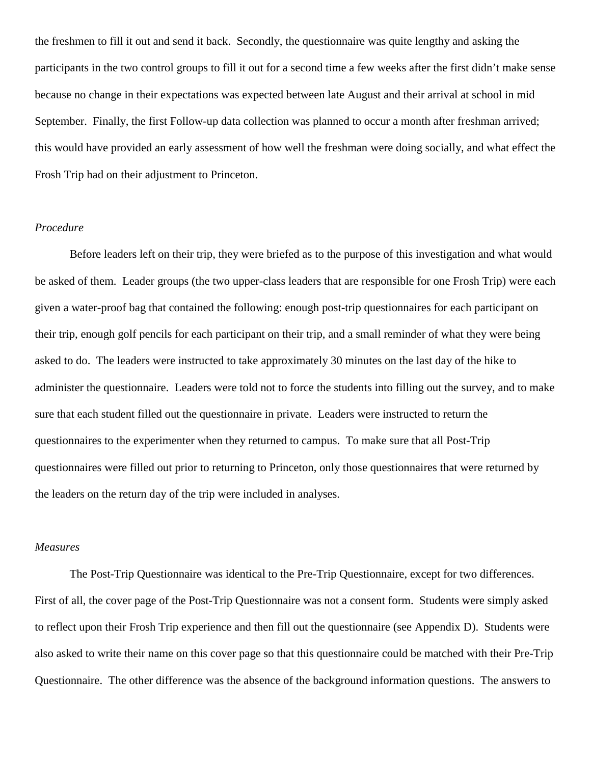the freshmen to fill it out and send it back. Secondly, the questionnaire was quite lengthy and asking the participants in the two control groups to fill it out for a second time a few weeks after the first didn't make sense because no change in their expectations was expected between late August and their arrival at school in mid September. Finally, the first Follow-up data collection was planned to occur a month after freshman arrived; this would have provided an early assessment of how well the freshman were doing socially, and what effect the Frosh Trip had on their adjustment to Princeton.

*Procedure*

Before leaders left on their trip, they were briefed as to the purpose of this investigation and what would be asked of them. Leader groups (the two upper-class leaders that are responsible for one Frosh Trip) were each given a water-proof bag that contained the following: enough post-trip questionnaires for each participant on their trip, enough golf pencils for each participant on their trip, and a small reminder of what they were being asked to do. The leaders were instructed to take approximately 30 minutes on the last day of the hike to administer the questionnaire. Leaders were told not to force the students into filling out the survey, and to make sure that each student filled out the questionnaire in private. Leaders were instructed to return the questionnaires to the experimenter when they returned to campus. To make sure that all Post-Trip questionnaires were filled out prior to returning to Princeton, only those questionnaires that were returned by the leaders on the return day of the trip were included in analyses.

*Measures*

The Post-Trip Questionnaire was identical to the Pre-Trip Questionnaire, except for two differences. First of all, the cover page of the Post-Trip Questionnaire was not a consent form. Students were simply asked to reflect upon their Frosh Trip experience and then fill out the questionnaire (see Appendix D). Students were also asked to write their name on this cover page so that this questionnaire could be matched with their Pre-Trip Questionnaire. The other difference was the absence of the background information questions. The answers to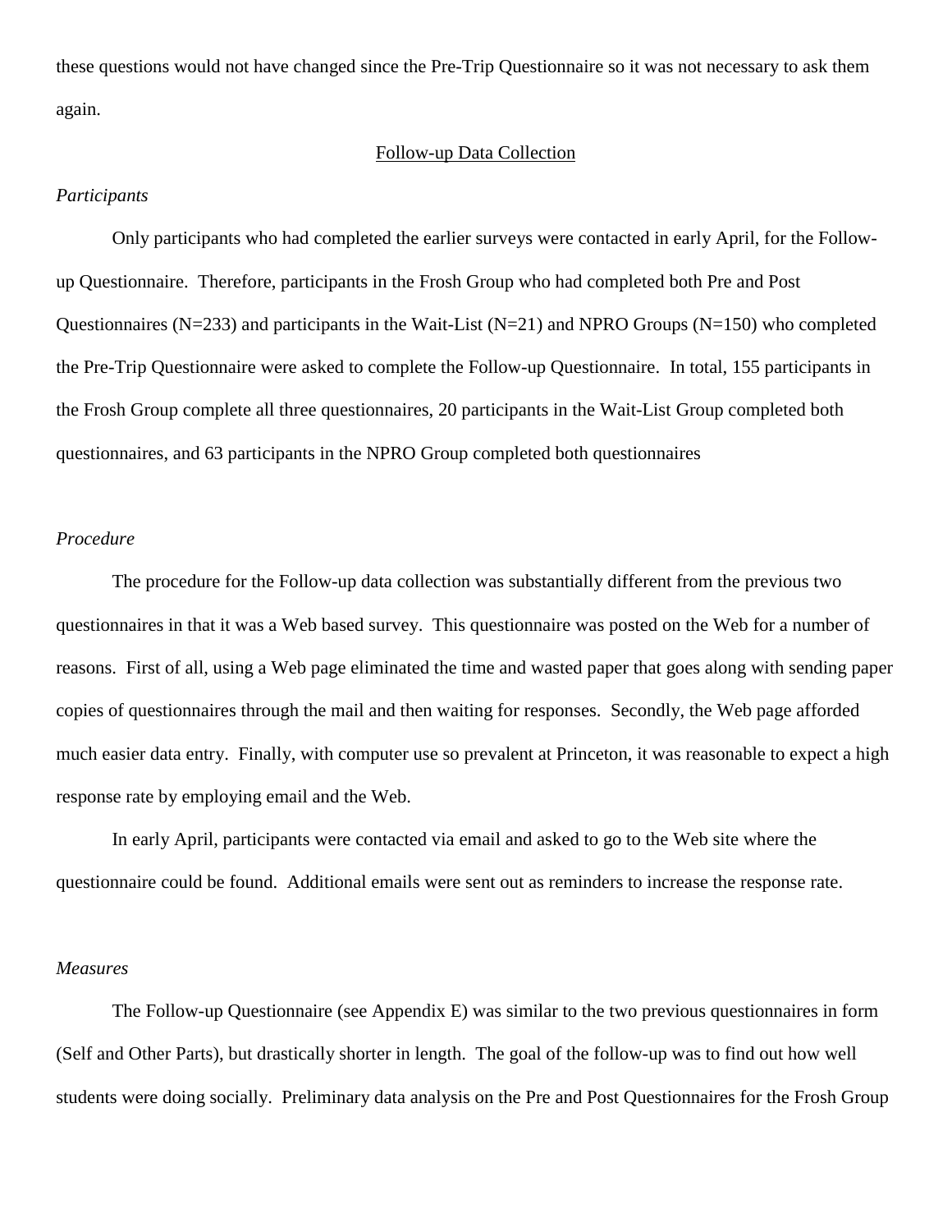these questions would not have changed since the Pre-Trip Questionnaire so it was not necessary to ask them again.

## Follow-up Data Collection

*Participants*

Only participants who had completed the earlier surveys were contacted in early April, for the Follow-up Questionnaire. Therefore, participants in the Frosh Group who had completed both Pre and Post Questionnaires (N=233) and participants in the Wait-List (N=21) and NPRO Groups (N=150) who completed the Pre-Trip Questionnaire were asked to complete the Follow-up Questionnaire. In total, 155 participants in the Frosh Group complete all three questionnaires, 20 participants in the Wait-List Group completed both questionnaires, and 63 participants in the NPRO Group completed both questionnaires

*Procedure*

The procedure for the Follow-up data collection was substantially different from the previous two questionnaires in that it was a Web based survey. This questionnaire was posted on the Web for a number of reasons. First of all, using a Web page eliminated the time and wasted paper that goes along with sending paper copies of questionnaires through the mail and then waiting for responses. Secondly, the Web page afforded much easier data entry. Finally, with computer use so prevalent at Princeton, it was reasonable to expect a high response rate by employing email and the Web.

In early April, participants were contacted via email and asked to go to the Web site where the questionnaire could be found. Additional emails were sent out as reminders to increase the response rate.

*Measures*

The Follow-up Questionnaire (see Appendix E) was similar to the two previous questionnaires in form (Self and Other Parts), but drastically shorter in length. The goal of the follow-up was to find out how well students were doing socially. Preliminary data analysis on the Pre and Post Questionnaires for the Frosh Group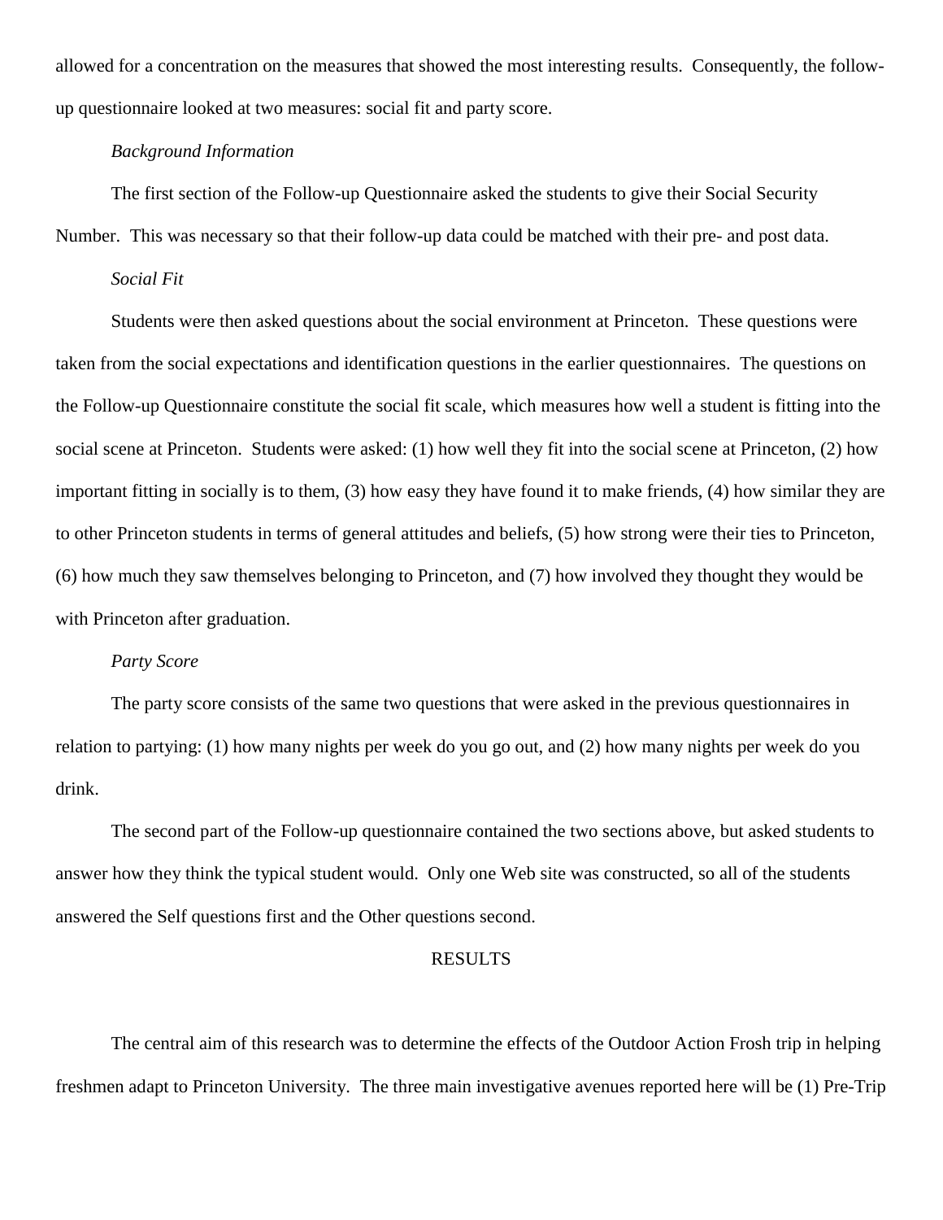allowed for a concentration on the measures that showed the most interesting results. Consequently, the follow-up questionnaire looked at two measures: social fit and party score.

*Background Information*

The first section of the Follow-up Questionnaire asked the students to give their Social Security Number. This was necessary so that their follow-up data could be matched with their pre- and post data.

*Social Fit*

Students were then asked questions about the social environment at Princeton. These questions were taken from the social expectations and identification questions in the earlier questionnaires. The questions on the Follow-up Questionnaire constitute the social fit scale, which measures how well a student is fitting into the social scene at Princeton. Students were asked: (1) how well they fit into the social scene at Princeton, (2) how important fitting in socially is to them, (3) how easy they have found it to make friends, (4) how similar they are to other Princeton students in terms of general attitudes and beliefs, (5) how strong were their ties to Princeton, (6) how much they saw themselves belonging to Princeton, and (7) how involved they thought they would be with Princeton after graduation.

*Party Score*

The party score consists of the same two questions that were asked in the previous questionnaires in relation to partying: (1) how many nights per week do you go out, and (2) how many nights per week do you drink.

The second part of the Follow-up questionnaire contained the two sections above, but asked students to answer how they think the typical student would. Only one Web site was constructed, so all of the students answered the Self questions first and the Other questions second.

## RESULTS

The central aim of this research was to determine the effects of the Outdoor Action Frosh trip in helping freshmen adapt to Princeton University. The three main investigative avenues reported here will be (1) Pre-Trip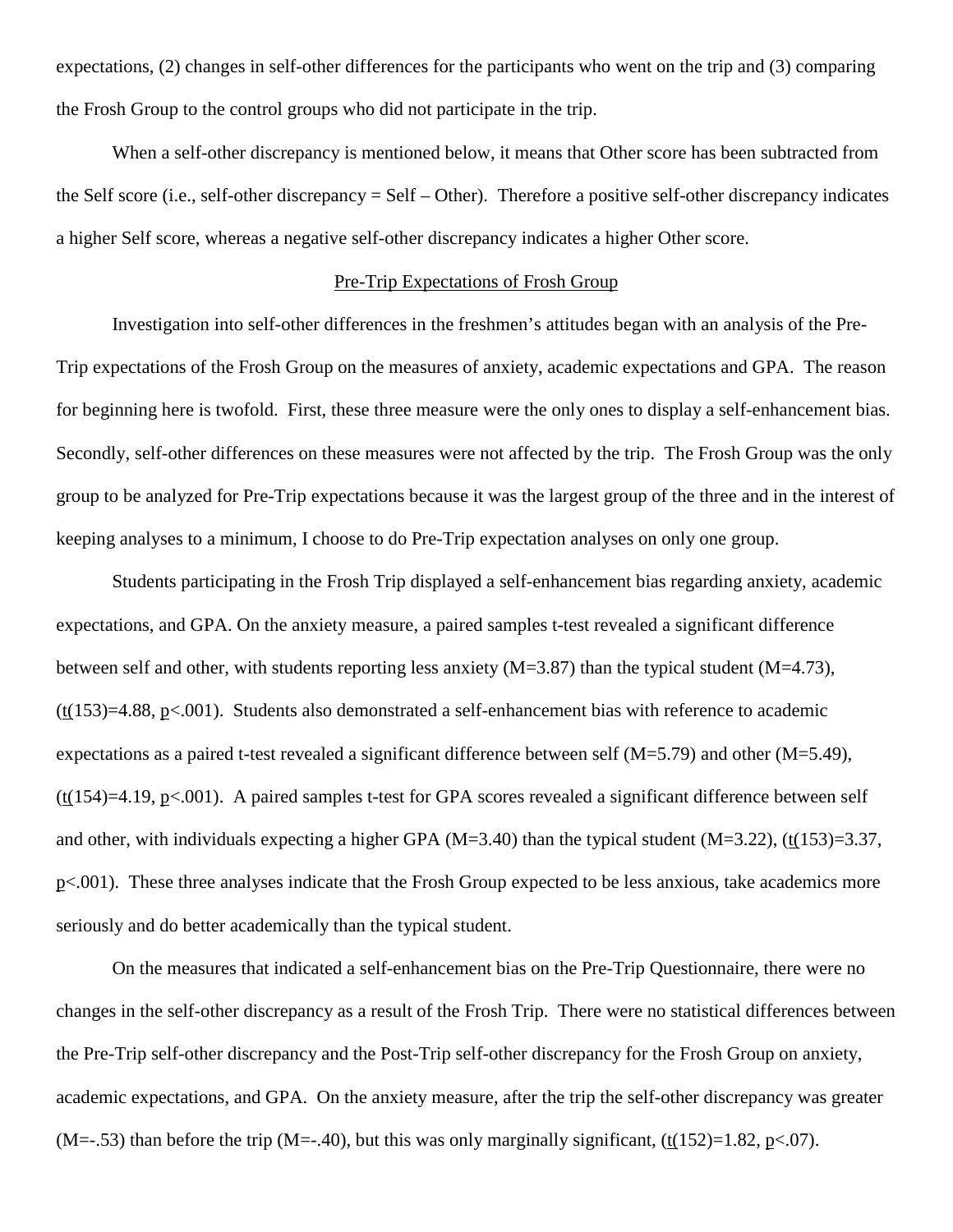expectations, (2) changes in self-other differences for the participants who went on the trip and (3) comparing the Frosh Group to the control groups who did not participate in the trip.

When a self-other discrepancy is mentioned below, it means that Other score has been subtracted from the Self score (i.e., self-other discrepancy = Self – Other). Therefore a positive self-other discrepancy indicates a higher Self score, whereas a negative self-other discrepancy indicates a higher Other score.

## Pre-Trip Expectations of Frosh Group

Investigation into self-other differences in the freshmen's attitudes began with an analysis of the Pre-Trip expectations of the Frosh Group on the measures of anxiety, academic expectations and GPA. The reason for beginning here is twofold. First, these three measure were the only ones to display a self-enhancement bias. Secondly, self-other differences on these measures were not affected by the trip. The Frosh Group was the only group to be analyzed for Pre-Trip expectations because it was the largest group of the three and in the interest of keeping analyses to a minimum, I choose to do Pre-Trip expectation analyses on only one group.

Students participating in the Frosh Trip displayed a self-enhancement bias regarding anxiety, academic expectations, and GPA. On the anxiety measure, a paired samples t-test revealed a significant difference between self and other, with students reporting less anxiety ($M=3.87$) than the typical student ($M=4.73$), ($t(153)=4.88$, $p<.001$). Students also demonstrated a self-enhancement bias with reference to academic expectations as a paired t-test revealed a significant difference between self ($M=5.79$) and other ($M=5.49$), ($t(154)=4.19$, $p<.001$). A paired samples t-test for GPA scores revealed a significant difference between self and other, with individuals expecting a higher GPA ($M=3.40$) than the typical student ($M=3.22$), ($t(153)=3.37$, $p<.001$). These three analyses indicate that the Frosh Group expected to be less anxious, take academics more seriously and do better academically than the typical student.

On the measures that indicated a self-enhancement bias on the Pre-Trip Questionnaire, there were no changes in the self-other discrepancy as a result of the Frosh Trip. There were no statistical differences between the Pre-Trip self-other discrepancy and the Post-Trip self-other discrepancy for the Frosh Group on anxiety, academic expectations, and GPA. On the anxiety measure, after the trip the self-other discrepancy was greater ($M=-.53$) than before the trip ($M=-.40$), but this was only marginally significant, ($t(152)=1.82$, $p<.07$).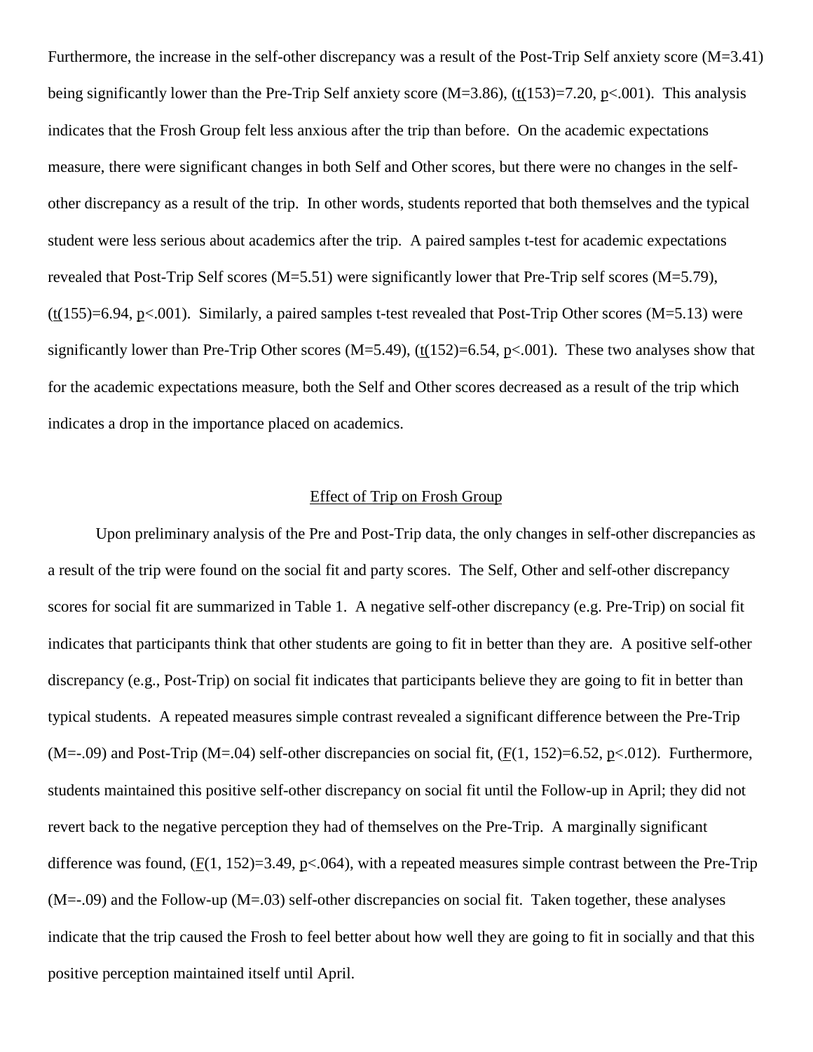Furthermore, the increase in the self-other discrepancy was a result of the Post-Trip Self anxiety score (M=3.41) being significantly lower than the Pre-Trip Self anxiety score (M=3.86), ($t(153)=7.20$, $p<.001$). This analysis indicates that the Frosh Group felt less anxious after the trip than before. On the academic expectations measure, there were significant changes in both Self and Other scores, but there were no changes in the self-other discrepancy as a result of the trip. In other words, students reported that both themselves and the typical student were less serious about academics after the trip. A paired samples t-test for academic expectations revealed that Post-Trip Self scores (M=5.51) were significantly lower that Pre-Trip self scores (M=5.79), ($t(155)=6.94$, $p<.001$). Similarly, a paired samples t-test revealed that Post-Trip Other scores (M=5.13) were significantly lower than Pre-Trip Other scores (M=5.49), ($t(152)=6.54$, $p<.001$). These two analyses show that for the academic expectations measure, both the Self and Other scores decreased as a result of the trip which indicates a drop in the importance placed on academics.

## Effect of Trip on Frosh Group

Upon preliminary analysis of the Pre and Post-Trip data, the only changes in self-other discrepancies as a result of the trip were found on the social fit and party scores. The Self, Other and self-other discrepancy scores for social fit are summarized in Table 1. A negative self-other discrepancy (e.g. Pre-Trip) on social fit indicates that participants think that other students are going to fit in better than they are. A positive self-other discrepancy (e.g., Post-Trip) on social fit indicates that participants believe they are going to fit in better than typical students. A repeated measures simple contrast revealed a significant difference between the Pre-Trip (M=-.09) and Post-Trip (M=.04) self-other discrepancies on social fit, ($F(1, 152)=6.52$, $p<.012$). Furthermore, students maintained this positive self-other discrepancy on social fit until the Follow-up in April; they did not revert back to the negative perception they had of themselves on the Pre-Trip. A marginally significant difference was found, ($F(1, 152)=3.49$, $p<.064$), with a repeated measures simple contrast between the Pre-Trip (M=-.09) and the Follow-up (M=.03) self-other discrepancies on social fit. Taken together, these analyses indicate that the trip caused the Frosh to feel better about how well they are going to fit in socially and that this positive perception maintained itself until April.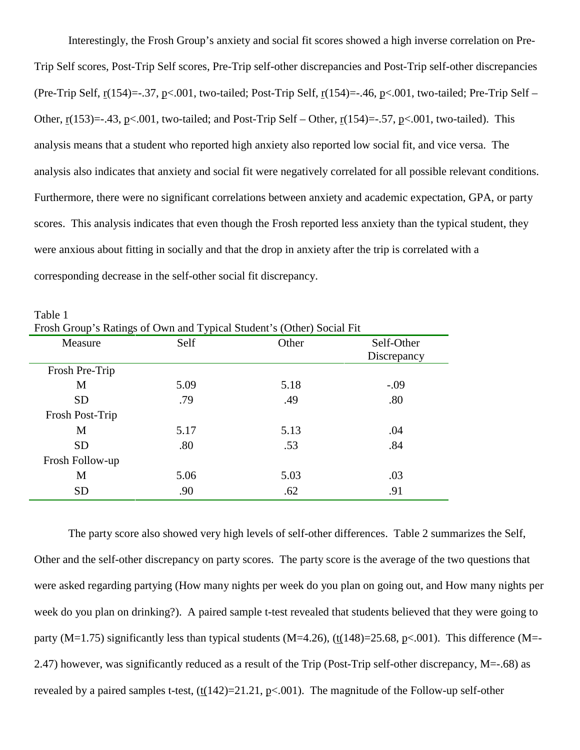Interestingly, the Frosh Group's anxiety and social fit scores showed a high inverse correlation on Pre-Trip Self scores, Post-Trip Self scores, Pre-Trip self-other discrepancies and Post-Trip self-other discrepancies (Pre-Trip Self, $r(154)=-.37$, $p<.001$, two-tailed; Post-Trip Self, $r(154)=-.46$, $p<.001$, two-tailed; Pre-Trip Self – Other, $r(153)=-.43$, $p<.001$, two-tailed; and Post-Trip Self – Other, $r(154)=-.57$, $p<.001$, two-tailed). This analysis means that a student who reported high anxiety also reported low social fit, and vice versa. The analysis also indicates that anxiety and social fit were negatively correlated for all possible relevant conditions. Furthermore, there were no significant correlations between anxiety and academic expectation, GPA, or party scores. This analysis indicates that even though the Frosh reported less anxiety than the typical student, they were anxious about fitting in socially and that the drop in anxiety after the trip is correlated with a corresponding decrease in the self-other social fit discrepancy.

Table 1
Frosh Group's Ratings of Own and Typical Student's (Other) Social Fit

| Measure | Self | Other | Self-Other Discrepancy |
|---|---|---|---|
| Frosh Pre-Trip | | | |
| M | 5.09 | 5.18 | -.09 |
| SD | .79 | .49 | .80 |
| Frosh Post-Trip | | | |
| M | 5.17 | 5.13 | .04 |
| SD | .80 | .53 | .84 |
| Frosh Follow-up | | | |
| M | 5.06 | 5.03 | .03 |
| SD | .90 | .62 | .91 |

The party score also showed very high levels of self-other differences. Table 2 summarizes the Self, Other and the self-other discrepancy on party scores. The party score is the average of the two questions that were asked regarding partying (How many nights per week do you plan on going out, and How many nights per week do you plan on drinking?). A paired sample t-test revealed that students believed that they were going to party ($M=1.75$) significantly less than typical students ($M=4.26$), ($t(148)=25.68$, $p<.001$). This difference ($M=-2.47$) however, was significantly reduced as a result of the Trip (Post-Trip self-other discrepancy, $M=-.68$) as revealed by a paired samples t-test, ($t(142)=21.21$, $p<.001$). The magnitude of the Follow-up self-other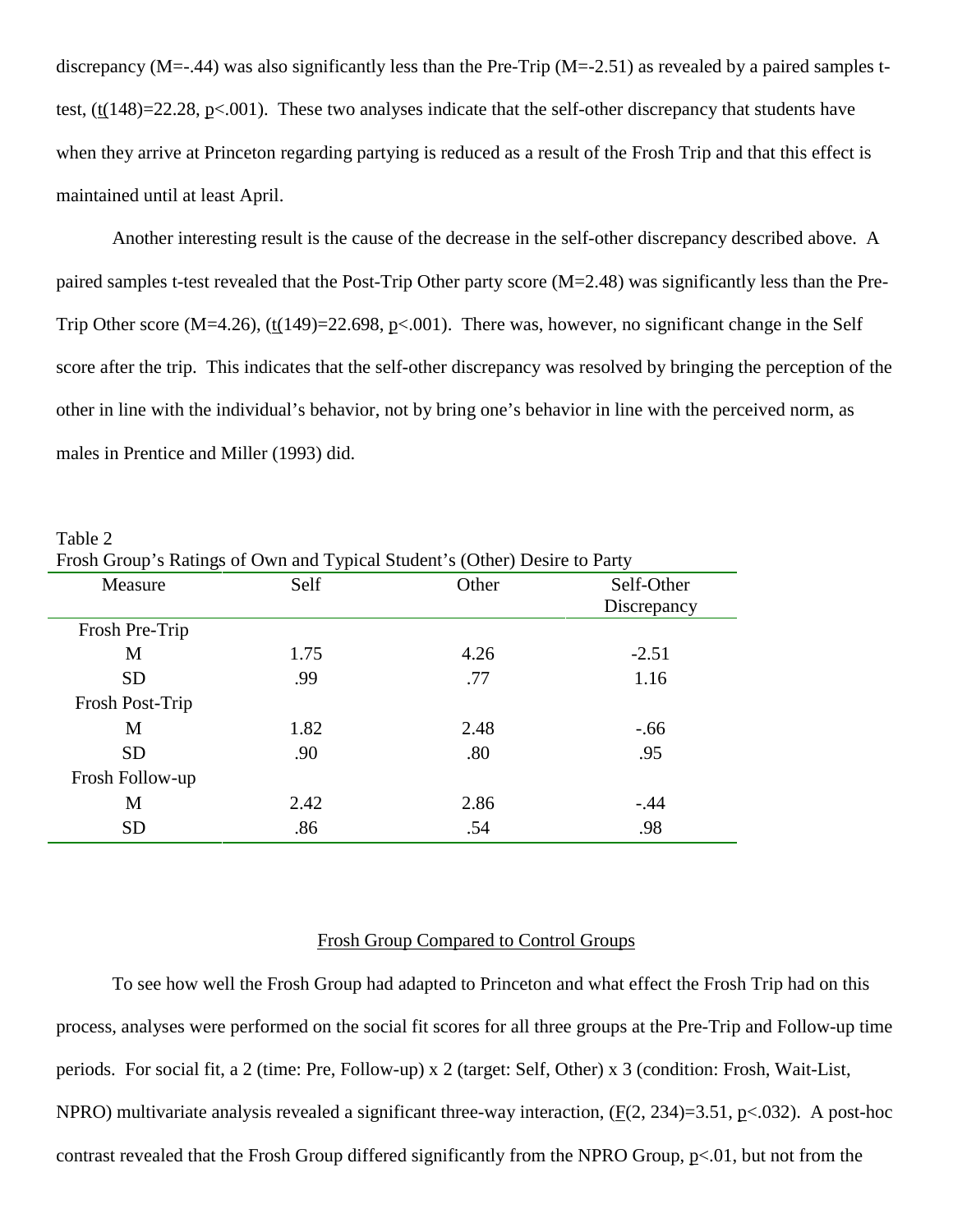discrepancy (M=-.44) was also significantly less than the Pre-Trip (M=-2.51) as revealed by a paired samples t-test, ($t(148)=22.28$, $p<.001$). These two analyses indicate that the self-other discrepancy that students have when they arrive at Princeton regarding partying is reduced as a result of the Frosh Trip and that this effect is maintained until at least April.

Another interesting result is the cause of the decrease in the self-other discrepancy described above. A paired samples t-test revealed that the Post-Trip Other party score (M=2.48) was significantly less than the Pre-Trip Other score (M=4.26), ($t(149)=22.698$, $p<.001$). There was, however, no significant change in the Self score after the trip. This indicates that the self-other discrepancy was resolved by bringing the perception of the other in line with the individual's behavior, not by bring one's behavior in line with the perceived norm, as males in Prentice and Miller (1993) did.

Table 2
Frosh Group's Ratings of Own and Typical Student's (Other) Desire to Party

| Measure | Self | Other | Self-Other Discrepancy |
|---|---|---|---|
| Frosh Pre-Trip | | | |
| M | 1.75 | 4.26 | -2.51 |
| SD | .99 | .77 | 1.16 |
| Frosh Post-Trip | | | |
| M | 1.82 | 2.48 | -.66 |
| SD | .90 | .80 | .95 |
| Frosh Follow-up | | | |
| M | 2.42 | 2.86 | -.44 |
| SD | .86 | .54 | .98 |

## Frosh Group Compared to Control Groups

To see how well the Frosh Group had adapted to Princeton and what effect the Frosh Trip had on this process, analyses were performed on the social fit scores for all three groups at the Pre-Trip and Follow-up time periods. For social fit, a 2 (time: Pre, Follow-up) x 2 (target: Self, Other) x 3 (condition: Frosh, Wait-List, NPRO) multivariate analysis revealed a significant three-way interaction, ($F(2, 234)=3.51$, $p<.032$). A post-hoc contrast revealed that the Frosh Group differed significantly from the NPRO Group, $p<.01$, but not from the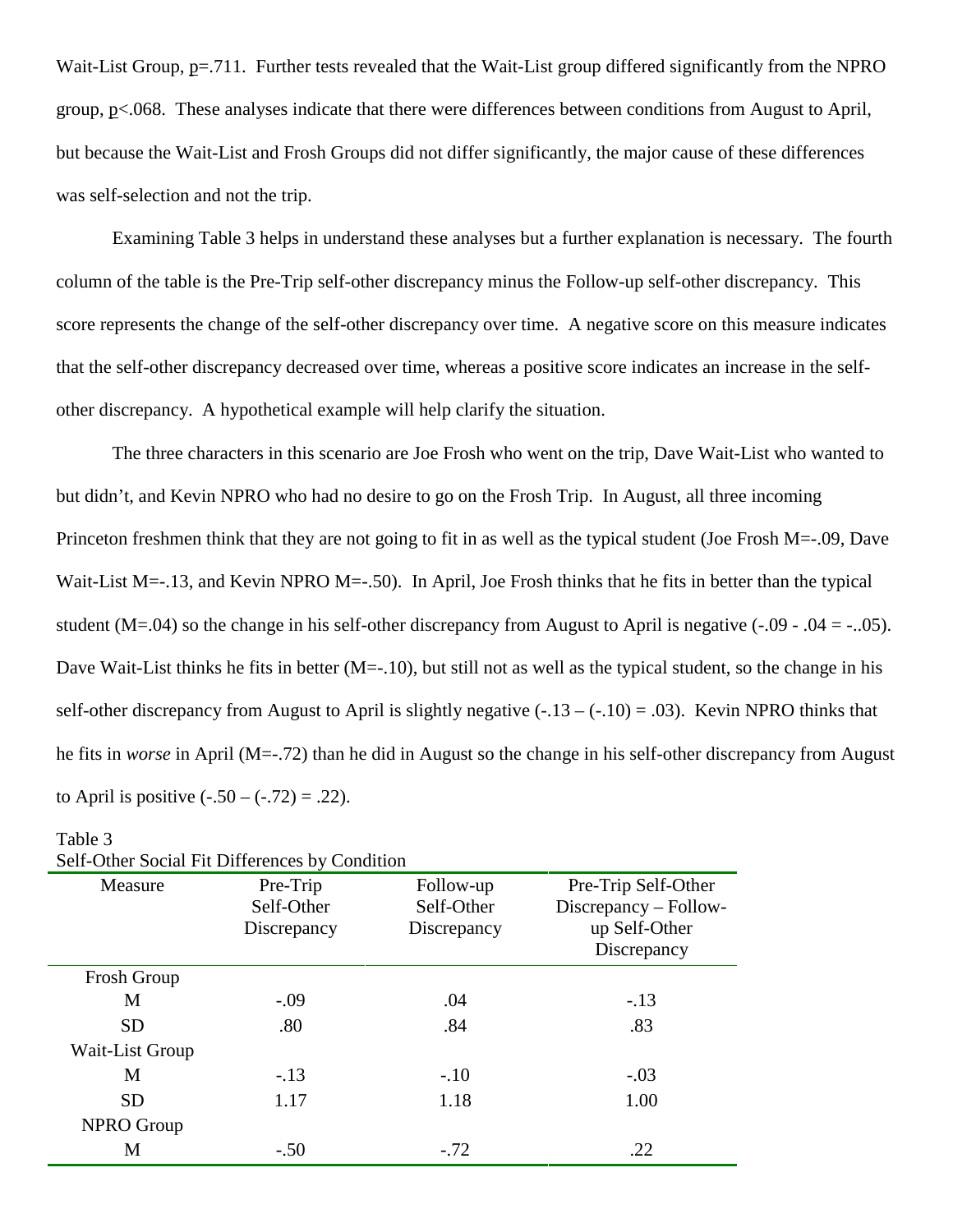Wait-List Group, p=.711. Further tests revealed that the Wait-List group differed significantly from the NPRO group, p<.068. These analyses indicate that there were differences between conditions from August to April, but because the Wait-List and Frosh Groups did not differ significantly, the major cause of these differences was self-selection and not the trip.

Examining Table 3 helps in understand these analyses but a further explanation is necessary. The fourth column of the table is the Pre-Trip self-other discrepancy minus the Follow-up self-other discrepancy. This score represents the change of the self-other discrepancy over time. A negative score on this measure indicates that the self-other discrepancy decreased over time, whereas a positive score indicates an increase in the self-other discrepancy. A hypothetical example will help clarify the situation.

The three characters in this scenario are Joe Frosh who went on the trip, Dave Wait-List who wanted to but didn't, and Kevin NPRO who had no desire to go on the Frosh Trip. In August, all three incoming Princeton freshmen think that they are not going to fit in as well as the typical student (Joe Frosh M=-.09, Dave Wait-List M=-.13, and Kevin NPRO M=-.50). In April, Joe Frosh thinks that he fits in better than the typical student (M=.04) so the change in his self-other discrepancy from August to April is negative (-.09 - .04 = -..05). Dave Wait-List thinks he fits in better (M=-.10), but still not as well as the typical student, so the change in his self-other discrepancy from August to April is slightly negative (-.13 – (-.10) = .03). Kevin NPRO thinks that he fits in *worse* in April (M=-.72) than he did in August so the change in his self-other discrepancy from August to April is positive (-.50 – (-.72) = .22).

Table 3
Self-Other Social Fit Differences by Condition

| Measure | Pre-Trip Self-Other Discrepancy | Follow-up Self-Other Discrepancy | Pre-Trip Self-Other Discrepancy – Follow-up Self-Other Discrepancy |
|---|---|---|---|
| Frosh Group | | | |
| M | -.09 | .04 | -.13 |
| SD | .80 | .84 | .83 |
| Wait-List Group | | | |
| M | -.13 | -.10 | -.03 |
| SD | 1.17 | 1.18 | 1.00 |
| NPRO Group | | | |
| M | -.50 | -.72 | .22 |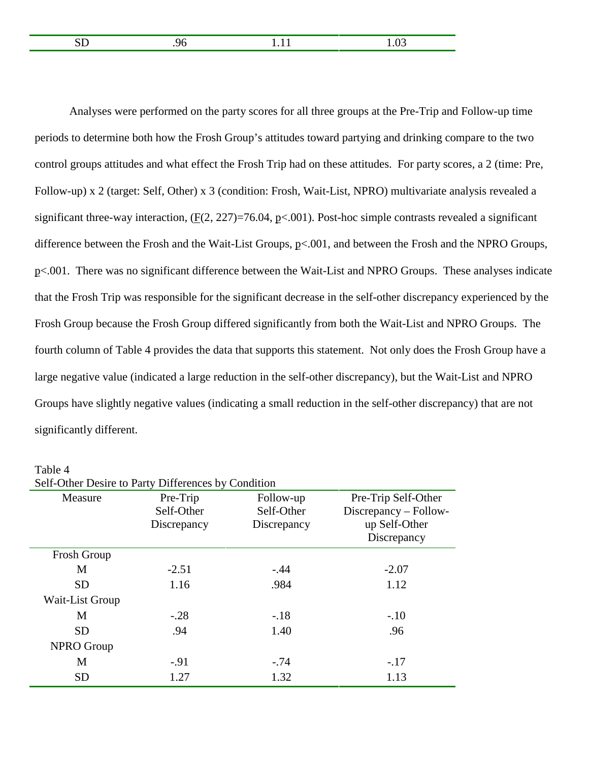| SD | .96 | 1.11 | 1.03 |
|---|---|---|---|

Analyses were performed on the party scores for all three groups at the Pre-Trip and Follow-up time periods to determine both how the Frosh Group's attitudes toward partying and drinking compare to the two control groups attitudes and what effect the Frosh Trip had on these attitudes. For party scores, a 2 (time: Pre, Follow-up) x 2 (target: Self, Other) x 3 (condition: Frosh, Wait-List, NPRO) multivariate analysis revealed a significant three-way interaction, ($F(2, 227)=76.04$, $p<.001$). Post-hoc simple contrasts revealed a significant difference between the Frosh and the Wait-List Groups, $p<.001$, and between the Frosh and the NPRO Groups, $p<.001$. There was no significant difference between the Wait-List and NPRO Groups. These analyses indicate that the Frosh Trip was responsible for the significant decrease in the self-other discrepancy experienced by the Frosh Group because the Frosh Group differed significantly from both the Wait-List and NPRO Groups. The fourth column of Table 4 provides the data that supports this statement. Not only does the Frosh Group have a large negative value (indicated a large reduction in the self-other discrepancy), but the Wait-List and NPRO Groups have slightly negative values (indicating a small reduction in the self-other discrepancy) that are not significantly different.

Table 4
Self-Other Desire to Party Differences by Condition

| Measure | Pre-Trip Self-Other Discrepancy | Follow-up Self-Other Discrepancy | Pre-Trip Self-Other Discrepancy – Follow-up Self-Other Discrepancy |
|---|---|---|---|
| Frosh Group | | | |
| M | -2.51 | -.44 | -2.07 |
| SD | 1.16 | .984 | 1.12 |
| Wait-List Group | | | |
| M | -.28 | -.18 | -.10 |
| SD | .94 | 1.40 | .96 |
| NPRO Group | | | |
| M | -.91 | -.74 | -.17 |
| SD | 1.27 | 1.32 | 1.13 |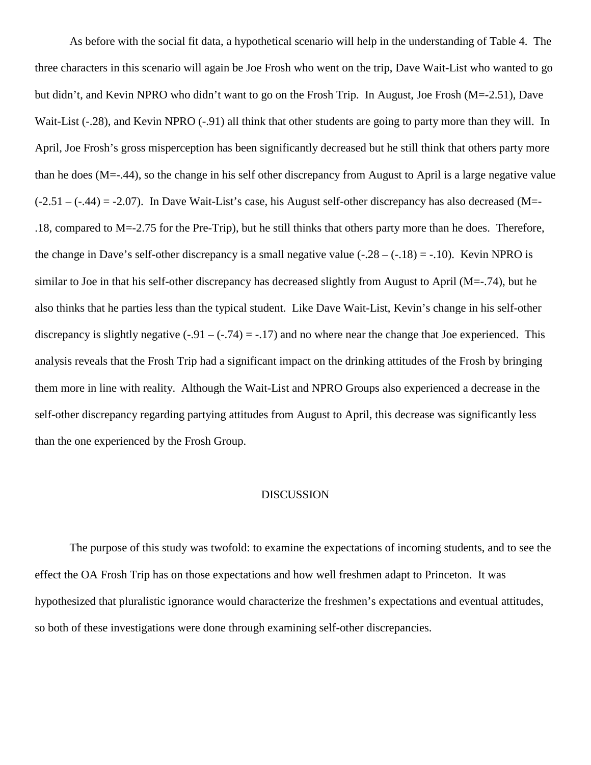As before with the social fit data, a hypothetical scenario will help in the understanding of Table 4. The three characters in this scenario will again be Joe Frosh who went on the trip, Dave Wait-List who wanted to go but didn't, and Kevin NPRO who didn't want to go on the Frosh Trip. In August, Joe Frosh ($M=-2.51$), Dave Wait-List ($-.28$), and Kevin NPRO ($-.91$) all think that other students are going to party more than they will. In April, Joe Frosh's gross misperception has been significantly decreased but he still think that others party more than he does ($M=-.44$), so the change in his self other discrepancy from August to April is a large negative value ($-2.51 - (-.44) = -2.07$). In Dave Wait-List's case, his August self-other discrepancy has also decreased ($M=-.18$, compared to $M=-2.75$ for the Pre-Trip), but he still thinks that others party more than he does. Therefore, the change in Dave's self-other discrepancy is a small negative value ($-.28 - (-.18) = -.10$). Kevin NPRO is similar to Joe in that his self-other discrepancy has decreased slightly from August to April ($M=-.74$), but he also thinks that he parties less than the typical student. Like Dave Wait-List, Kevin's change in his self-other discrepancy is slightly negative ($-.91 - (-.74) = -.17$) and no where near the change that Joe experienced. This analysis reveals that the Frosh Trip had a significant impact on the drinking attitudes of the Frosh by bringing them more in line with reality. Although the Wait-List and NPRO Groups also experienced a decrease in the self-other discrepancy regarding partying attitudes from August to April, this decrease was significantly less than the one experienced by the Frosh Group.

# DISCUSSION

The purpose of this study was twofold: to examine the expectations of incoming students, and to see the effect the OA Frosh Trip has on those expectations and how well freshmen adapt to Princeton. It was hypothesized that pluralistic ignorance would characterize the freshmen's expectations and eventual attitudes, so both of these investigations were done through examining self-other discrepancies.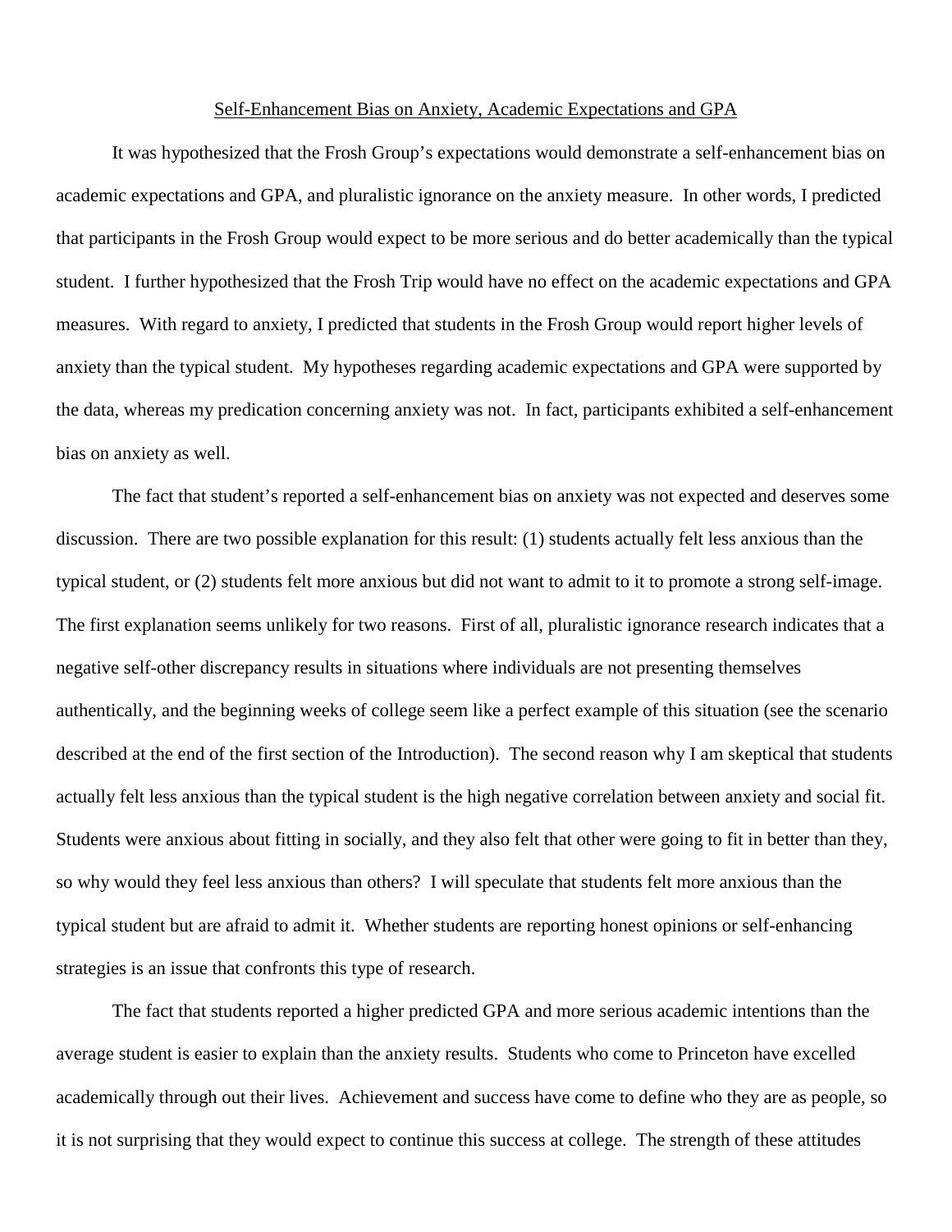## Self-Enhancement Bias on Anxiety, Academic Expectations and GPA

It was hypothesized that the Frosh Group's expectations would demonstrate a self-enhancement bias on academic expectations and GPA, and pluralistic ignorance on the anxiety measure. In other words, I predicted that participants in the Frosh Group would expect to be more serious and do better academically than the typical student. I further hypothesized that the Frosh Trip would have no effect on the academic expectations and GPA measures. With regard to anxiety, I predicted that students in the Frosh Group would report higher levels of anxiety than the typical student. My hypotheses regarding academic expectations and GPA were supported by the data, whereas my predication concerning anxiety was not. In fact, participants exhibited a self-enhancement bias on anxiety as well.

The fact that student's reported a self-enhancement bias on anxiety was not expected and deserves some discussion. There are two possible explanation for this result: (1) students actually felt less anxious than the typical student, or (2) students felt more anxious but did not want to admit to it to promote a strong self-image. The first explanation seems unlikely for two reasons. First of all, pluralistic ignorance research indicates that a negative self-other discrepancy results in situations where individuals are not presenting themselves authentically, and the beginning weeks of college seem like a perfect example of this situation (see the scenario described at the end of the first section of the Introduction). The second reason why I am skeptical that students actually felt less anxious than the typical student is the high negative correlation between anxiety and social fit. Students were anxious about fitting in socially, and they also felt that other were going to fit in better than they, so why would they feel less anxious than others? I will speculate that students felt more anxious than the typical student but are afraid to admit it. Whether students are reporting honest opinions or self-enhancing strategies is an issue that confronts this type of research.

The fact that students reported a higher predicted GPA and more serious academic intentions than the average student is easier to explain than the anxiety results. Students who come to Princeton have excelled academically through out their lives. Achievement and success have come to define who they are as people, so it is not surprising that they would expect to continue this success at college. The strength of these attitudes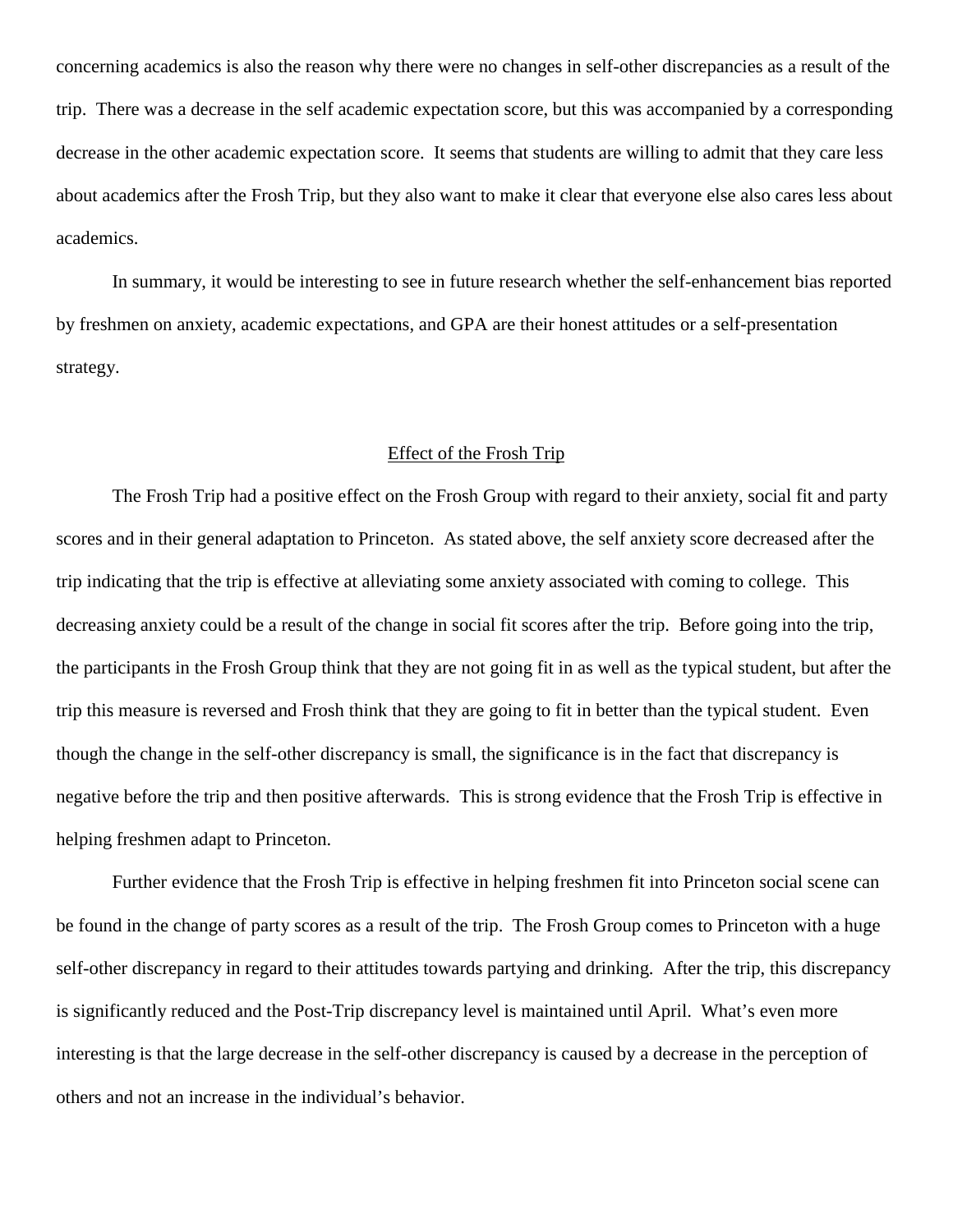concerning academics is also the reason why there were no changes in self-other discrepancies as a result of the trip. There was a decrease in the self academic expectation score, but this was accompanied by a corresponding decrease in the other academic expectation score. It seems that students are willing to admit that they care less about academics after the Frosh Trip, but they also want to make it clear that everyone else also cares less about academics.

In summary, it would be interesting to see in future research whether the self-enhancement bias reported by freshmen on anxiety, academic expectations, and GPA are their honest attitudes or a self-presentation strategy.

## Effect of the Frosh Trip

The Frosh Trip had a positive effect on the Frosh Group with regard to their anxiety, social fit and party scores and in their general adaptation to Princeton. As stated above, the self anxiety score decreased after the trip indicating that the trip is effective at alleviating some anxiety associated with coming to college. This decreasing anxiety could be a result of the change in social fit scores after the trip. Before going into the trip, the participants in the Frosh Group think that they are not going fit in as well as the typical student, but after the trip this measure is reversed and Frosh think that they are going to fit in better than the typical student. Even though the change in the self-other discrepancy is small, the significance is in the fact that discrepancy is negative before the trip and then positive afterwards. This is strong evidence that the Frosh Trip is effective in helping freshmen adapt to Princeton.

Further evidence that the Frosh Trip is effective in helping freshmen fit into Princeton social scene can be found in the change of party scores as a result of the trip. The Frosh Group comes to Princeton with a huge self-other discrepancy in regard to their attitudes towards partying and drinking. After the trip, this discrepancy is significantly reduced and the Post-Trip discrepancy level is maintained until April. What's even more interesting is that the large decrease in the self-other discrepancy is caused by a decrease in the perception of others and not an increase in the individual's behavior.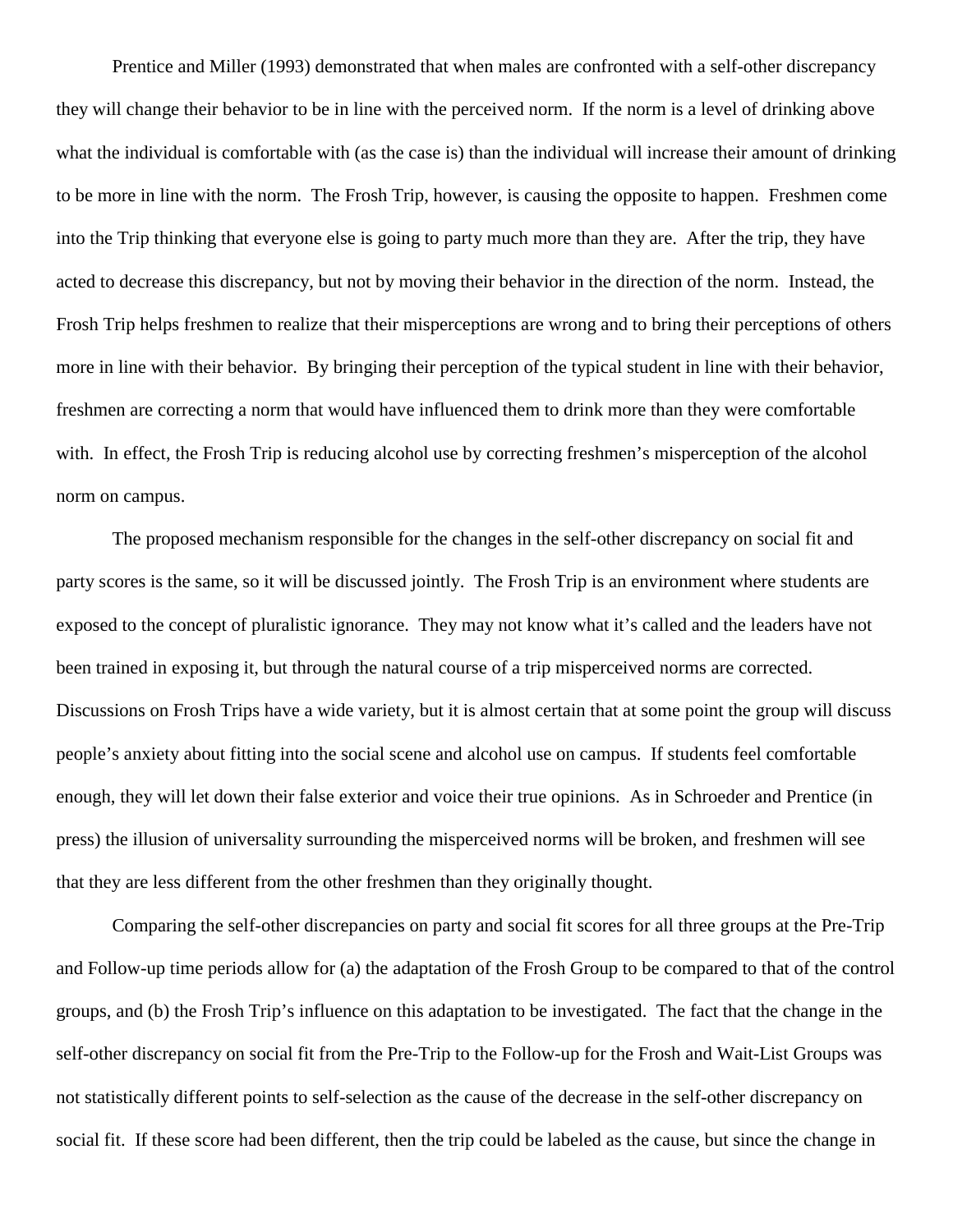Prentice and Miller (1993) demonstrated that when males are confronted with a self-other discrepancy they will change their behavior to be in line with the perceived norm. If the norm is a level of drinking above what the individual is comfortable with (as the case is) than the individual will increase their amount of drinking to be more in line with the norm. The Frosh Trip, however, is causing the opposite to happen. Freshmen come into the Trip thinking that everyone else is going to party much more than they are. After the trip, they have acted to decrease this discrepancy, but not by moving their behavior in the direction of the norm. Instead, the Frosh Trip helps freshmen to realize that their misperceptions are wrong and to bring their perceptions of others more in line with their behavior. By bringing their perception of the typical student in line with their behavior, freshmen are correcting a norm that would have influenced them to drink more than they were comfortable with. In effect, the Frosh Trip is reducing alcohol use by correcting freshmen's misperception of the alcohol norm on campus.

The proposed mechanism responsible for the changes in the self-other discrepancy on social fit and party scores is the same, so it will be discussed jointly. The Frosh Trip is an environment where students are exposed to the concept of pluralistic ignorance. They may not know what it's called and the leaders have not been trained in exposing it, but through the natural course of a trip misperceived norms are corrected. Discussions on Frosh Trips have a wide variety, but it is almost certain that at some point the group will discuss people's anxiety about fitting into the social scene and alcohol use on campus. If students feel comfortable enough, they will let down their false exterior and voice their true opinions. As in Schroeder and Prentice (in press) the illusion of universality surrounding the misperceived norms will be broken, and freshmen will see that they are less different from the other freshmen than they originally thought.

Comparing the self-other discrepancies on party and social fit scores for all three groups at the Pre-Trip and Follow-up time periods allow for (a) the adaptation of the Frosh Group to be compared to that of the control groups, and (b) the Frosh Trip's influence on this adaptation to be investigated. The fact that the change in the self-other discrepancy on social fit from the Pre-Trip to the Follow-up for the Frosh and Wait-List Groups was not statistically different points to self-selection as the cause of the decrease in the self-other discrepancy on social fit. If these score had been different, then the trip could be labeled as the cause, but since the change in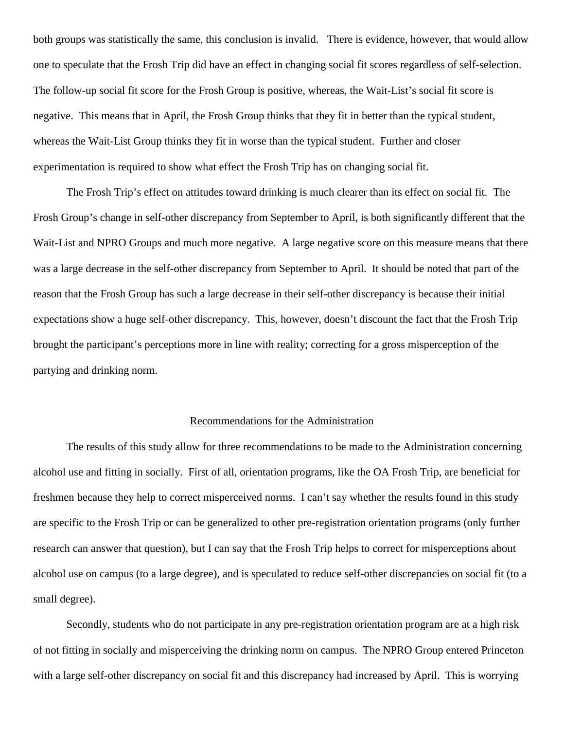both groups was statistically the same, this conclusion is invalid. There is evidence, however, that would allow one to speculate that the Frosh Trip did have an effect in changing social fit scores regardless of self-selection. The follow-up social fit score for the Frosh Group is positive, whereas, the Wait-List's social fit score is negative. This means that in April, the Frosh Group thinks that they fit in better than the typical student, whereas the Wait-List Group thinks they fit in worse than the typical student. Further and closer experimentation is required to show what effect the Frosh Trip has on changing social fit.

The Frosh Trip's effect on attitudes toward drinking is much clearer than its effect on social fit. The Frosh Group's change in self-other discrepancy from September to April, is both significantly different that the Wait-List and NPRO Groups and much more negative. A large negative score on this measure means that there was a large decrease in the self-other discrepancy from September to April. It should be noted that part of the reason that the Frosh Group has such a large decrease in their self-other discrepancy is because their initial expectations show a huge self-other discrepancy. This, however, doesn't discount the fact that the Frosh Trip brought the participant's perceptions more in line with reality; correcting for a gross misperception of the partying and drinking norm.

## Recommendations for the Administration

The results of this study allow for three recommendations to be made to the Administration concerning alcohol use and fitting in socially. First of all, orientation programs, like the OA Frosh Trip, are beneficial for freshmen because they help to correct misperceived norms. I can't say whether the results found in this study are specific to the Frosh Trip or can be generalized to other pre-registration orientation programs (only further research can answer that question), but I can say that the Frosh Trip helps to correct for misperceptions about alcohol use on campus (to a large degree), and is speculated to reduce self-other discrepancies on social fit (to a small degree).

Secondly, students who do not participate in any pre-registration orientation program are at a high risk of not fitting in socially and misperceiving the drinking norm on campus. The NPRO Group entered Princeton with a large self-other discrepancy on social fit and this discrepancy had increased by April. This is worrying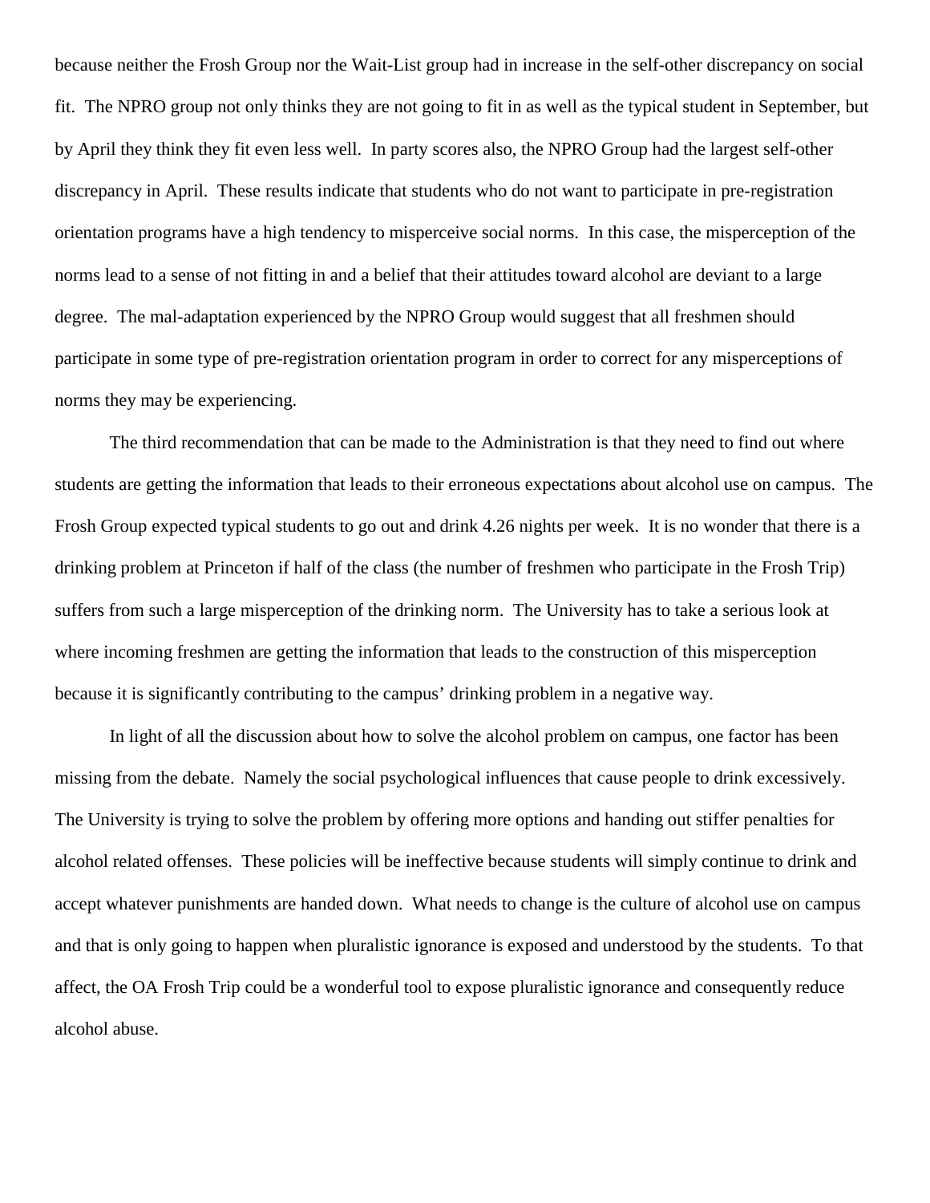because neither the Frosh Group nor the Wait-List group had in increase in the self-other discrepancy on social fit. The NPRO group not only thinks they are not going to fit in as well as the typical student in September, but by April they think they fit even less well. In party scores also, the NPRO Group had the largest self-other discrepancy in April. These results indicate that students who do not want to participate in pre-registration orientation programs have a high tendency to misperceive social norms. In this case, the misperception of the norms lead to a sense of not fitting in and a belief that their attitudes toward alcohol are deviant to a large degree. The mal-adaptation experienced by the NPRO Group would suggest that all freshmen should participate in some type of pre-registration orientation program in order to correct for any misperceptions of norms they may be experiencing.

The third recommendation that can be made to the Administration is that they need to find out where students are getting the information that leads to their erroneous expectations about alcohol use on campus. The Frosh Group expected typical students to go out and drink 4.26 nights per week. It is no wonder that there is a drinking problem at Princeton if half of the class (the number of freshmen who participate in the Frosh Trip) suffers from such a large misperception of the drinking norm. The University has to take a serious look at where incoming freshmen are getting the information that leads to the construction of this misperception because it is significantly contributing to the campus' drinking problem in a negative way.

In light of all the discussion about how to solve the alcohol problem on campus, one factor has been missing from the debate. Namely the social psychological influences that cause people to drink excessively. The University is trying to solve the problem by offering more options and handing out stiffer penalties for alcohol related offenses. These policies will be ineffective because students will simply continue to drink and accept whatever punishments are handed down. What needs to change is the culture of alcohol use on campus and that is only going to happen when pluralistic ignorance is exposed and understood by the students. To that affect, the OA Frosh Trip could be a wonderful tool to expose pluralistic ignorance and consequently reduce alcohol abuse.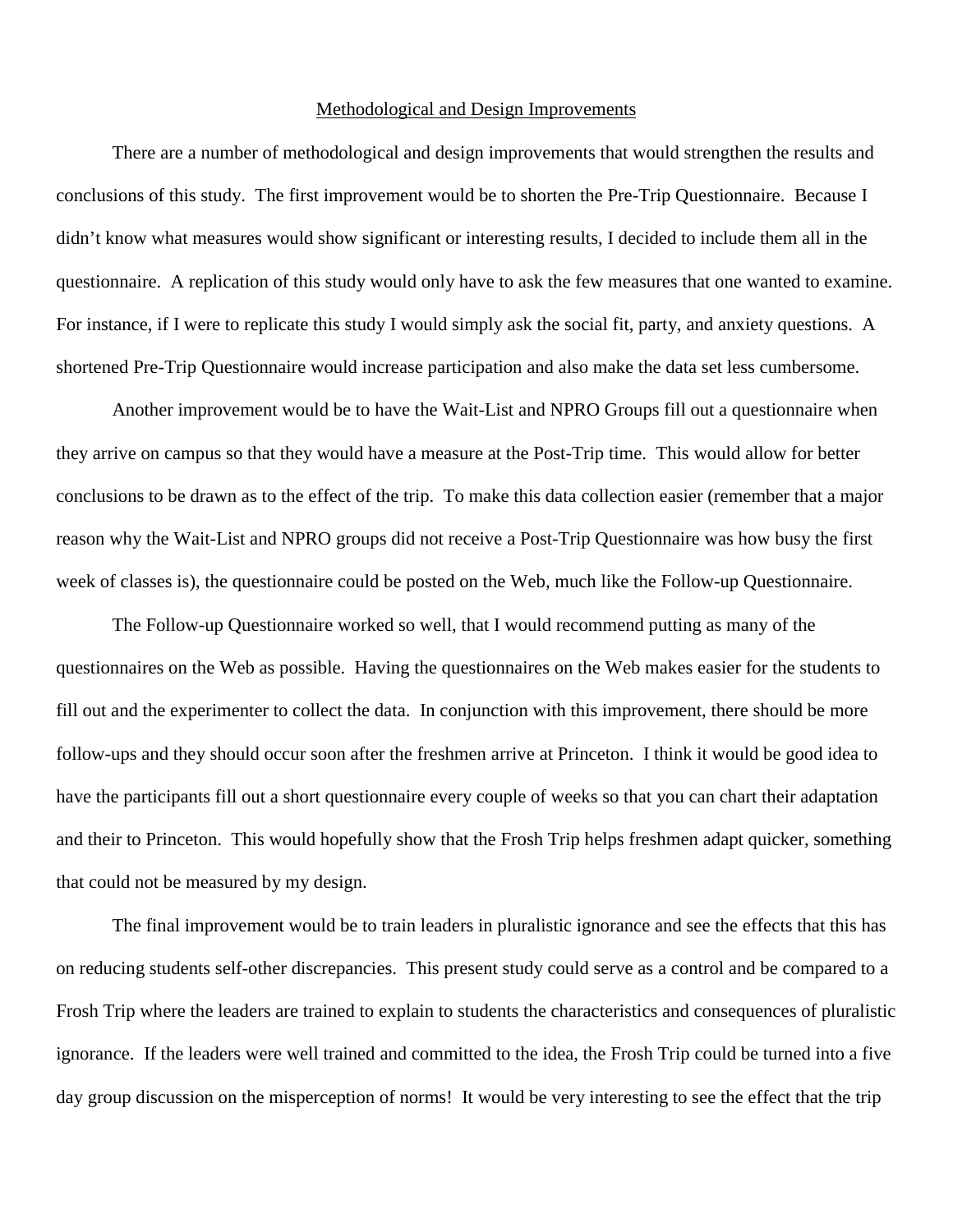Methodological and Design Improvements

There are a number of methodological and design improvements that would strengthen the results and conclusions of this study. The first improvement would be to shorten the Pre-Trip Questionnaire. Because I didn't know what measures would show significant or interesting results, I decided to include them all in the questionnaire. A replication of this study would only have to ask the few measures that one wanted to examine. For instance, if I were to replicate this study I would simply ask the social fit, party, and anxiety questions. A shortened Pre-Trip Questionnaire would increase participation and also make the data set less cumbersome.

Another improvement would be to have the Wait-List and NPRO Groups fill out a questionnaire when they arrive on campus so that they would have a measure at the Post-Trip time. This would allow for better conclusions to be drawn as to the effect of the trip. To make this data collection easier (remember that a major reason why the Wait-List and NPRO groups did not receive a Post-Trip Questionnaire was how busy the first week of classes is), the questionnaire could be posted on the Web, much like the Follow-up Questionnaire.

The Follow-up Questionnaire worked so well, that I would recommend putting as many of the questionnaires on the Web as possible. Having the questionnaires on the Web makes easier for the students to fill out and the experimenter to collect the data. In conjunction with this improvement, there should be more follow-ups and they should occur soon after the freshmen arrive at Princeton. I think it would be good idea to have the participants fill out a short questionnaire every couple of weeks so that you can chart their adaptation and their to Princeton. This would hopefully show that the Frosh Trip helps freshmen adapt quicker, something that could not be measured by my design.

The final improvement would be to train leaders in pluralistic ignorance and see the effects that this has on reducing students self-other discrepancies. This present study could serve as a control and be compared to a Frosh Trip where the leaders are trained to explain to students the characteristics and consequences of pluralistic ignorance. If the leaders were well trained and committed to the idea, the Frosh Trip could be turned into a five day group discussion on the misperception of norms! It would be very interesting to see the effect that the trip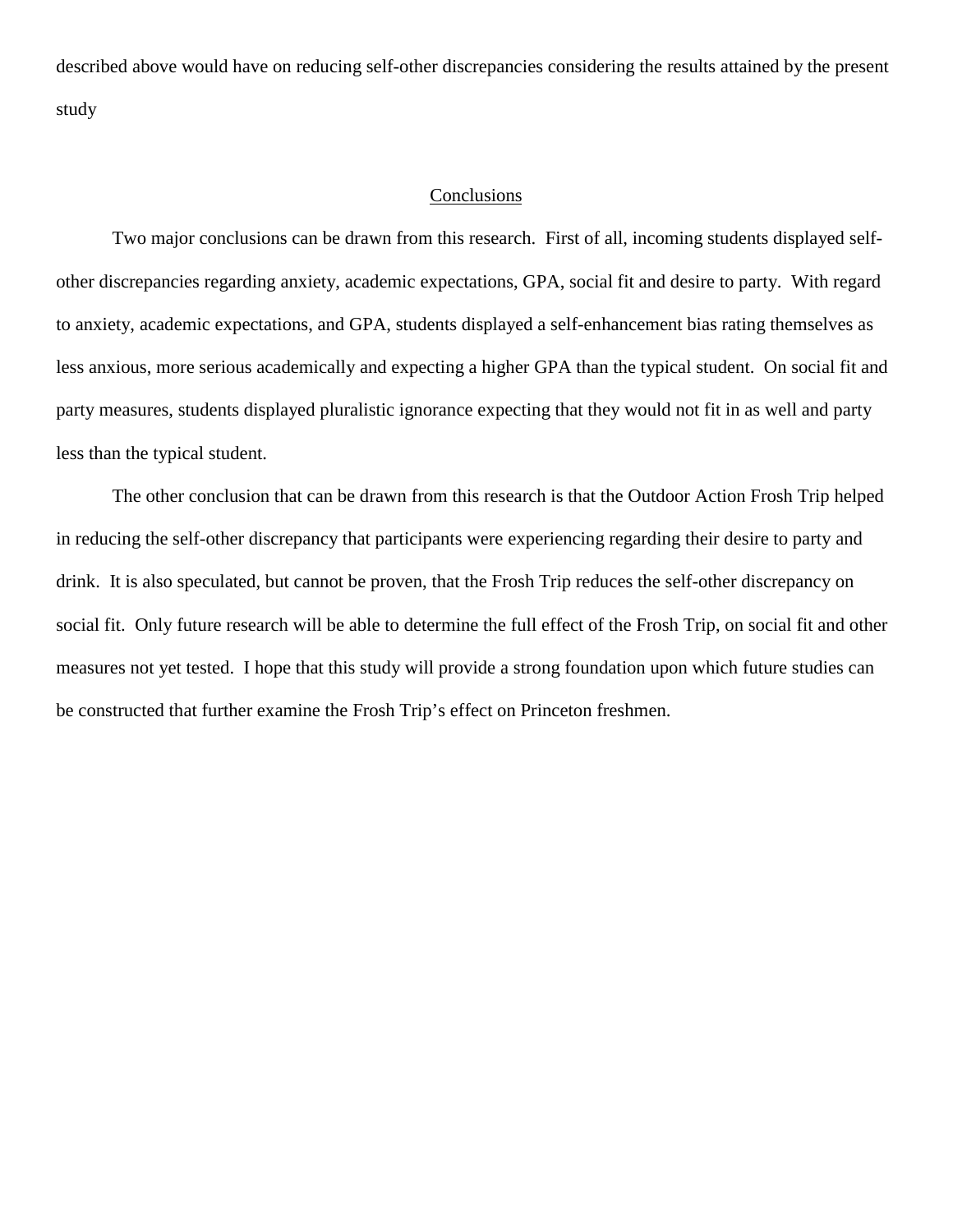described above would have on reducing self-other discrepancies considering the results attained by the present study

## Conclusions

Two major conclusions can be drawn from this research. First of all, incoming students displayed self-other discrepancies regarding anxiety, academic expectations, GPA, social fit and desire to party. With regard to anxiety, academic expectations, and GPA, students displayed a self-enhancement bias rating themselves as less anxious, more serious academically and expecting a higher GPA than the typical student. On social fit and party measures, students displayed pluralistic ignorance expecting that they would not fit in as well and party less than the typical student.

The other conclusion that can be drawn from this research is that the Outdoor Action Frosh Trip helped in reducing the self-other discrepancy that participants were experiencing regarding their desire to party and drink. It is also speculated, but cannot be proven, that the Frosh Trip reduces the self-other discrepancy on social fit. Only future research will be able to determine the full effect of the Frosh Trip, on social fit and other measures not yet tested. I hope that this study will provide a strong foundation upon which future studies can be constructed that further examine the Frosh Trip's effect on Princeton freshmen.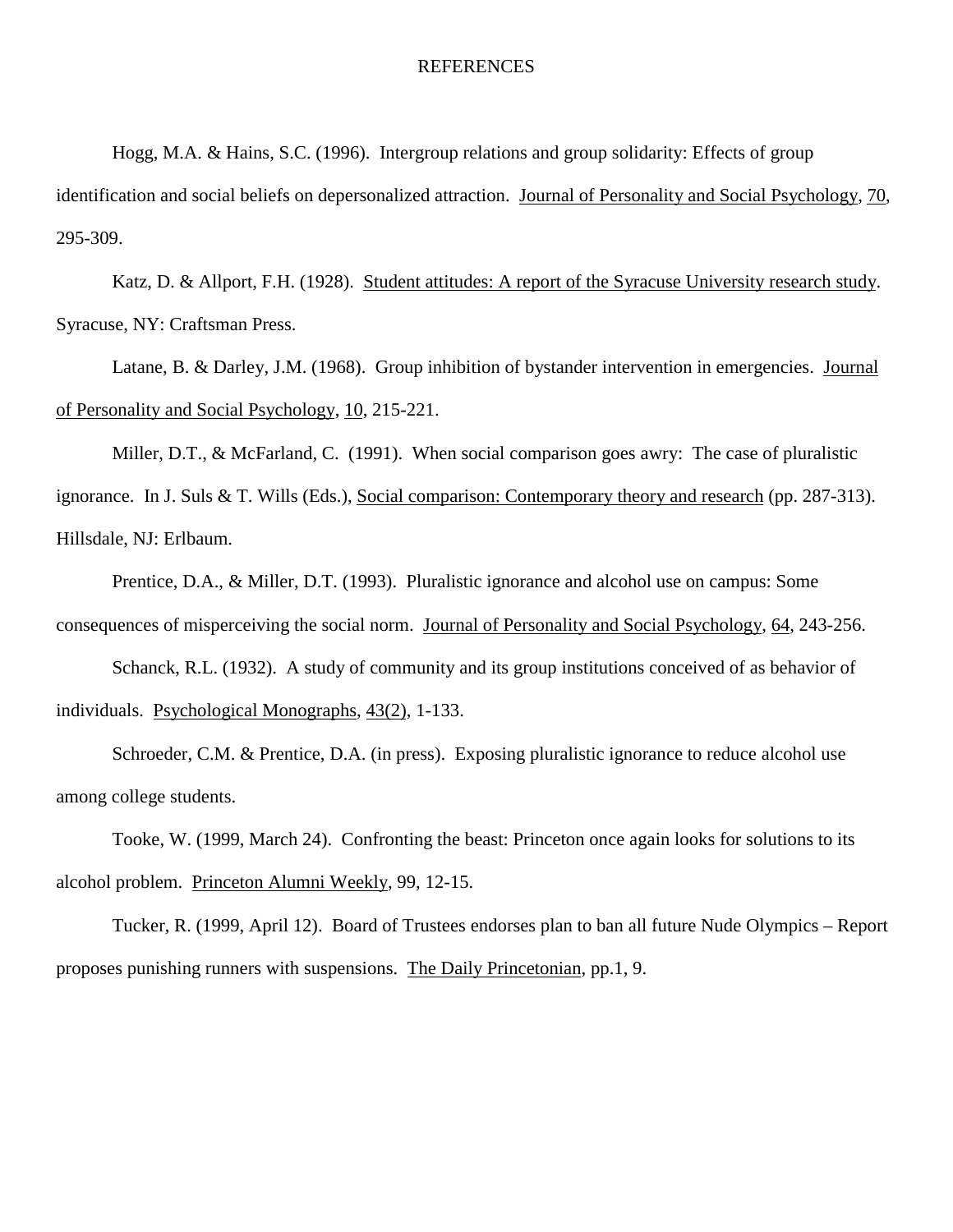# REFERENCES

Hogg, M.A. & Hains, S.C. (1996). Intergroup relations and group solidarity: Effects of group identification and social beliefs on depersonalized attraction. Journal of Personality and Social Psychology, 70, 295-309.

Katz, D. & Allport, F.H. (1928). Student attitudes: A report of the Syracuse University research study. Syracuse, NY: Craftsman Press.

Latane, B. & Darley, J.M. (1968). Group inhibition of bystander intervention in emergencies. Journal of Personality and Social Psychology, 10, 215-221.

Miller, D.T., & McFarland, C. (1991). When social comparison goes awry: The case of pluralistic ignorance. In J. Suls & T. Wills (Eds.), Social comparison: Contemporary theory and research (pp. 287-313). Hillsdale, NJ: Erlbaum.

Prentice, D.A., & Miller, D.T. (1993). Pluralistic ignorance and alcohol use on campus: Some consequences of misperceiving the social norm. Journal of Personality and Social Psychology, 64, 243-256.

Schanck, R.L. (1932). A study of community and its group institutions conceived of as behavior of individuals. Psychological Monographs, 43(2), 1-133.

Schroeder, C.M. & Prentice, D.A. (in press). Exposing pluralistic ignorance to reduce alcohol use among college students.

Tooke, W. (1999, March 24). Confronting the beast: Princeton once again looks for solutions to its alcohol problem. Princeton Alumni Weekly, 99, 12-15.

Tucker, R. (1999, April 12). Board of Trustees endorses plan to ban all future Nude Olympics – Report proposes punishing runners with suspensions. The Daily Princetonian, pp.1, 9.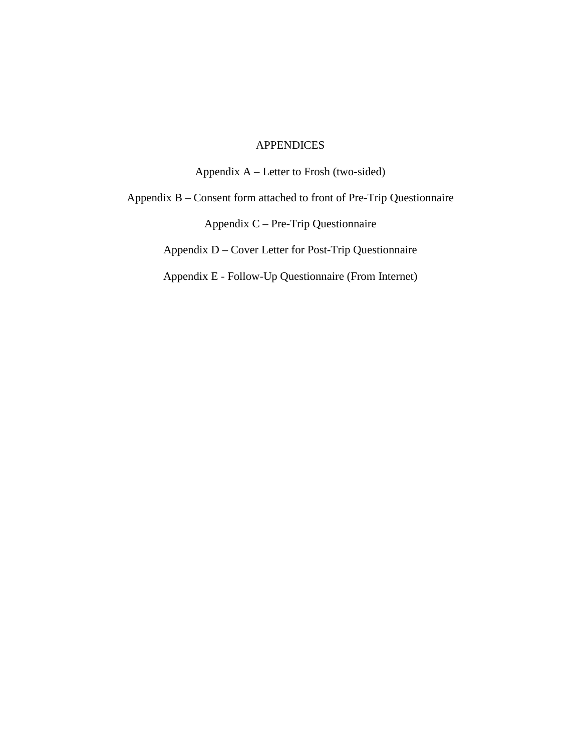# APPENDICES

Appendix A – Letter to Frosh (two-sided)

Appendix B – Consent form attached to front of Pre-Trip Questionnaire

Appendix C – Pre-Trip Questionnaire

Appendix D – Cover Letter for Post-Trip Questionnaire

Appendix E - Follow-Up Questionnaire (From Internet)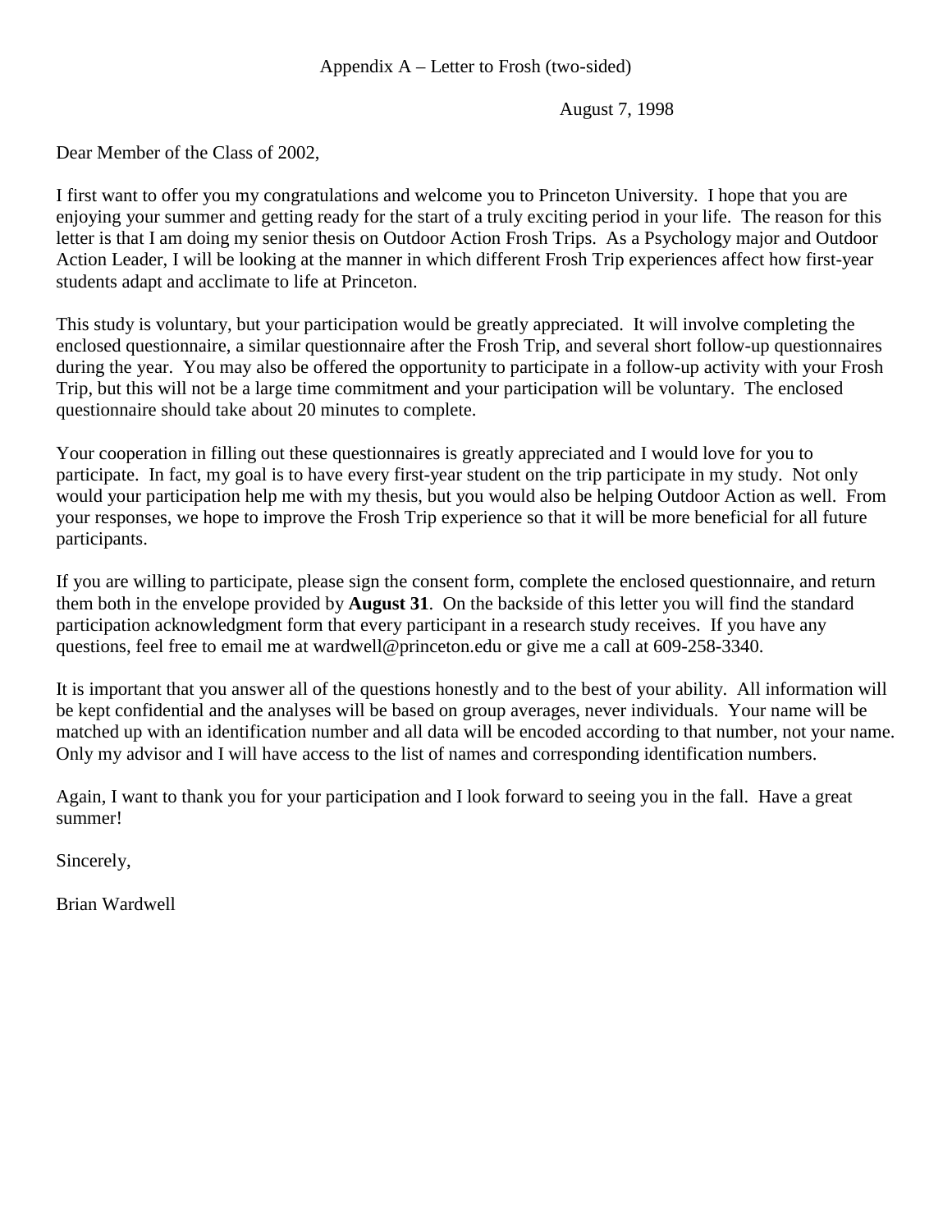Appendix A – Letter to Frosh (two-sided)

August 7, 1998

Dear Member of the Class of 2002,

I first want to offer you my congratulations and welcome you to Princeton University. I hope that you are enjoying your summer and getting ready for the start of a truly exciting period in your life. The reason for this letter is that I am doing my senior thesis on Outdoor Action Frosh Trips. As a Psychology major and Outdoor Action Leader, I will be looking at the manner in which different Frosh Trip experiences affect how first-year students adapt and acclimate to life at Princeton.

This study is voluntary, but your participation would be greatly appreciated. It will involve completing the enclosed questionnaire, a similar questionnaire after the Frosh Trip, and several short follow-up questionnaires during the year. You may also be offered the opportunity to participate in a follow-up activity with your Frosh Trip, but this will not be a large time commitment and your participation will be voluntary. The enclosed questionnaire should take about 20 minutes to complete.

Your cooperation in filling out these questionnaires is greatly appreciated and I would love for you to participate. In fact, my goal is to have every first-year student on the trip participate in my study. Not only would your participation help me with my thesis, but you would also be helping Outdoor Action as well. From your responses, we hope to improve the Frosh Trip experience so that it will be more beneficial for all future participants.

If you are willing to participate, please sign the consent form, complete the enclosed questionnaire, and return them both in the envelope provided by **August 31**. On the backside of this letter you will find the standard participation acknowledgment form that every participant in a research study receives. If you have any questions, feel free to email me at wardwell@princeton.edu or give me a call at 609-258-3340.

It is important that you answer all of the questions honestly and to the best of your ability. All information will be kept confidential and the analyses will be based on group averages, never individuals. Your name will be matched up with an identification number and all data will be encoded according to that number, not your name. Only my advisor and I will have access to the list of names and corresponding identification numbers.

Again, I want to thank you for your participation and I look forward to seeing you in the fall. Have a great summer!

Sincerely,

Brian Wardwell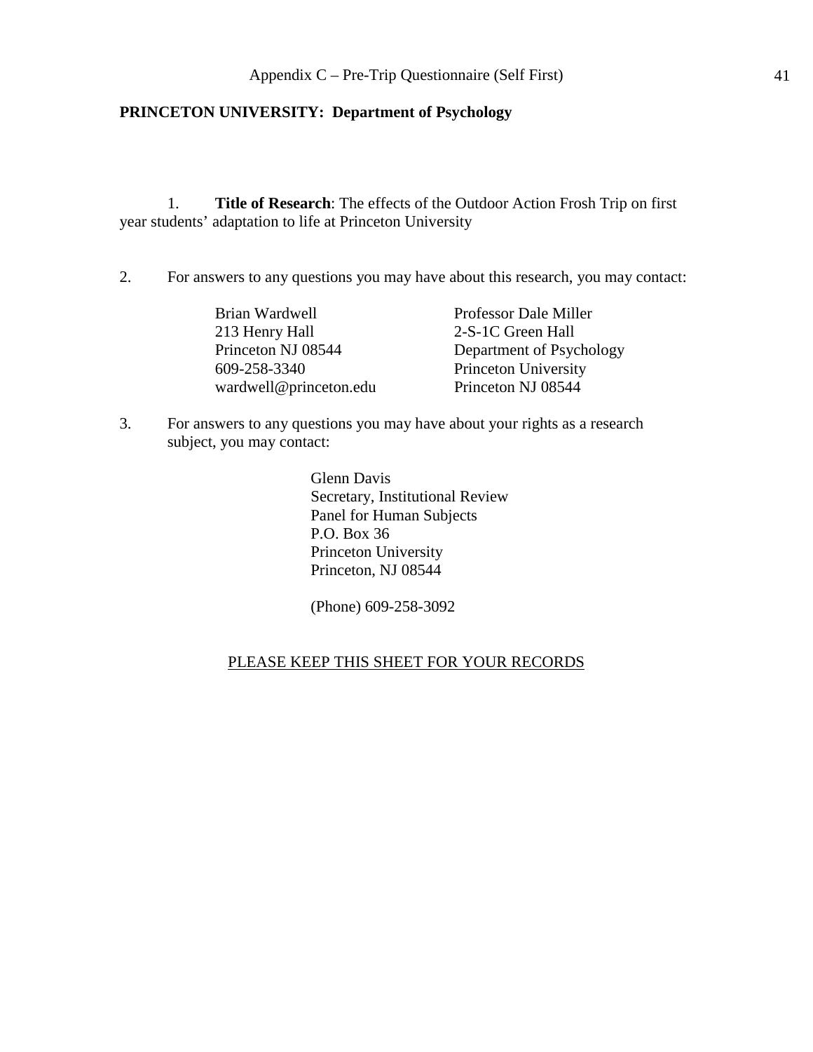Appendix C – Pre-Trip Questionnaire (Self First)

**PRINCETON UNIVERSITY: Department of Psychology**

1. **Title of Research**: The effects of the Outdoor Action Frosh Trip on first year students' adaptation to life at Princeton University

2. For answers to any questions you may have about this research, you may contact:

   Brian Wardwell
   213 Henry Hall
   Princeton NJ 08544
   609-258-3340
   wardwell@princeton.edu

   Professor Dale Miller
   2-S-1C Green Hall
   Department of Psychology
   Princeton University
   Princeton NJ 08544

3. For answers to any questions you may have about your rights as a research subject, you may contact:

   Glenn Davis
   Secretary, Institutional Review
   Panel for Human Subjects
   P.O. Box 36
   Princeton University
   Princeton, NJ 08544

   (Phone) 609-258-3092

PLEASE KEEP THIS SHEET FOR YOUR RECORDS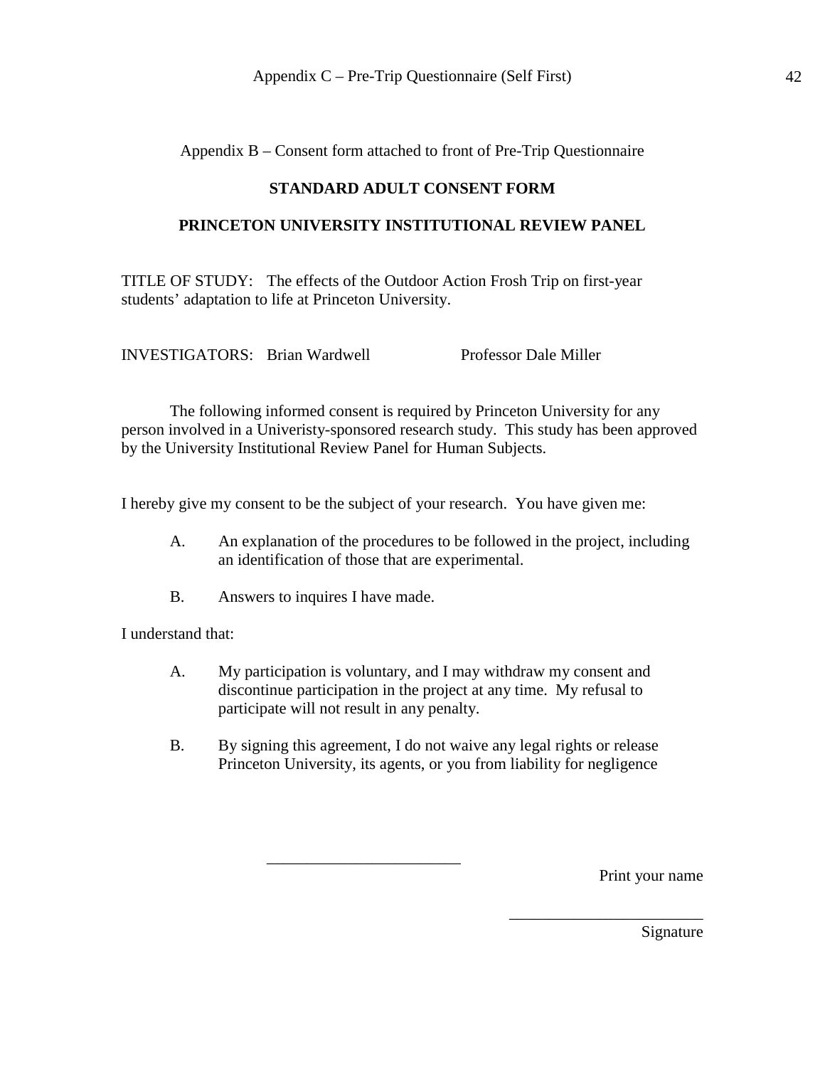Appendix B – Consent form attached to front of Pre-Trip Questionnaire

**STANDARD ADULT CONSENT FORM**

**PRINCETON UNIVERSITY INSTITUTIONAL REVIEW PANEL**

TITLE OF STUDY: The effects of the Outdoor Action Frosh Trip on first-year students' adaptation to life at Princeton University.

INVESTIGATORS: Brian Wardwell Professor Dale Miller

The following informed consent is required by Princeton University for any person involved in a Univeristy-sponsored research study. This study has been approved by the University Institutional Review Panel for Human Subjects.

I hereby give my consent to be the subject of your research. You have given me:

A. An explanation of the procedures to be followed in the project, including an identification of those that are experimental.

B. Answers to inquires I have made.

I understand that:

A. My participation is voluntary, and I may withdraw my consent and discontinue participation in the project at any time. My refusal to participate will not result in any penalty.

B. By signing this agreement, I do not waive any legal rights or release Princeton University, its agents, or you from liability for negligence

________________________

Print your name

________________________

Signature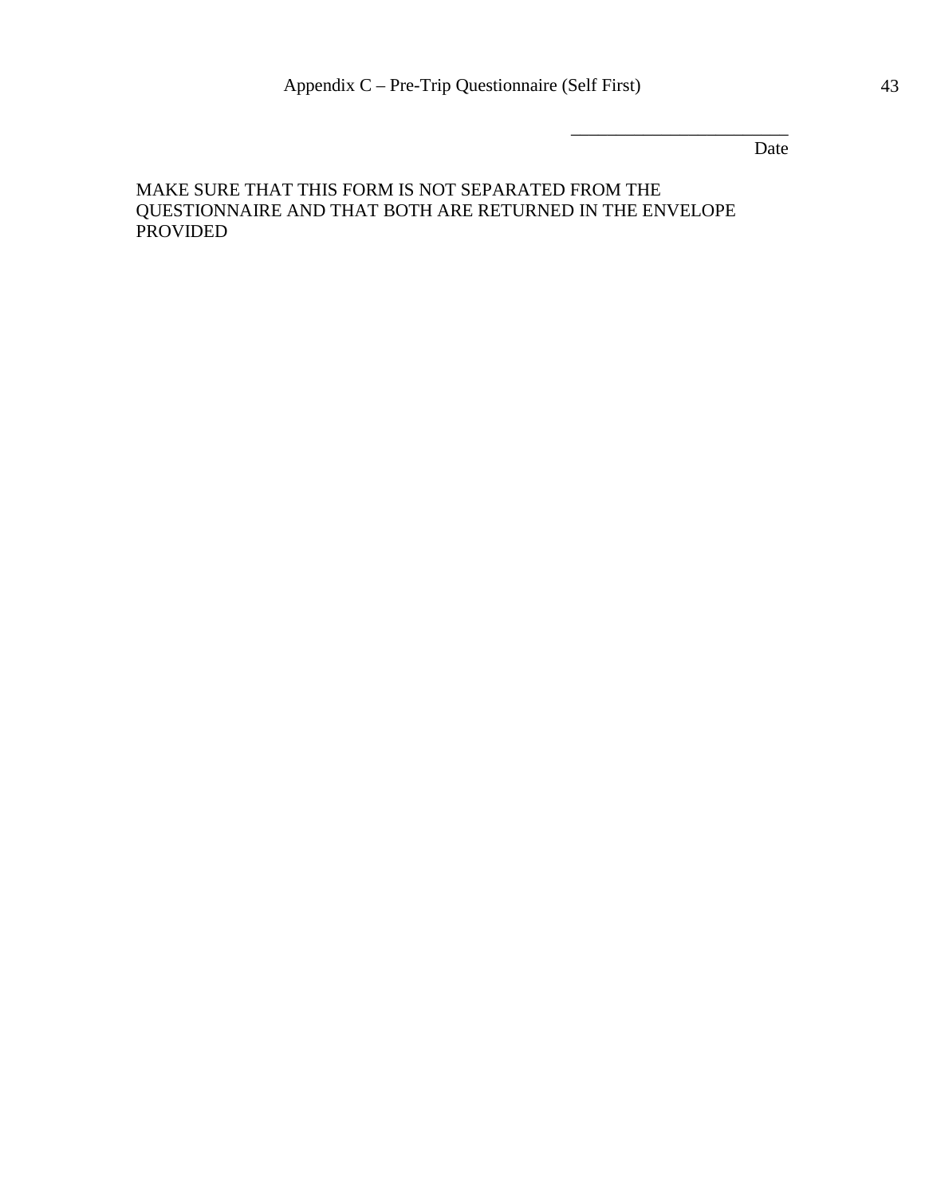\_\_\_\_\_\_\_\_\_\_\_\_\_\_\_\_\_\_\_\_\_\_\_\_

Date

MAKE SURE THAT THIS FORM IS NOT SEPARATED FROM THE QUESTIONNAIRE AND THAT BOTH ARE RETURNED IN THE ENVELOPE PROVIDED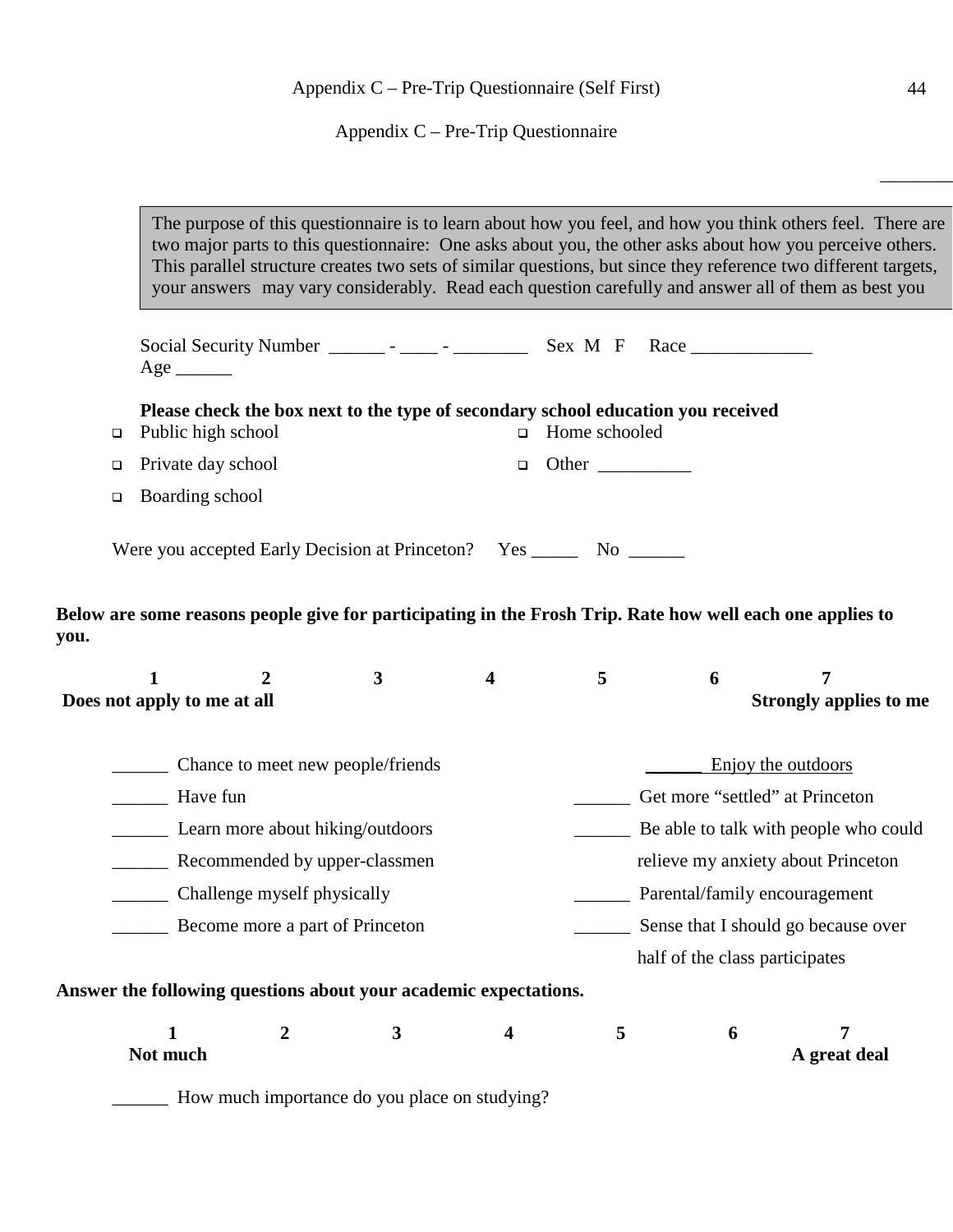Appendix C – Pre-Trip Questionnaire (Self First)

Appendix C – Pre-Trip Questionnaire

> The purpose of this questionnaire is to learn about how you feel, and how you think others feel. There are two major parts to this questionnaire: One asks about you, the other asks about how you perceive others. This parallel structure creates two sets of similar questions, but since they reference two different targets, your answers may vary considerably. Read each question carefully and answer all of them as best you

Social Security Number ______ - ____ - ________ Sex M F Race _____________
Age ______

**Please check the box next to the type of secondary school education you received**

- ❑ Public high school
- ❑ Private day school
- ❑ Boarding school
- ❑ Home schooled
- ❑ Other __________

Were you accepted Early Decision at Princeton? Yes _____ No ______

**Below are some reasons people give for participating in the Frosh Trip. Rate how well each one applies to you.**

| 1 | 2 | 3 | 4 | 5 | 6 | 7 |
|---|---|---|---|---|---|---|
| **Does not apply to me at all** | | | | | | **Strongly applies to me** |

______ Chance to meet new people/friends
______ Have fun
______ Learn more about hiking/outdoors
______ Recommended by upper-classmen
______ Challenge myself physically
______ Become more a part of Princeton
______ Enjoy the outdoors
______ Get more "settled" at Princeton
______ Be able to talk with people who could relieve my anxiety about Princeton
______ Parental/family encouragement
______ Sense that I should go because over half of the class participates

**Answer the following questions about your academic expectations.**

| 1 | 2 | 3 | 4 | 5 | 6 | 7 |
|---|---|---|---|---|---|---|
| **Not much** | | | | | | **A great deal** |

______ How much importance do you place on studying?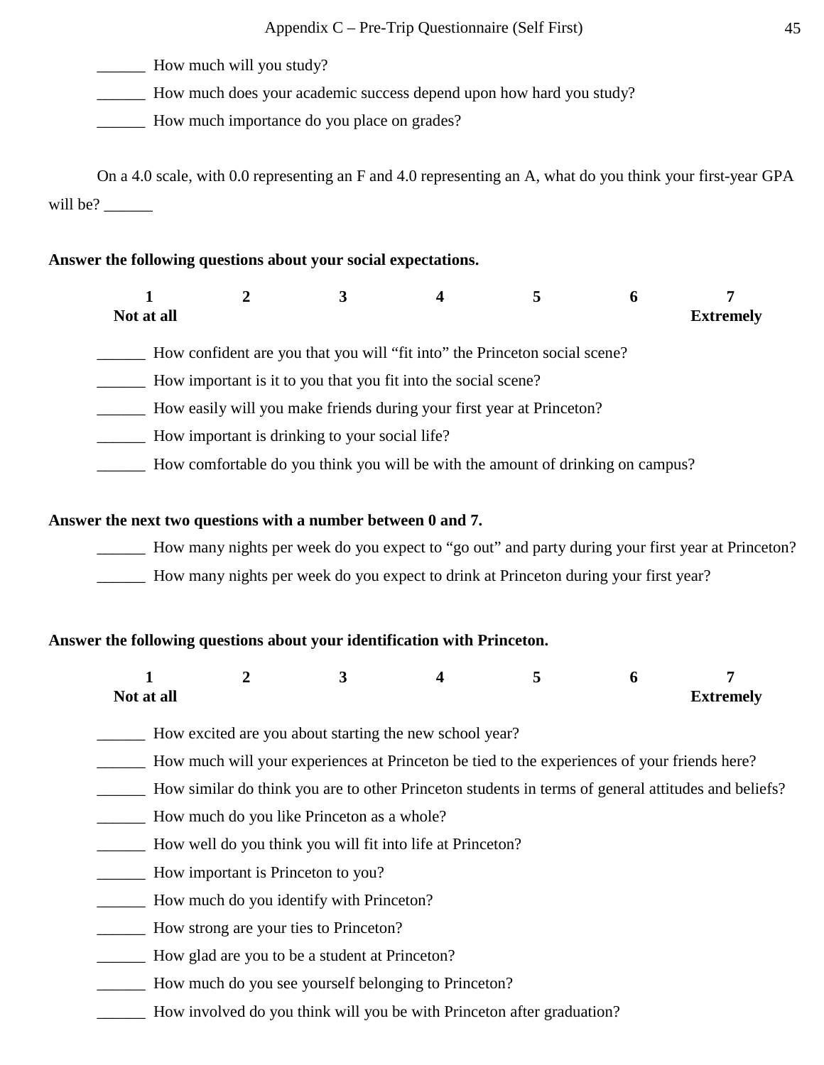______ How much will you study?

______ How much does your academic success depend upon how hard you study?

______ How much importance do you place on grades?

On a 4.0 scale, with 0.0 representing an F and 4.0 representing an A, what do you think your first-year GPA will be? ______

**Answer the following questions about your social expectations.**

| **1** | **2** | **3** | **4** | **5** | **6** | **7** |
|---|---|---|---|---|---|---|
| **Not at all** | | | | | | **Extremely** |

______ How confident are you that you will "fit into" the Princeton social scene?

______ How important is it to you that you fit into the social scene?

______ How easily will you make friends during your first year at Princeton?

______ How important is drinking to your social life?

______ How comfortable do you think you will be with the amount of drinking on campus?

**Answer the next two questions with a number between 0 and 7.**

______ How many nights per week do you expect to "go out" and party during your first year at Princeton?

______ How many nights per week do you expect to drink at Princeton during your first year?

**Answer the following questions about your identification with Princeton.**

| **1** | **2** | **3** | **4** | **5** | **6** | **7** |
|---|---|---|---|---|---|---|
| **Not at all** | | | | | | **Extremely** |

______ How excited are you about starting the new school year?

______ How much will your experiences at Princeton be tied to the experiences of your friends here?

______ How similar do think you are to other Princeton students in terms of general attitudes and beliefs?

______ How much do you like Princeton as a whole?

______ How well do you think you will fit into life at Princeton?

______ How important is Princeton to you?

______ How much do you identify with Princeton?

______ How strong are your ties to Princeton?

______ How glad are you to be a student at Princeton?

______ How much do you see yourself belonging to Princeton?

______ How involved do you think will you be with Princeton after graduation?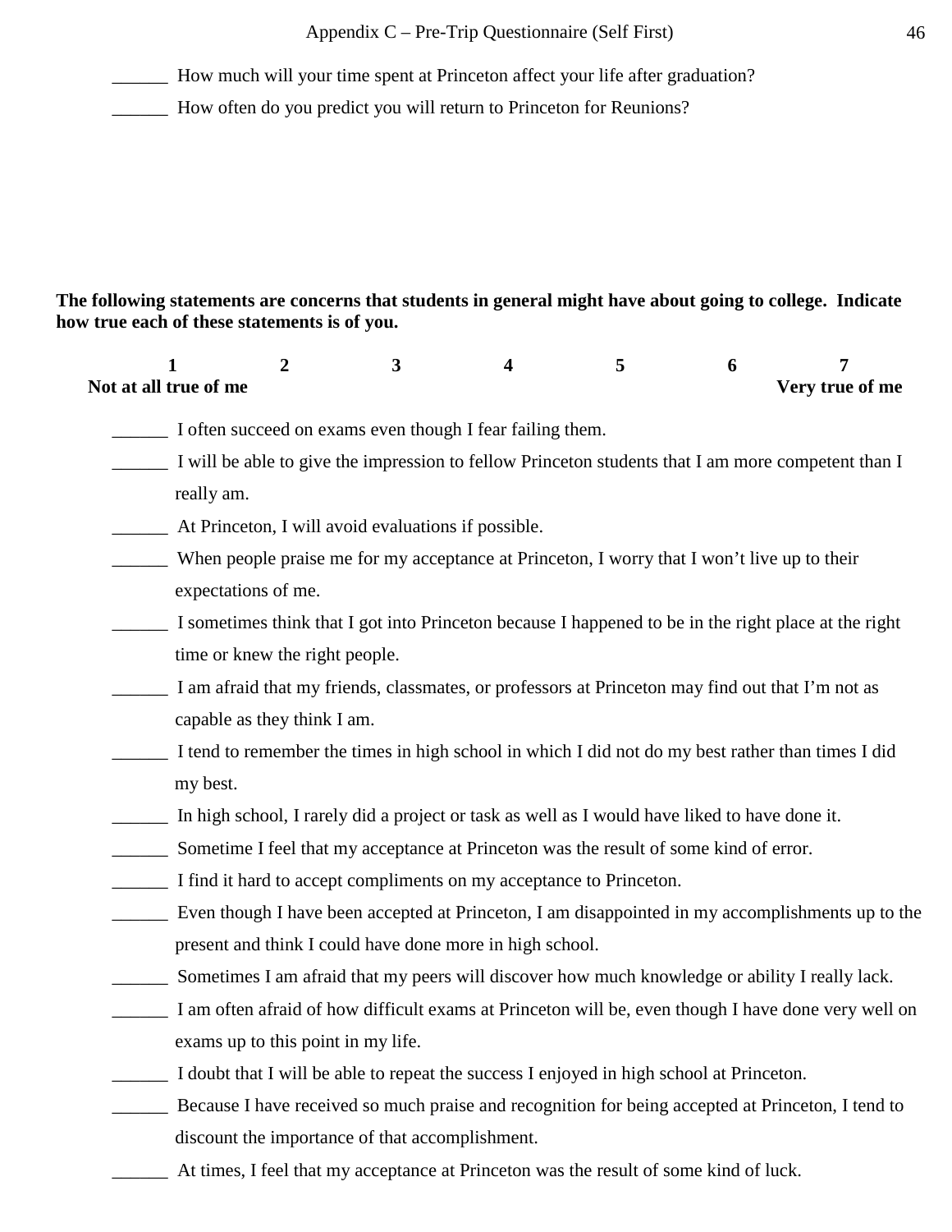______ How much will your time spent at Princeton affect your life after graduation?

______ How often do you predict you will return to Princeton for Reunions?

**The following statements are concerns that students in general might have about going to college. Indicate how true each of these statements is of you.**

| 1 | 2 | 3 | 4 | 5 | 6 | 7 |
|---|---|---|---|---|---|---|
| **Not at all true of me** | | | | | | **Very true of me** |

______ I often succeed on exams even though I fear failing them.

______ I will be able to give the impression to fellow Princeton students that I am more competent than I really am.

______ At Princeton, I will avoid evaluations if possible.

______ When people praise me for my acceptance at Princeton, I worry that I won't live up to their expectations of me.

______ I sometimes think that I got into Princeton because I happened to be in the right place at the right time or knew the right people.

______ I am afraid that my friends, classmates, or professors at Princeton may find out that I'm not as capable as they think I am.

______ I tend to remember the times in high school in which I did not do my best rather than times I did my best.

______ In high school, I rarely did a project or task as well as I would have liked to have done it.

______ Sometime I feel that my acceptance at Princeton was the result of some kind of error.

______ I find it hard to accept compliments on my acceptance to Princeton.

______ Even though I have been accepted at Princeton, I am disappointed in my accomplishments up to the present and think I could have done more in high school.

______ Sometimes I am afraid that my peers will discover how much knowledge or ability I really lack.

______ I am often afraid of how difficult exams at Princeton will be, even though I have done very well on exams up to this point in my life.

______ I doubt that I will be able to repeat the success I enjoyed in high school at Princeton.

______ Because I have received so much praise and recognition for being accepted at Princeton, I tend to discount the importance of that accomplishment.

______ At times, I feel that my acceptance at Princeton was the result of some kind of luck.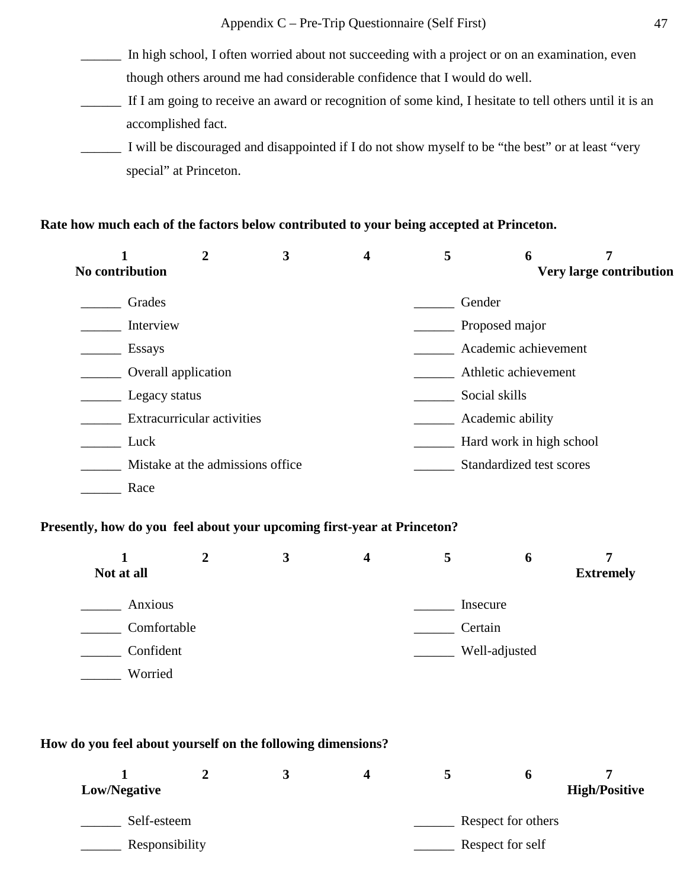______ In high school, I often worried about not succeeding with a project or on an examination, even though others around me had considerable confidence that I would do well.

______ If I am going to receive an award or recognition of some kind, I hesitate to tell others until it is an accomplished fact.

______ I will be discouraged and disappointed if I do not show myself to be “the best” or at least “very special” at Princeton.

**Rate how much each of the factors below contributed to your being accepted at Princeton.**

| 1 | 2 | 3 | 4 | 5 | 6 | 7 |
|---|---|---|---|---|---|---|
| **No contribution** | | | | | | **Very large contribution** |

______ Grades

______ Interview

______ Essays

______ Overall application

______ Legacy status

______ Extracurricular activities

______ Luck

______ Mistake at the admissions office

______ Race

______ Gender

______ Proposed major

______ Academic achievement

______ Athletic achievement

______ Social skills

______ Academic ability

______ Hard work in high school

______ Standardized test scores

**Presently, how do you feel about your upcoming first-year at Princeton?**

| 1 | 2 | 3 | 4 | 5 | 6 | 7 |
|---|---|---|---|---|---|---|
| **Not at all** | | | | | | **Extremely** |

______ Anxious

______ Comfortable

______ Confident

______ Worried

______ Insecure

______ Certain

______ Well-adjusted

**How do you feel about yourself on the following dimensions?**

| 1 | 2 | 3 | 4 | 5 | 6 | 7 |
|---|---|---|---|---|---|---|
| **Low/Negative** | | | | | | **High/Positive** |

______ Self-esteem

______ Responsibility

______ Respect for others

______ Respect for self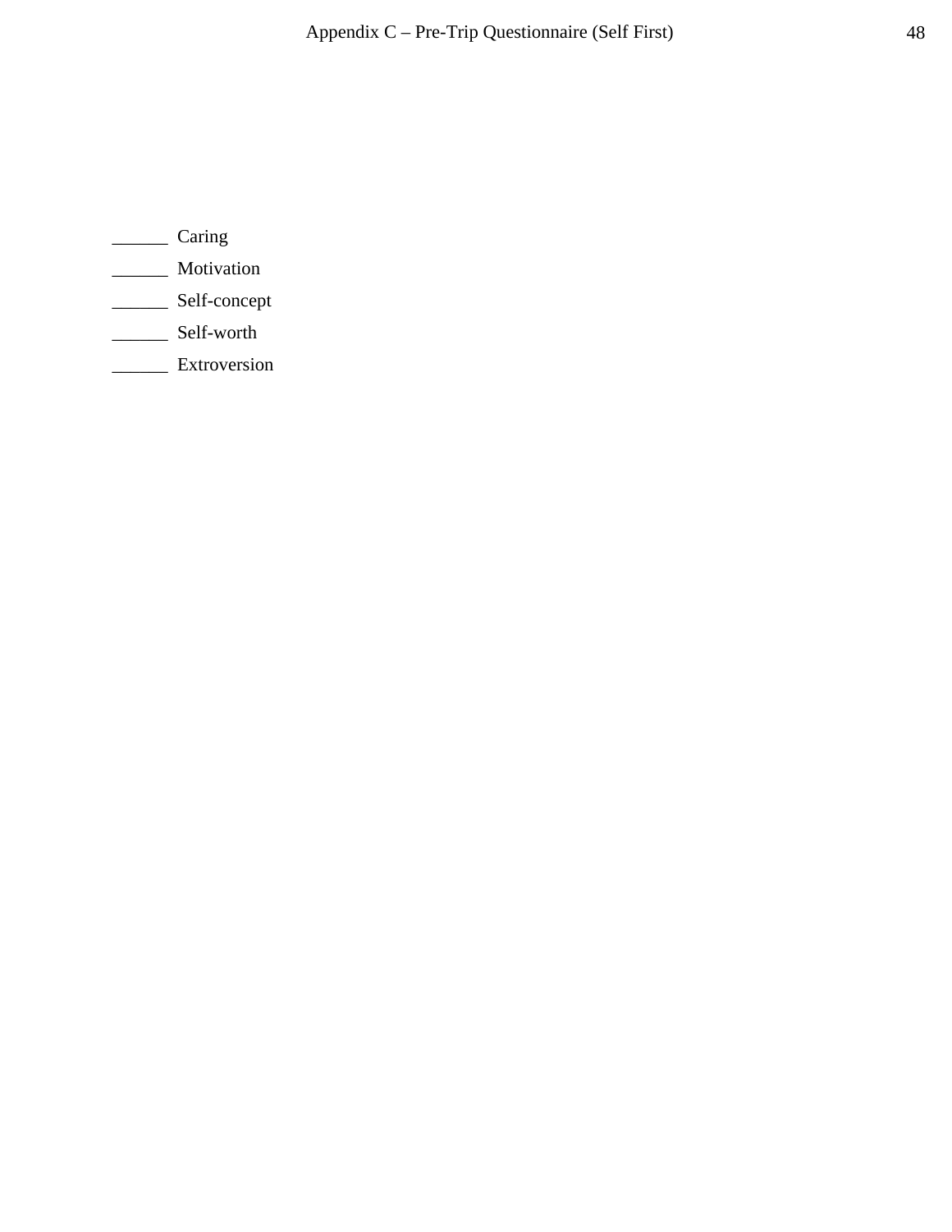______ Caring

______ Motivation

______ Self-concept

______ Self-worth

______ Extroversion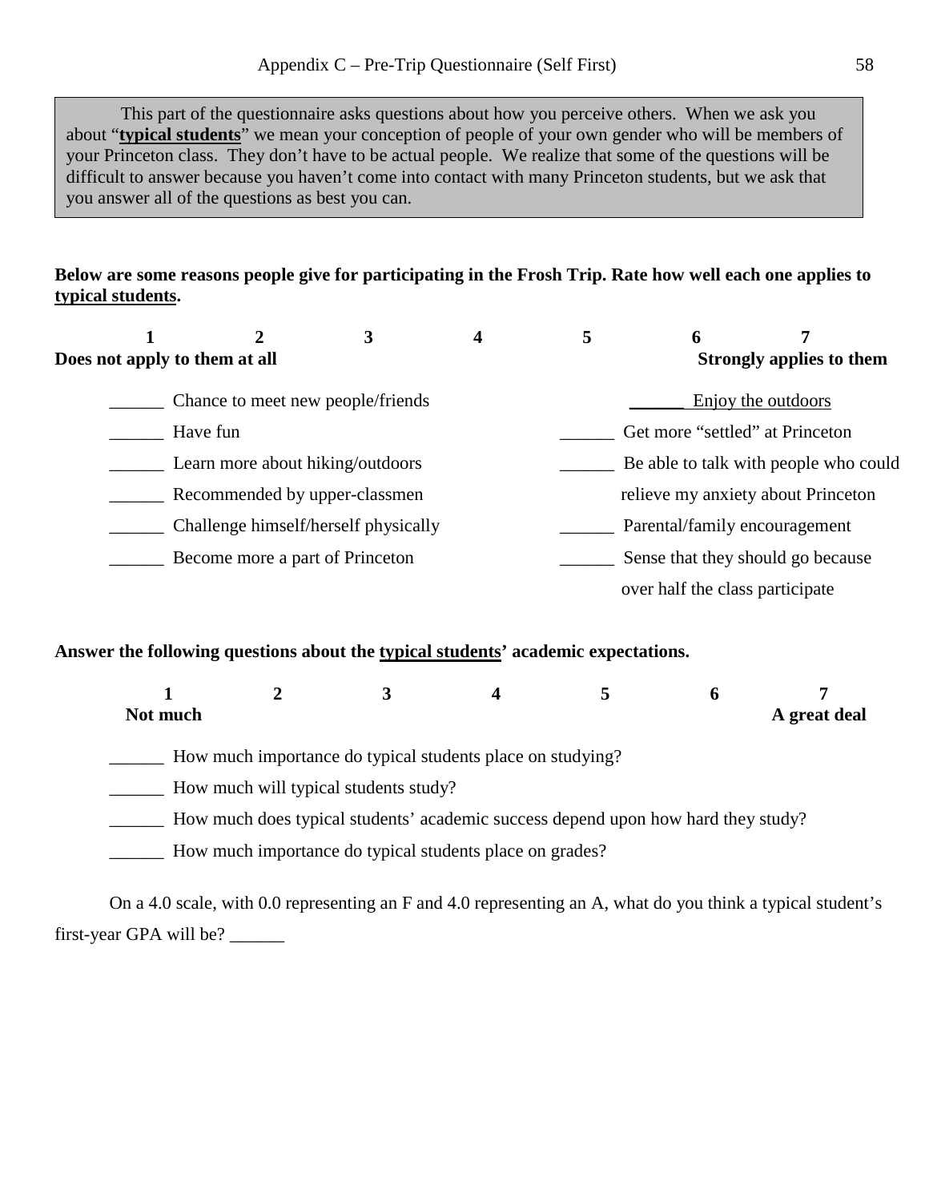# Appendix C – Pre-Trip Questionnaire (Self First)

> This part of the questionnaire asks questions about how you perceive others. When we ask you about "**typical students**" we mean your conception of people of your own gender who will be members of your Princeton class. They don't have to be actual people. We realize that some of the questions will be difficult to answer because you haven't come into contact with many Princeton students, but we ask that you answer all of the questions as best you can.

**Below are some reasons people give for participating in the Frosh Trip. Rate how well each one applies to typical students.**

| 1 | 2 | 3 | 4 | 5 | 6 | 7 |
|---|---|---|---|---|---|---|
| **Does not apply to them at all** | | | | | | **Strongly applies to them** |

______ Chance to meet new people/friends

______ Have fun

______ Learn more about hiking/outdoors

______ Recommended by upper-classmen

______ Challenge himself/herself physically

______ Become more a part of Princeton

______ Enjoy the outdoors

______ Get more "settled" at Princeton

______ Be able to talk with people who could relieve my anxiety about Princeton

______ Parental/family encouragement

______ Sense that they should go because over half the class participate

**Answer the following questions about the typical students' academic expectations.**

| 1 | 2 | 3 | 4 | 5 | 6 | 7 |
|---|---|---|---|---|---|---|
| **Not much** | | | | | | **A great deal** |

______ How much importance do typical students place on studying?

______ How much will typical students study?

______ How much does typical students' academic success depend upon how hard they study?

______ How much importance do typical students place on grades?

On a 4.0 scale, with 0.0 representing an F and 4.0 representing an A, what do you think a typical student's first-year GPA will be? ______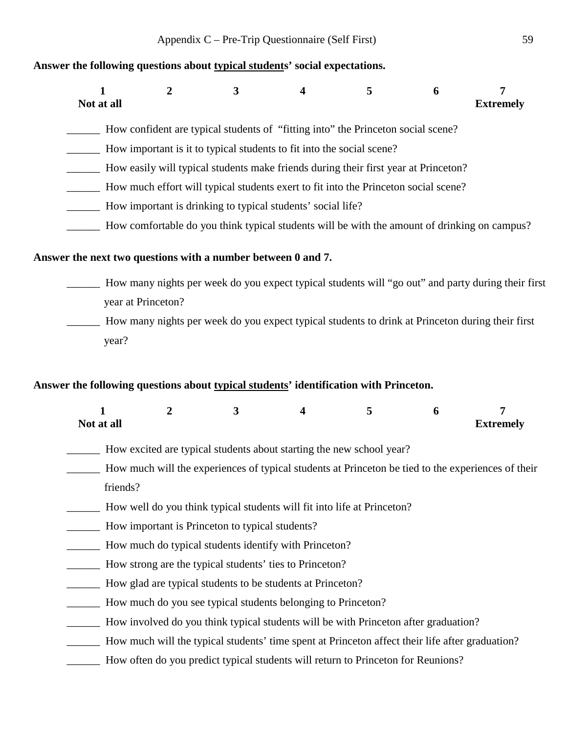Appendix C – Pre-Trip Questionnaire (Self First)

**Answer the following questions about <u>typical students</u>' social expectations.**

| 1 | 2 | 3 | 4 | 5 | 6 | 7 |
|---|---|---|---|---|---|---|
| **Not at all** | | | | | | **Extremely** |

______ How confident are typical students of "fitting into" the Princeton social scene?

______ How important is it to typical students to fit into the social scene?

______ How easily will typical students make friends during their first year at Princeton?

______ How much effort will typical students exert to fit into the Princeton social scene?

______ How important is drinking to typical students' social life?

______ How comfortable do you think typical students will be with the amount of drinking on campus?

**Answer the next two questions with a number between 0 and 7.**

______ How many nights per week do you expect typical students will "go out" and party during their first year at Princeton?

______ How many nights per week do you expect typical students to drink at Princeton during their first year?

**Answer the following questions about <u>typical students</u>' identification with Princeton.**

| 1 | 2 | 3 | 4 | 5 | 6 | 7 |
|---|---|---|---|---|---|---|
| **Not at all** | | | | | | **Extremely** |

______ How excited are typical students about starting the new school year?

______ How much will the experiences of typical students at Princeton be tied to the experiences of their friends?

______ How well do you think typical students will fit into life at Princeton?

______ How important is Princeton to typical students?

______ How much do typical students identify with Princeton?

______ How strong are the typical students' ties to Princeton?

______ How glad are typical students to be students at Princeton?

______ How much do you see typical students belonging to Princeton?

______ How involved do you think typical students will be with Princeton after graduation?

______ How much will the typical students' time spent at Princeton affect their life after graduation?

______ How often do you predict typical students will return to Princeton for Reunions?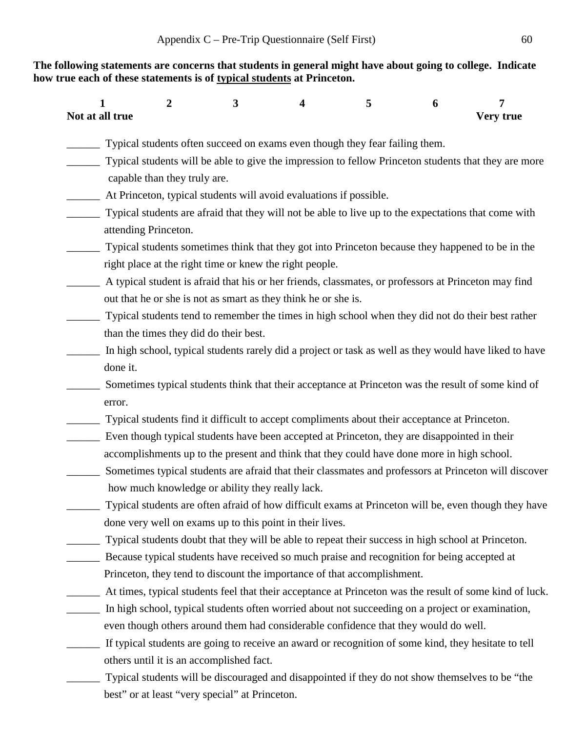Appendix C – Pre-Trip Questionnaire (Self First)

**The following statements are concerns that students in general might have about going to college. Indicate how true each of these statements is of typical students at Princeton.**

| 1 | 2 | 3 | 4 | 5 | 6 | 7 |
|---|---|---|---|---|---|---|
| **Not at all true** | | | | | | **Very true** |

______ Typical students often succeed on exams even though they fear failing them.

______ Typical students will be able to give the impression to fellow Princeton students that they are more capable than they truly are.

______ At Princeton, typical students will avoid evaluations if possible.

______ Typical students are afraid that they will not be able to live up to the expectations that come with attending Princeton.

______ Typical students sometimes think that they got into Princeton because they happened to be in the right place at the right time or knew the right people.

______ A typical student is afraid that his or her friends, classmates, or professors at Princeton may find out that he or she is not as smart as they think he or she is.

______ Typical students tend to remember the times in high school when they did not do their best rather than the times they did do their best.

______ In high school, typical students rarely did a project or task as well as they would have liked to have done it.

______ Sometimes typical students think that their acceptance at Princeton was the result of some kind of error.

______ Typical students find it difficult to accept compliments about their acceptance at Princeton.

______ Even though typical students have been accepted at Princeton, they are disappointed in their accomplishments up to the present and think that they could have done more in high school.

______ Sometimes typical students are afraid that their classmates and professors at Princeton will discover how much knowledge or ability they really lack.

______ Typical students are often afraid of how difficult exams at Princeton will be, even though they have done very well on exams up to this point in their lives.

______ Typical students doubt that they will be able to repeat their success in high school at Princeton.

______ Because typical students have received so much praise and recognition for being accepted at Princeton, they tend to discount the importance of that accomplishment.

______ At times, typical students feel that their acceptance at Princeton was the result of some kind of luck.

______ In high school, typical students often worried about not succeeding on a project or examination, even though others around them had considerable confidence that they would do well.

______ If typical students are going to receive an award or recognition of some kind, they hesitate to tell others until it is an accomplished fact.

______ Typical students will be discouraged and disappointed if they do not show themselves to be "the best" or at least "very special" at Princeton.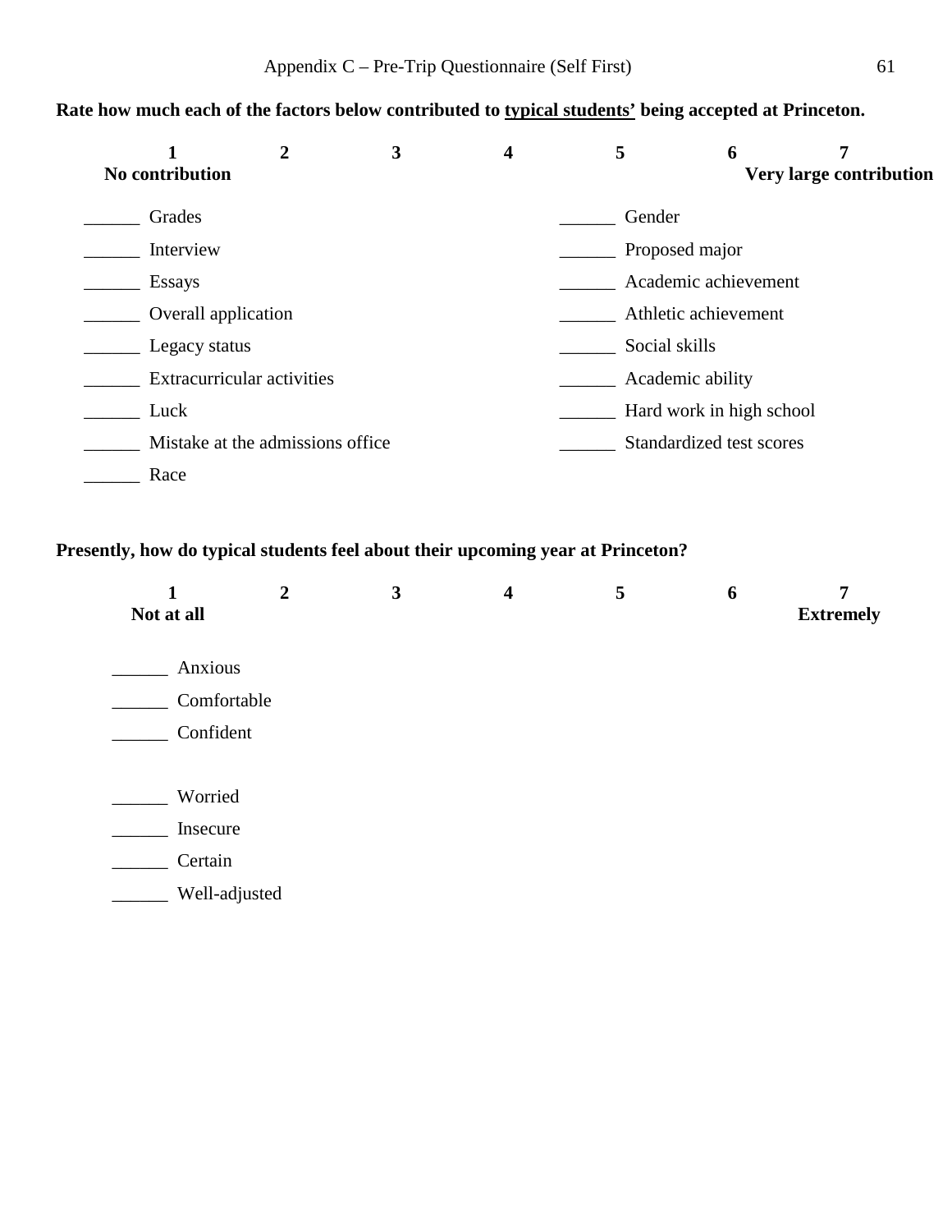## Appendix C – Pre-Trip Questionnaire (Self First)

**Rate how much each of the factors below contributed to typical students' being accepted at Princeton.**

| 1 | 2 | 3 | 4 | 5 | 6 | 7 |
|---|---|---|---|---|---|---|
| **No contribution** | | | | | | **Very large contribution** |

______ Grades

______ Interview

______ Essays

______ Overall application

______ Legacy status

______ Extracurricular activities

______ Luck

______ Mistake at the admissions office

______ Race

______ Gender

______ Proposed major

______ Academic achievement

______ Athletic achievement

______ Social skills

______ Academic ability

______ Hard work in high school

______ Standardized test scores

**Presently, how do typical students feel about their upcoming year at Princeton?**

| 1 | 2 | 3 | 4 | 5 | 6 | 7 |
|---|---|---|---|---|---|---|
| **Not at all** | | | | | | **Extremely** |

______ Anxious

______ Comfortable

______ Confident

______ Worried

______ Insecure

______ Certain

______ Well-adjusted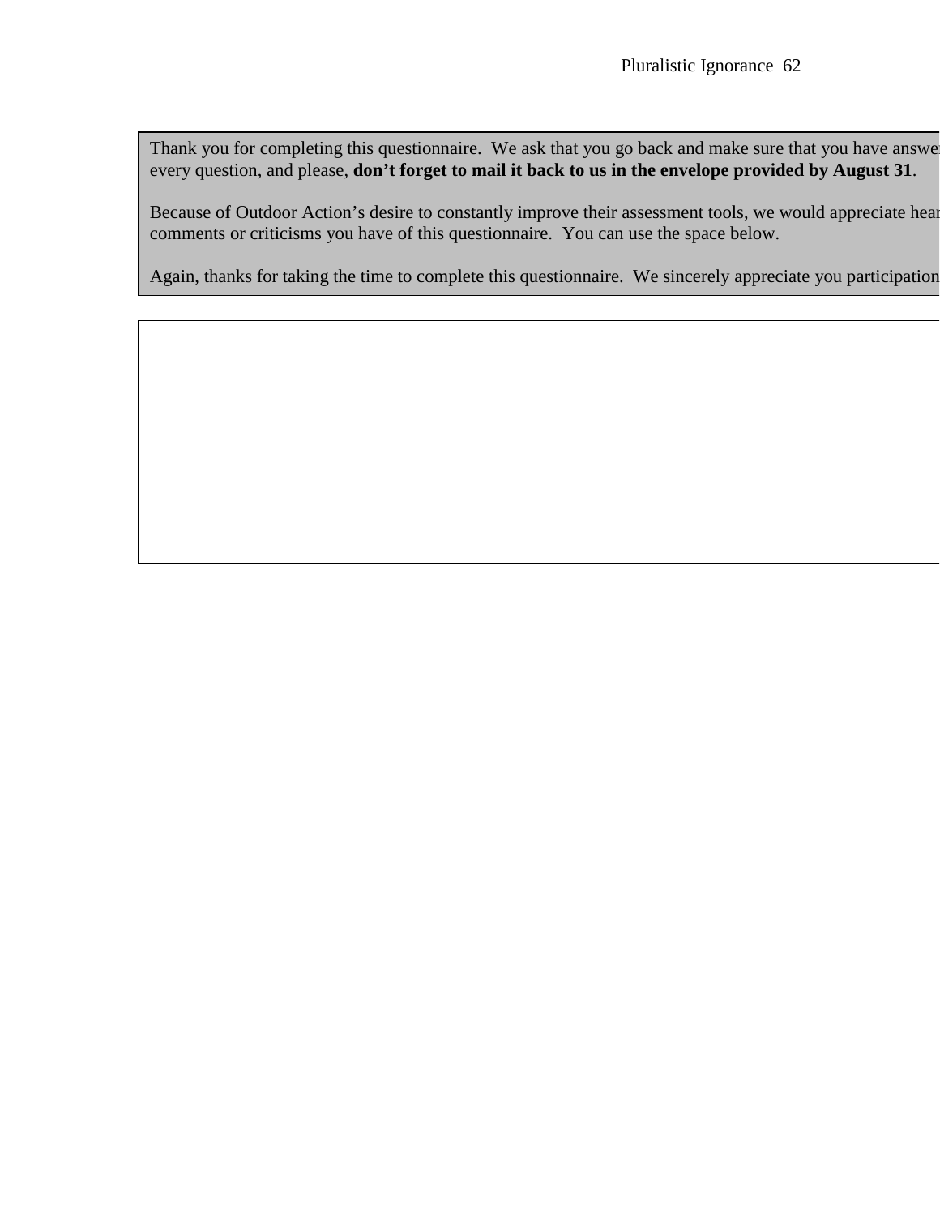Thank you for completing this questionnaire. We ask that you go back and make sure that you have answe every question, and please, **don't forget to mail it back to us in the envelope provided by August 31**.

Because of Outdoor Action's desire to constantly improve their assessment tools, we would appreciate hea comments or criticisms you have of this questionnaire. You can use the space below.

Again, thanks for taking the time to complete this questionnaire. We sincerely appreciate you participation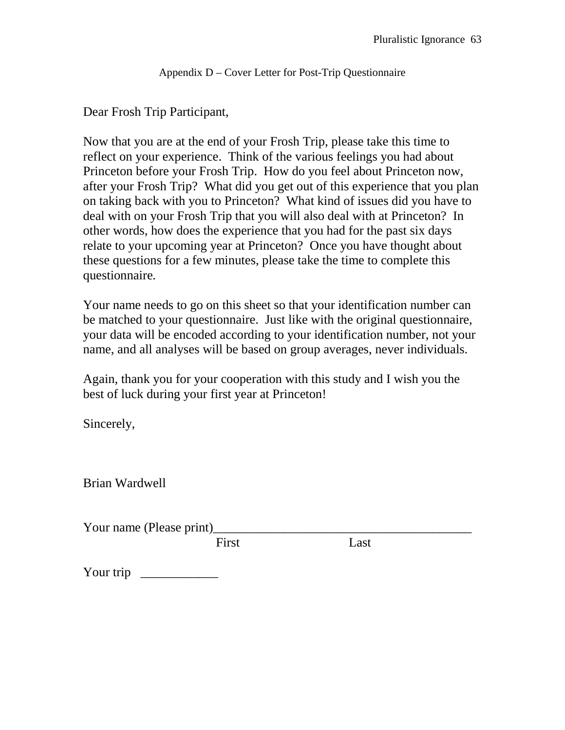## Appendix D – Cover Letter for Post-Trip Questionnaire

Dear Frosh Trip Participant,

Now that you are at the end of your Frosh Trip, please take this time to reflect on your experience. Think of the various feelings you had about Princeton before your Frosh Trip. How do you feel about Princeton now, after your Frosh Trip? What did you get out of this experience that you plan on taking back with you to Princeton? What kind of issues did you have to deal with on your Frosh Trip that you will also deal with at Princeton? In other words, how does the experience that you had for the past six days relate to your upcoming year at Princeton? Once you have thought about these questions for a few minutes, please take the time to complete this questionnaire.

Your name needs to go on this sheet so that your identification number can be matched to your questionnaire. Just like with the original questionnaire, your data will be encoded according to your identification number, not your name, and all analyses will be based on group averages, never individuals.

Again, thank you for your cooperation with this study and I wish you the best of luck during your first year at Princeton!

Sincerely,

Brian Wardwell

Your name (Please print)________________________________________
First Last

Your trip ____________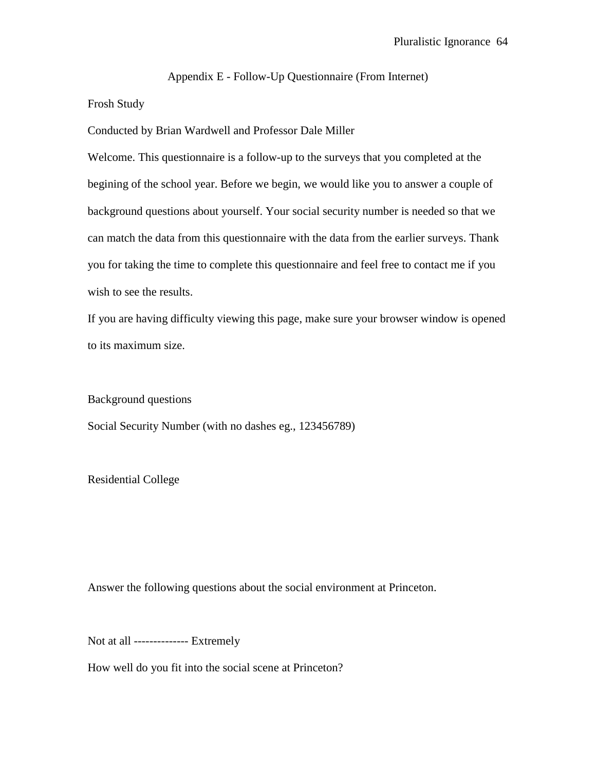## Appendix E - Follow-Up Questionnaire (From Internet)

Frosh Study

Conducted by Brian Wardwell and Professor Dale Miller

Welcome. This questionnaire is a follow-up to the surveys that you completed at the begining of the school year. Before we begin, we would like you to answer a couple of background questions about yourself. Your social security number is needed so that we can match the data from this questionnaire with the data from the earlier surveys. Thank you for taking the time to complete this questionnaire and feel free to contact me if you wish to see the results.

If you are having difficulty viewing this page, make sure your browser window is opened to its maximum size.

Background questions

Social Security Number (with no dashes eg., 123456789)

Residential College

Answer the following questions about the social environment at Princeton.

Not at all -------------- Extremely

How well do you fit into the social scene at Princeton?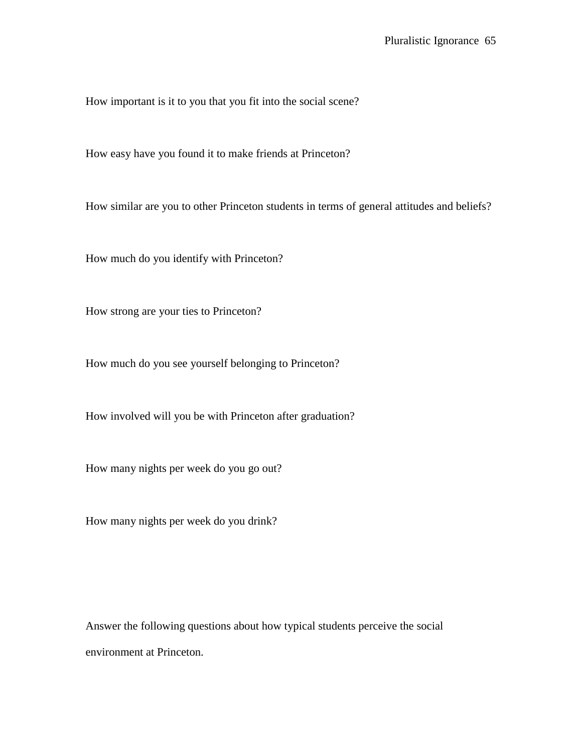How important is it to you that you fit into the social scene?

How easy have you found it to make friends at Princeton?

How similar are you to other Princeton students in terms of general attitudes and beliefs?

How much do you identify with Princeton?

How strong are your ties to Princeton?

How much do you see yourself belonging to Princeton?

How involved will you be with Princeton after graduation?

How many nights per week do you go out?

How many nights per week do you drink?

Answer the following questions about how typical students perceive the social environment at Princeton.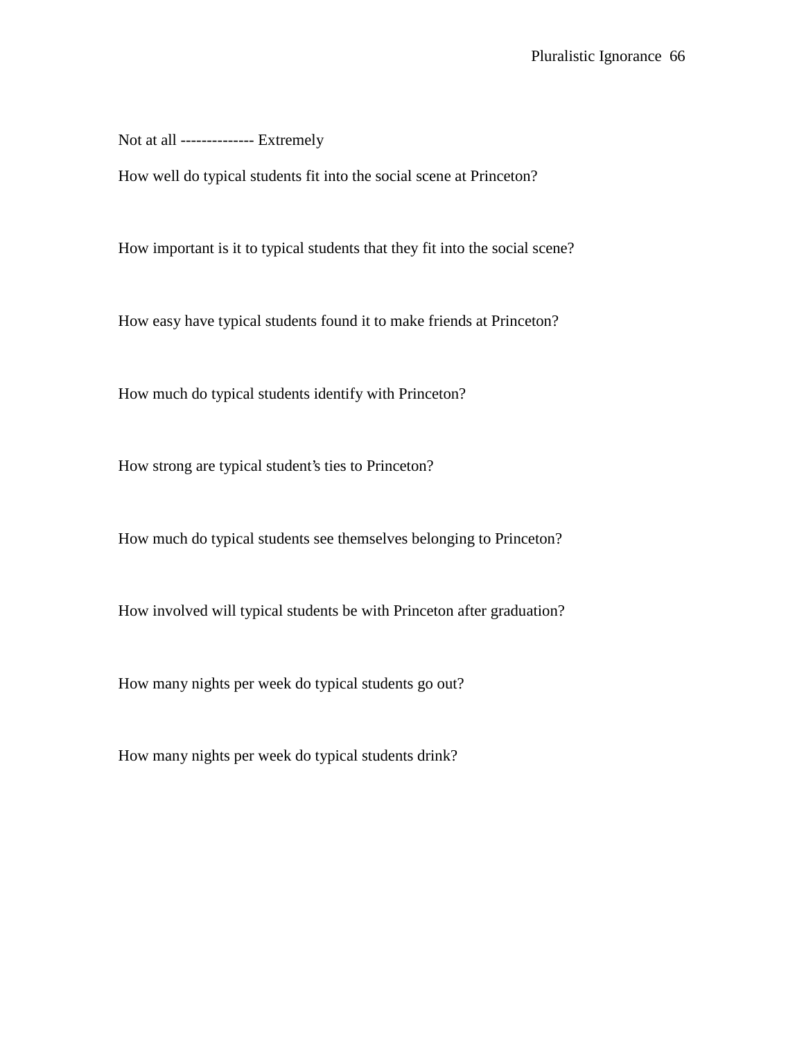Not at all -------------- Extremely

How well do typical students fit into the social scene at Princeton?

How important is it to typical students that they fit into the social scene?

How easy have typical students found it to make friends at Princeton?

How much do typical students identify with Princeton?

How strong are typical student's ties to Princeton?

How much do typical students see themselves belonging to Princeton?

How involved will typical students be with Princeton after graduation?

How many nights per week do typical students go out?

How many nights per week do typical students drink?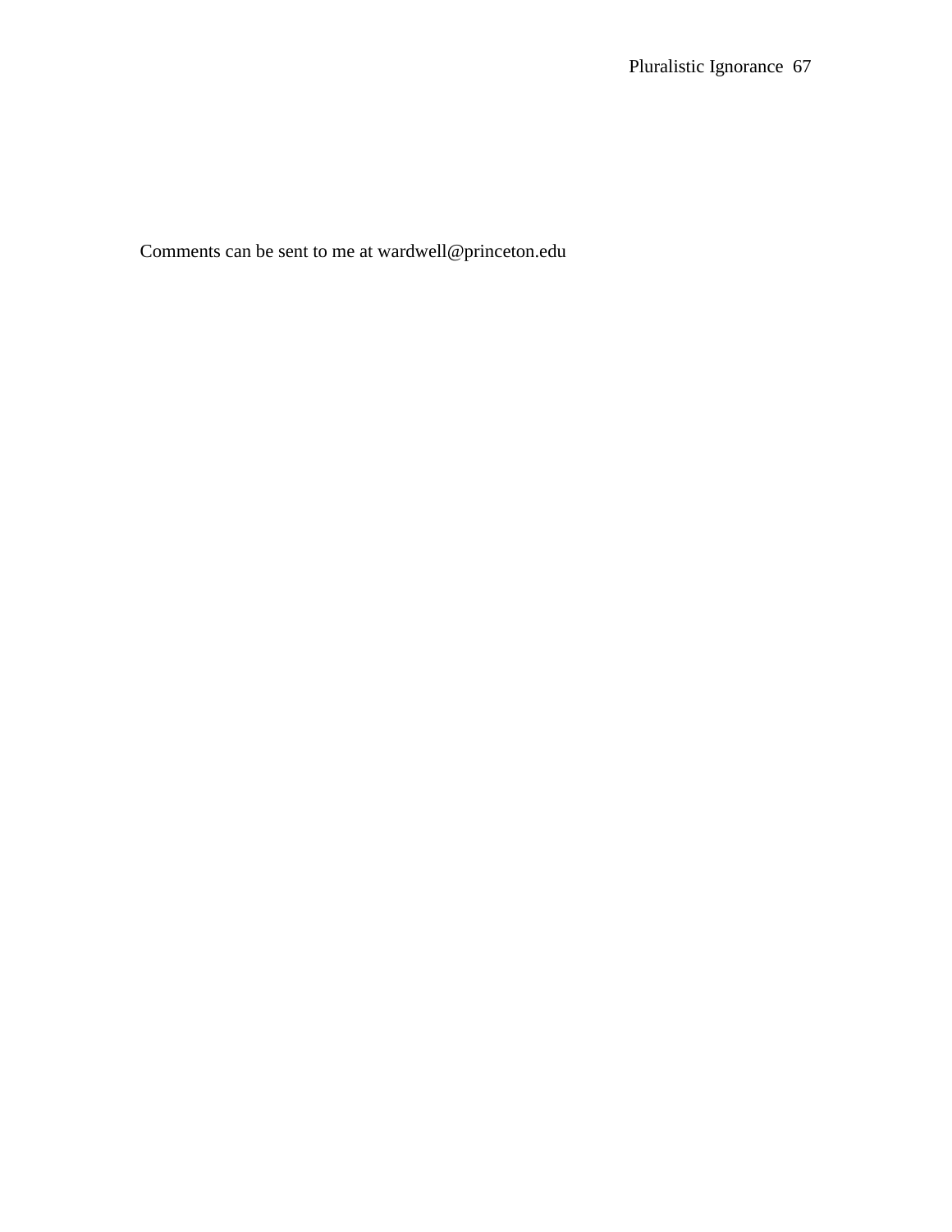Comments can be sent to me at wardwell@princeton.edu